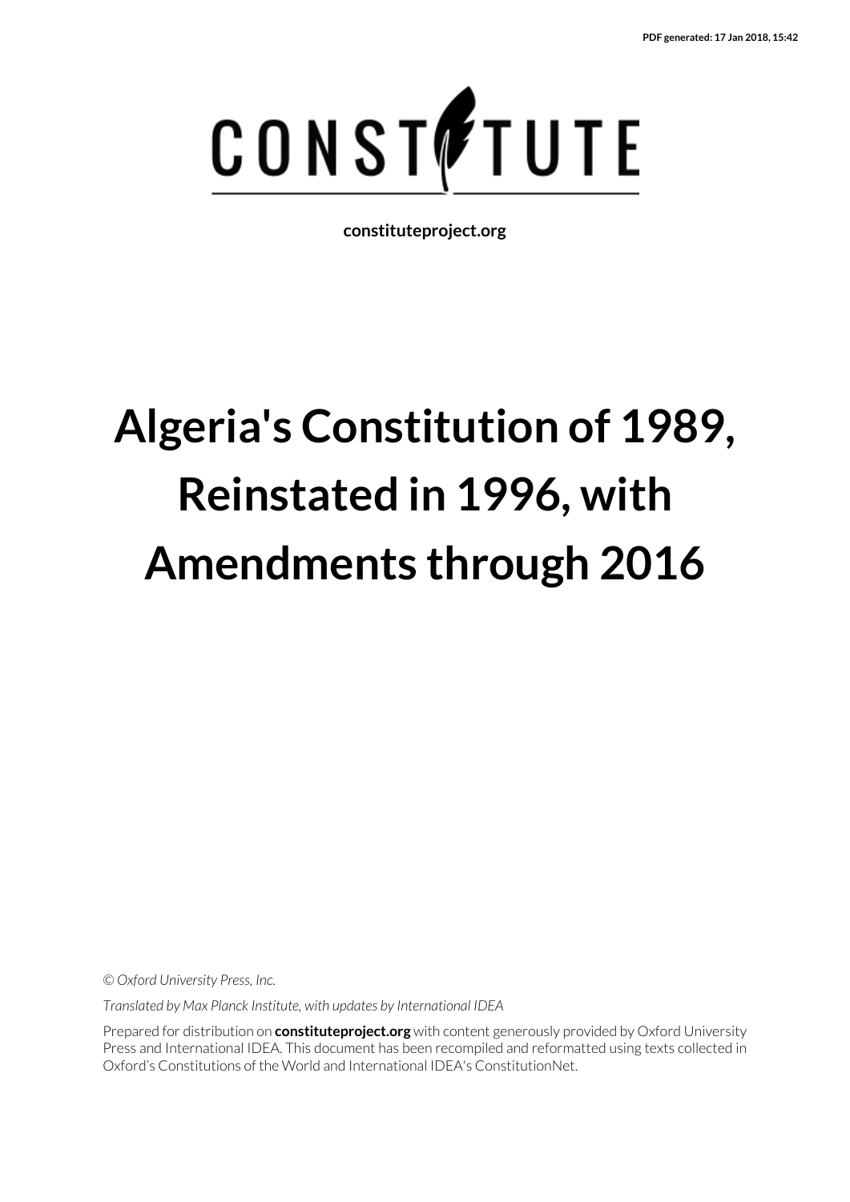PDF generated: 17 Jan 2018, 15:42

CONSTITUTE

constituteproject.org

# Algeria's Constitution of 1989, Reinstated in 1996, with Amendments through 2016

*© Oxford University Press, Inc.*

*Translated by Max Planck Institute, with updates by International IDEA*

Prepared for distribution on **constituteproject.org** with content generously provided by Oxford University Press and International IDEA. This document has been recompiled and reformatted using texts collected in Oxford's Constitutions of the World and International IDEA's ConstitutionNet.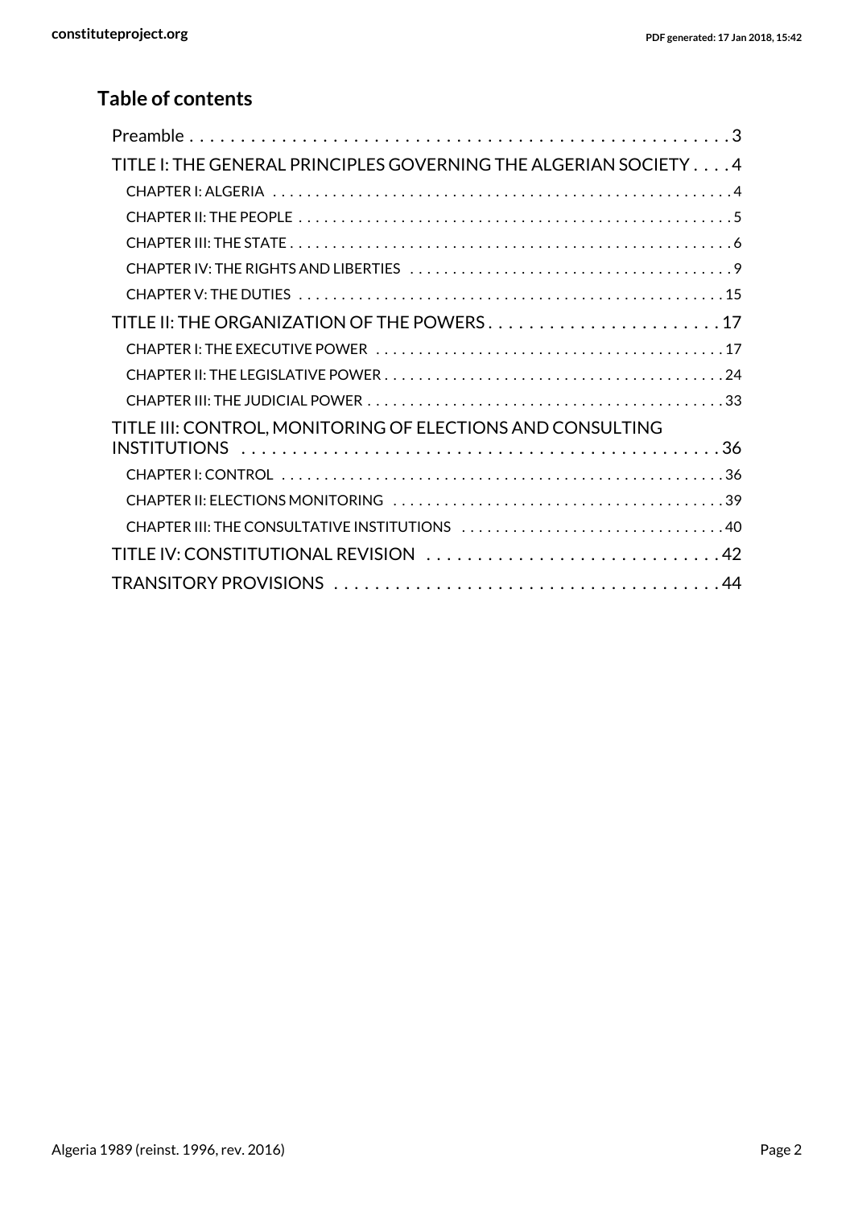## Table of contents

Preamble . . . . . . . . . . . . . . . . . . . . . . . . . . . . . . . . . . . . . . . . . . . . . . . . . . . . . 3

TITLE I: THE GENERAL PRINCIPLES GOVERNING THE ALGERIAN SOCIETY . . . . 4

- CHAPTER I: ALGERIA . . . . . . . . . . . . . . . . . . . . . . . . . . . . . . . . . . . . . . . . . . . . . . . . . . . . . 4
- CHAPTER II: THE PEOPLE . . . . . . . . . . . . . . . . . . . . . . . . . . . . . . . . . . . . . . . . . . . . . . . . . . 5
- CHAPTER III: THE STATE . . . . . . . . . . . . . . . . . . . . . . . . . . . . . . . . . . . . . . . . . . . . . . . . . . . 6
- CHAPTER IV: THE RIGHTS AND LIBERTIES . . . . . . . . . . . . . . . . . . . . . . . . . . . . . . . . . . . . . 9
- CHAPTER V: THE DUTIES . . . . . . . . . . . . . . . . . . . . . . . . . . . . . . . . . . . . . . . . . . . . . . . . . 15

TITLE II: THE ORGANIZATION OF THE POWERS . . . . . . . . . . . . . . . . . . . . . . . . 17

- CHAPTER I: THE EXECUTIVE POWER . . . . . . . . . . . . . . . . . . . . . . . . . . . . . . . . . . . . . . . . 17
- CHAPTER II: THE LEGISLATIVE POWER . . . . . . . . . . . . . . . . . . . . . . . . . . . . . . . . . . . . . . . 24
- CHAPTER III: THE JUDICIAL POWER . . . . . . . . . . . . . . . . . . . . . . . . . . . . . . . . . . . . . . . . . 33

TITLE III: CONTROL, MONITORING OF ELECTIONS AND CONSULTING INSTITUTIONS . . . . . . . . . . . . . . . . . . . . . . . . . . . . . . . . . . . . . . . . . . . . . . . . . 36

- CHAPTER I: CONTROL . . . . . . . . . . . . . . . . . . . . . . . . . . . . . . . . . . . . . . . . . . . . . . . . . . . 36
- CHAPTER II: ELECTIONS MONITORING . . . . . . . . . . . . . . . . . . . . . . . . . . . . . . . . . . . . . . 39
- CHAPTER III: THE CONSULTATIVE INSTITUTIONS . . . . . . . . . . . . . . . . . . . . . . . . . . . . . . . 40

TITLE IV: CONSTITUTIONAL REVISION . . . . . . . . . . . . . . . . . . . . . . . . . . . . . 42

TRANSITORY PROVISIONS . . . . . . . . . . . . . . . . . . . . . . . . . . . . . . . . . . . . . . 44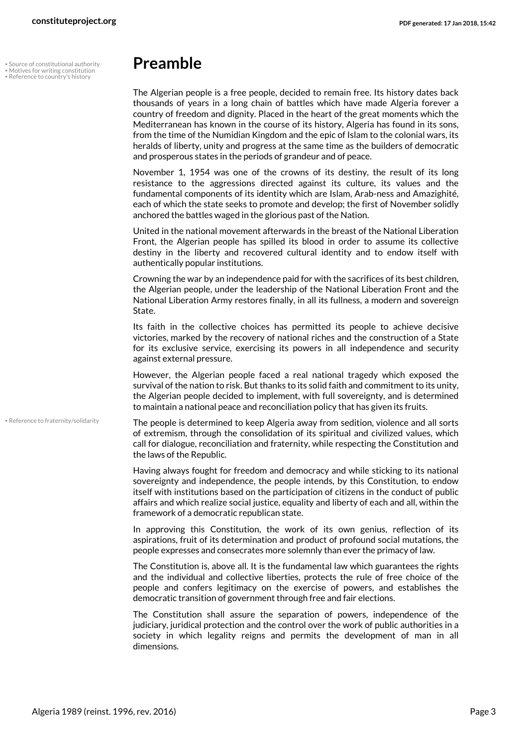# Preamble

• Source of constitutional authority
• Motives for writing constitution
• Reference to country's history

The Algerian people is a free people, decided to remain free. Its history dates back thousands of years in a long chain of battles which have made Algeria forever a country of freedom and dignity. Placed in the heart of the great moments which the Mediterranean has known in the course of its history, Algeria has found in its sons, from the time of the Numidian Kingdom and the epic of Islam to the colonial wars, its heralds of liberty, unity and progress at the same time as the builders of democratic and prosperous states in the periods of grandeur and of peace.

November 1, 1954 was one of the crowns of its destiny, the result of its long resistance to the aggressions directed against its culture, its values and the fundamental components of its identity which are Islam, Arab-ness and Amazighité, each of which the state seeks to promote and develop; the first of November solidly anchored the battles waged in the glorious past of the Nation.

United in the national movement afterwards in the breast of the National Liberation Front, the Algerian people has spilled its blood in order to assume its collective destiny in the liberty and recovered cultural identity and to endow itself with authentically popular institutions.

Crowning the war by an independence paid for with the sacrifices of its best children, the Algerian people, under the leadership of the National Liberation Front and the National Liberation Army restores finally, in all its fullness, a modern and sovereign State.

Its faith in the collective choices has permitted its people to achieve decisive victories, marked by the recovery of national riches and the construction of a State for its exclusive service, exercising its powers in all independence and security against external pressure.

However, the Algerian people faced a real national tragedy which exposed the survival of the nation to risk. But thanks to its solid faith and commitment to its unity, the Algerian people decided to implement, with full sovereignty, and is determined to maintain a national peace and reconciliation policy that has given its fruits.

• Reference to fraternity/solidarity

The people is determined to keep Algeria away from sedition, violence and all sorts of extremism, through the consolidation of its spiritual and civilized values, which call for dialogue, reconciliation and fraternity, while respecting the Constitution and the laws of the Republic.

Having always fought for freedom and democracy and while sticking to its national sovereignty and independence, the people intends, by this Constitution, to endow itself with institutions based on the participation of citizens in the conduct of public affairs and which realize social justice, equality and liberty of each and all, within the framework of a democratic republican state.

In approving this Constitution, the work of its own genius, reflection of its aspirations, fruit of its determination and product of profound social mutations, the people expresses and consecrates more solemnly than ever the primacy of law.

The Constitution is, above all. It is the fundamental law which guarantees the rights and the individual and collective liberties, protects the rule of free choice of the people and confers legitimacy on the exercise of powers, and establishes the democratic transition of government through free and fair elections.

The Constitution shall assure the separation of powers, independence of the judiciary, juridical protection and the control over the work of public authorities in a society in which legality reigns and permits the development of man in all dimensions.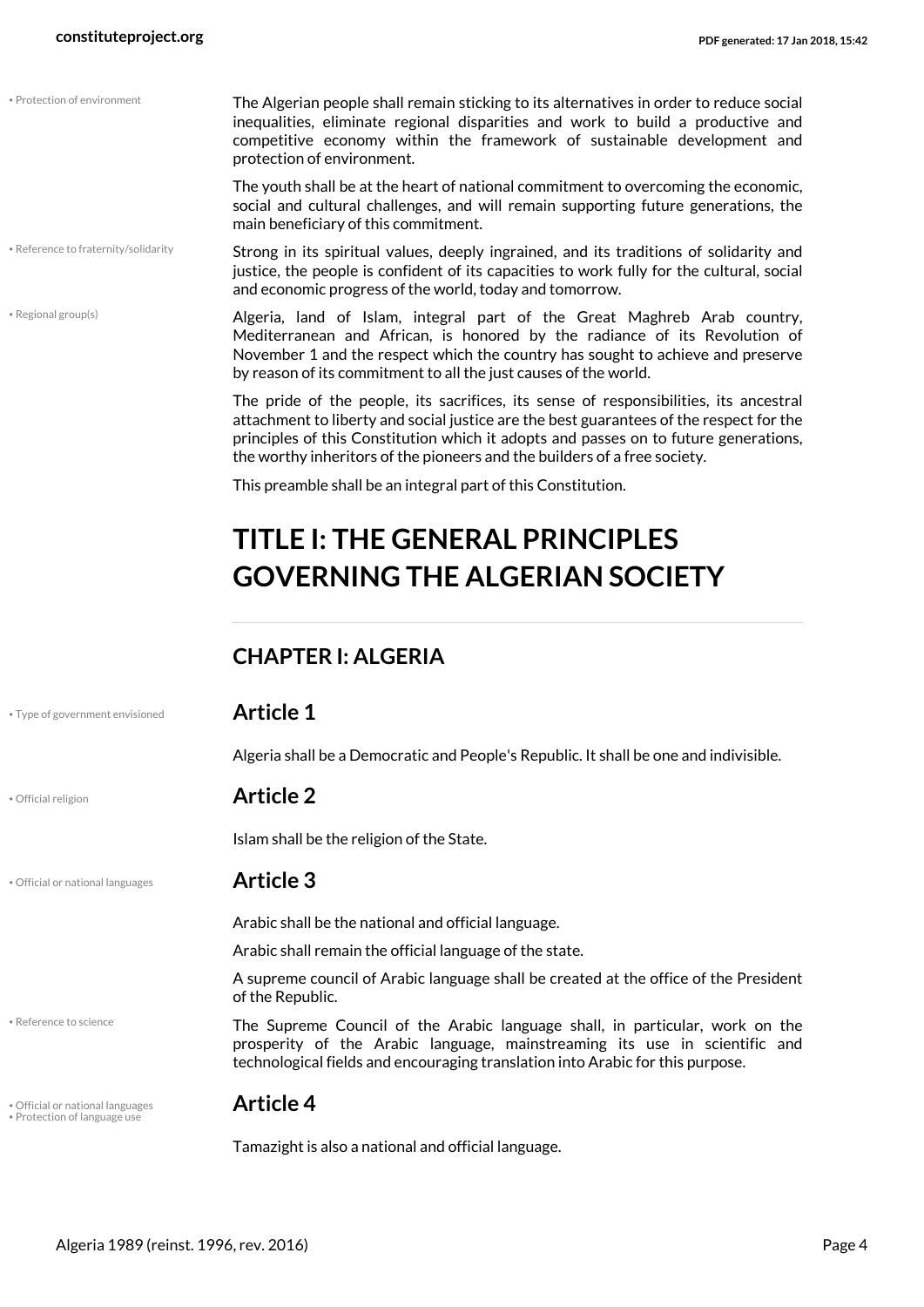The Algerian people shall remain sticking to its alternatives in order to reduce social inequalities, eliminate regional disparities and work to build a productive and competitive economy within the framework of sustainable development and protection of environment.

The youth shall be at the heart of national commitment to overcoming the economic, social and cultural challenges, and will remain supporting future generations, the main beneficiary of this commitment.

Strong in its spiritual values, deeply ingrained, and its traditions of solidarity and justice, the people is confident of its capacities to work fully for the cultural, social and economic progress of the world, today and tomorrow.

Algeria, land of Islam, integral part of the Great Maghreb Arab country, Mediterranean and African, is honored by the radiance of its Revolution of November 1 and the respect which the country has sought to achieve and preserve by reason of its commitment to all the just causes of the world.

The pride of the people, its sacrifices, its sense of responsibilities, its ancestral attachment to liberty and social justice are the best guarantees of the respect for the principles of this Constitution which it adopts and passes on to future generations, the worthy inheritors of the pioneers and the builders of a free society.

This preamble shall be an integral part of this Constitution.

# TITLE I: THE GENERAL PRINCIPLES GOVERNING THE ALGERIAN SOCIETY

## CHAPTER I: ALGERIA

### Article 1

Algeria shall be a Democratic and People's Republic. It shall be one and indivisible.

### Article 2

Islam shall be the religion of the State.

### Article 3

Arabic shall be the national and official language.

Arabic shall remain the official language of the state.

A supreme council of Arabic language shall be created at the office of the President of the Republic.

The Supreme Council of the Arabic language shall, in particular, work on the prosperity of the Arabic language, mainstreaming its use in scientific and technological fields and encouraging translation into Arabic for this purpose.

### Article 4

Tamazight is also a national and official language.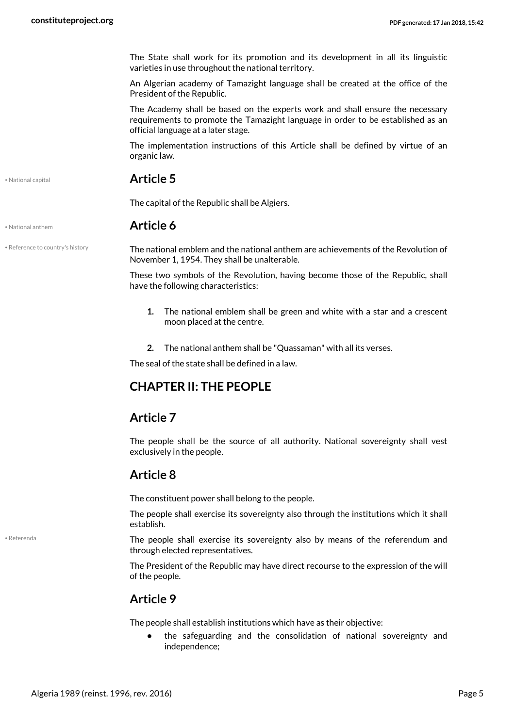The State shall work for its promotion and its development in all its linguistic varieties in use throughout the national territory.

An Algerian academy of Tamazight language shall be created at the office of the President of the Republic.

The Academy shall be based on the experts work and shall ensure the necessary requirements to promote the Tamazight language in order to be established as an official language at a later stage.

The implementation instructions of this Article shall be defined by virtue of an organic law.

## Article 5

The capital of the Republic shall be Algiers.

## Article 6

The national emblem and the national anthem are achievements of the Revolution of November 1, 1954. They shall be unalterable.

These two symbols of the Revolution, having become those of the Republic, shall have the following characteristics:

1. The national emblem shall be green and white with a star and a crescent moon placed at the centre.
2. The national anthem shall be "Quassaman" with all its verses.

The seal of the state shall be defined in a law.

## CHAPTER II: THE PEOPLE

## Article 7

The people shall be the source of all authority. National sovereignty shall vest exclusively in the people.

## Article 8

The constituent power shall belong to the people.

The people shall exercise its sovereignty also through the institutions which it shall establish.

The people shall exercise its sovereignty also by means of the referendum and through elected representatives.

The President of the Republic may have direct recourse to the expression of the will of the people.

## Article 9

The people shall establish institutions which have as their objective:

- the safeguarding and the consolidation of national sovereignty and independence;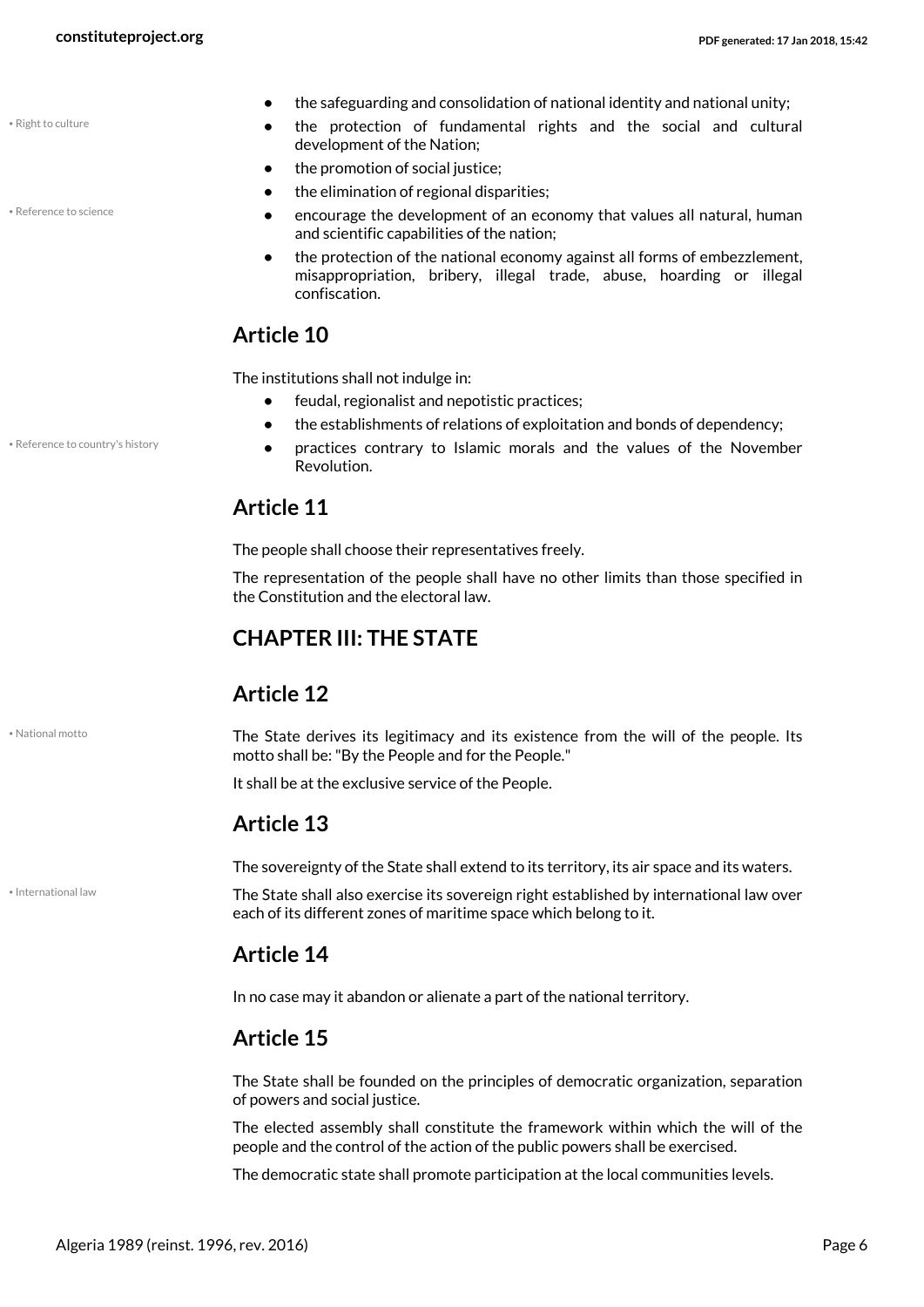- the safeguarding and consolidation of national identity and national unity;
- the protection of fundamental rights and the social and cultural development of the Nation;
- the promotion of social justice;
- the elimination of regional disparities;
- encourage the development of an economy that values all natural, human and scientific capabilities of the nation;
- the protection of the national economy against all forms of embezzlement, misappropriation, bribery, illegal trade, abuse, hoarding or illegal confiscation.

## Article 10

The institutions shall not indulge in:

- feudal, regionalist and nepotistic practices;
- the establishments of relations of exploitation and bonds of dependency;
- practices contrary to Islamic morals and the values of the November Revolution.

## Article 11

The people shall choose their representatives freely.

The representation of the people shall have no other limits than those specified in the Constitution and the electoral law.

## CHAPTER III: THE STATE

## Article 12

The State derives its legitimacy and its existence from the will of the people. Its motto shall be: "By the People and for the People."

It shall be at the exclusive service of the People.

## Article 13

The sovereignty of the State shall extend to its territory, its air space and its waters.

The State shall also exercise its sovereign right established by international law over each of its different zones of maritime space which belong to it.

## Article 14

In no case may it abandon or alienate a part of the national territory.

## Article 15

The State shall be founded on the principles of democratic organization, separation of powers and social justice.

The elected assembly shall constitute the framework within which the will of the people and the control of the action of the public powers shall be exercised.

The democratic state shall promote participation at the local communities levels.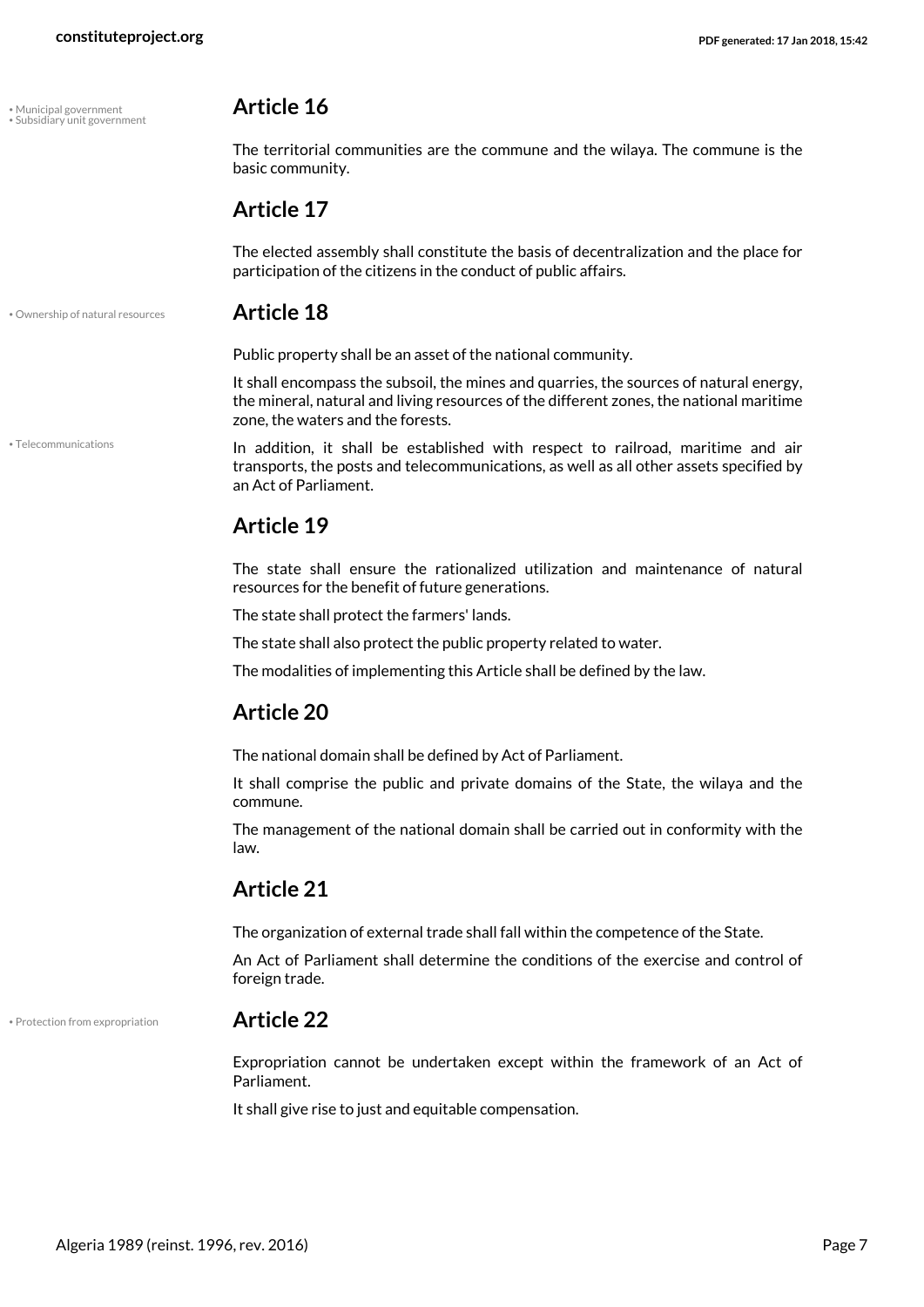## Article 16

The territorial communities are the commune and the wilaya. The commune is the basic community.

## Article 17

The elected assembly shall constitute the basis of decentralization and the place for participation of the citizens in the conduct of public affairs.

## Article 18

Public property shall be an asset of the national community.

It shall encompass the subsoil, the mines and quarries, the sources of natural energy, the mineral, natural and living resources of the different zones, the national maritime zone, the waters and the forests.

In addition, it shall be established with respect to railroad, maritime and air transports, the posts and telecommunications, as well as all other assets specified by an Act of Parliament.

## Article 19

The state shall ensure the rationalized utilization and maintenance of natural resources for the benefit of future generations.

The state shall protect the farmers' lands.

The state shall also protect the public property related to water.

The modalities of implementing this Article shall be defined by the law.

## Article 20

The national domain shall be defined by Act of Parliament.

It shall comprise the public and private domains of the State, the wilaya and the commune.

The management of the national domain shall be carried out in conformity with the law.

## Article 21

The organization of external trade shall fall within the competence of the State.

An Act of Parliament shall determine the conditions of the exercise and control of foreign trade.

## Article 22

Expropriation cannot be undertaken except within the framework of an Act of Parliament.

It shall give rise to just and equitable compensation.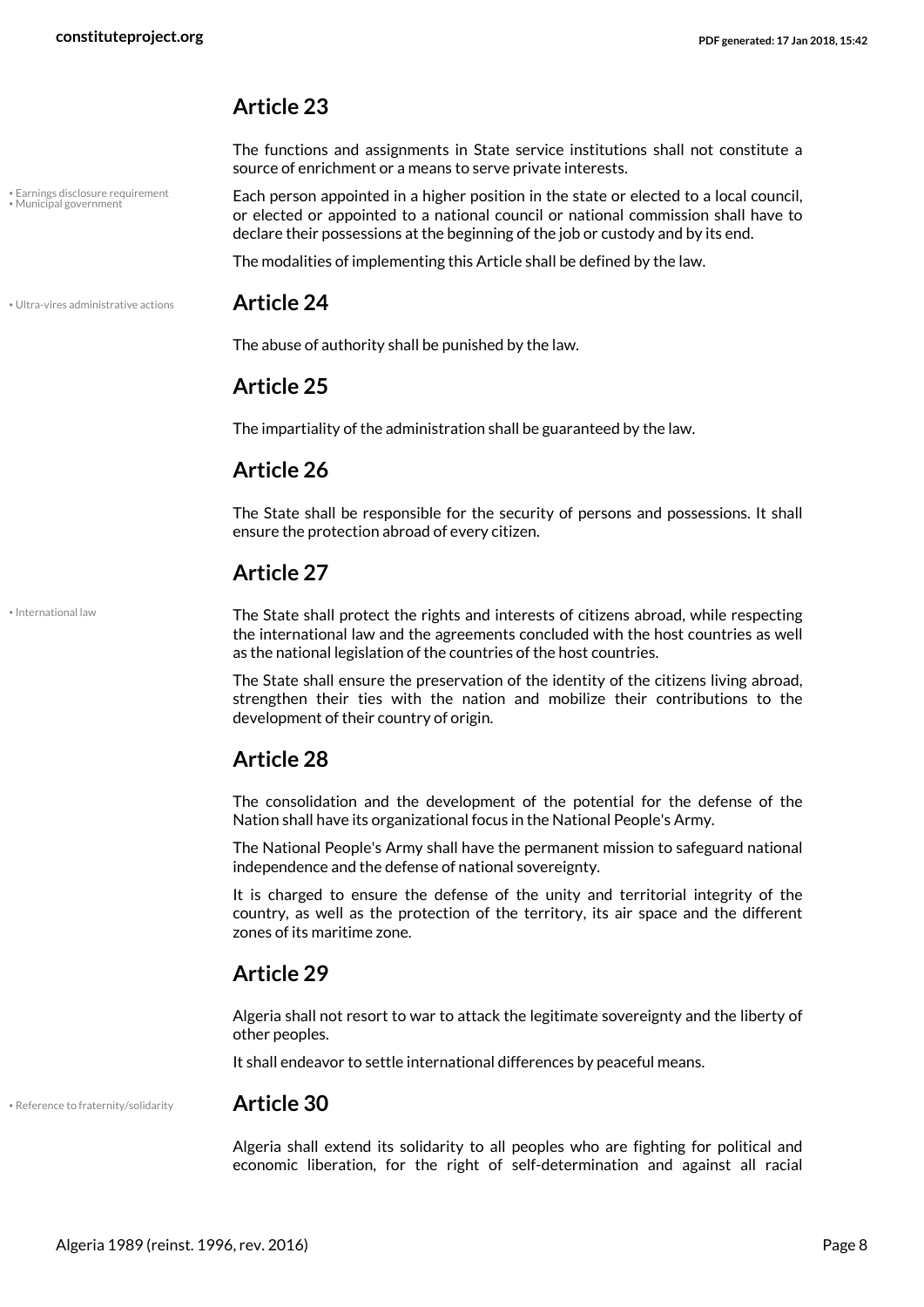## Article 23

The functions and assignments in State service institutions shall not constitute a source of enrichment or a means to serve private interests.

• Earnings disclosure requirement
• Municipal government

Each person appointed in a higher position in the state or elected to a local council, or elected or appointed to a national council or national commission shall have to declare their possessions at the beginning of the job or custody and by its end.

The modalities of implementing this Article shall be defined by the law.

• Ultra-vires administrative actions

## Article 24

The abuse of authority shall be punished by the law.

## Article 25

The impartiality of the administration shall be guaranteed by the law.

## Article 26

The State shall be responsible for the security of persons and possessions. It shall ensure the protection abroad of every citizen.

## Article 27

• International law

The State shall protect the rights and interests of citizens abroad, while respecting the international law and the agreements concluded with the host countries as well as the national legislation of the countries of the host countries.

The State shall ensure the preservation of the identity of the citizens living abroad, strengthen their ties with the nation and mobilize their contributions to the development of their country of origin.

## Article 28

The consolidation and the development of the potential for the defense of the Nation shall have its organizational focus in the National People's Army.

The National People's Army shall have the permanent mission to safeguard national independence and the defense of national sovereignty.

It is charged to ensure the defense of the unity and territorial integrity of the country, as well as the protection of the territory, its air space and the different zones of its maritime zone.

## Article 29

Algeria shall not resort to war to attack the legitimate sovereignty and the liberty of other peoples.

It shall endeavor to settle international differences by peaceful means.

• Reference to fraternity/solidarity

## Article 30

Algeria shall extend its solidarity to all peoples who are fighting for political and economic liberation, for the right of self-determination and against all racial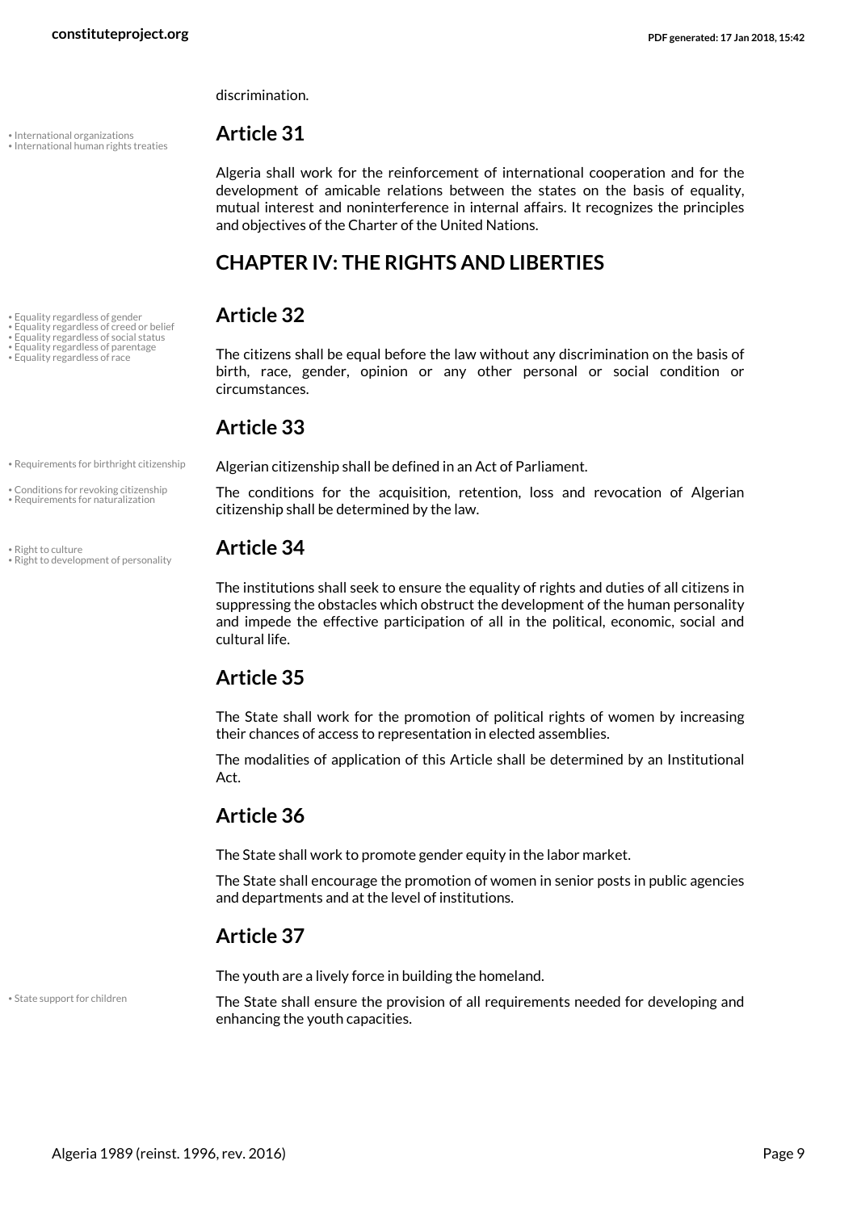discrimination.

• International organizations
• International human rights treaties

## Article 31

Algeria shall work for the reinforcement of international cooperation and for the development of amicable relations between the states on the basis of equality, mutual interest and noninterference in internal affairs. It recognizes the principles and objectives of the Charter of the United Nations.

# CHAPTER IV: THE RIGHTS AND LIBERTIES

• Equality regardless of gender
• Equality regardless of creed or belief
• Equality regardless of social status
• Equality regardless of parentage
• Equality regardless of race

## Article 32

The citizens shall be equal before the law without any discrimination on the basis of birth, race, gender, opinion or any other personal or social condition or circumstances.

## Article 33

• Requirements for birthright citizenship

Algerian citizenship shall be defined in an Act of Parliament.

• Conditions for revoking citizenship
• Requirements for naturalization

The conditions for the acquisition, retention, loss and revocation of Algerian citizenship shall be determined by the law.

• Right to culture
• Right to development of personality

## Article 34

The institutions shall seek to ensure the equality of rights and duties of all citizens in suppressing the obstacles which obstruct the development of the human personality and impede the effective participation of all in the political, economic, social and cultural life.

## Article 35

The State shall work for the promotion of political rights of women by increasing their chances of access to representation in elected assemblies.

The modalities of application of this Article shall be determined by an Institutional Act.

## Article 36

The State shall work to promote gender equity in the labor market.

The State shall encourage the promotion of women in senior posts in public agencies and departments and at the level of institutions.

## Article 37

The youth are a lively force in building the homeland.

• State support for children

The State shall ensure the provision of all requirements needed for developing and enhancing the youth capacities.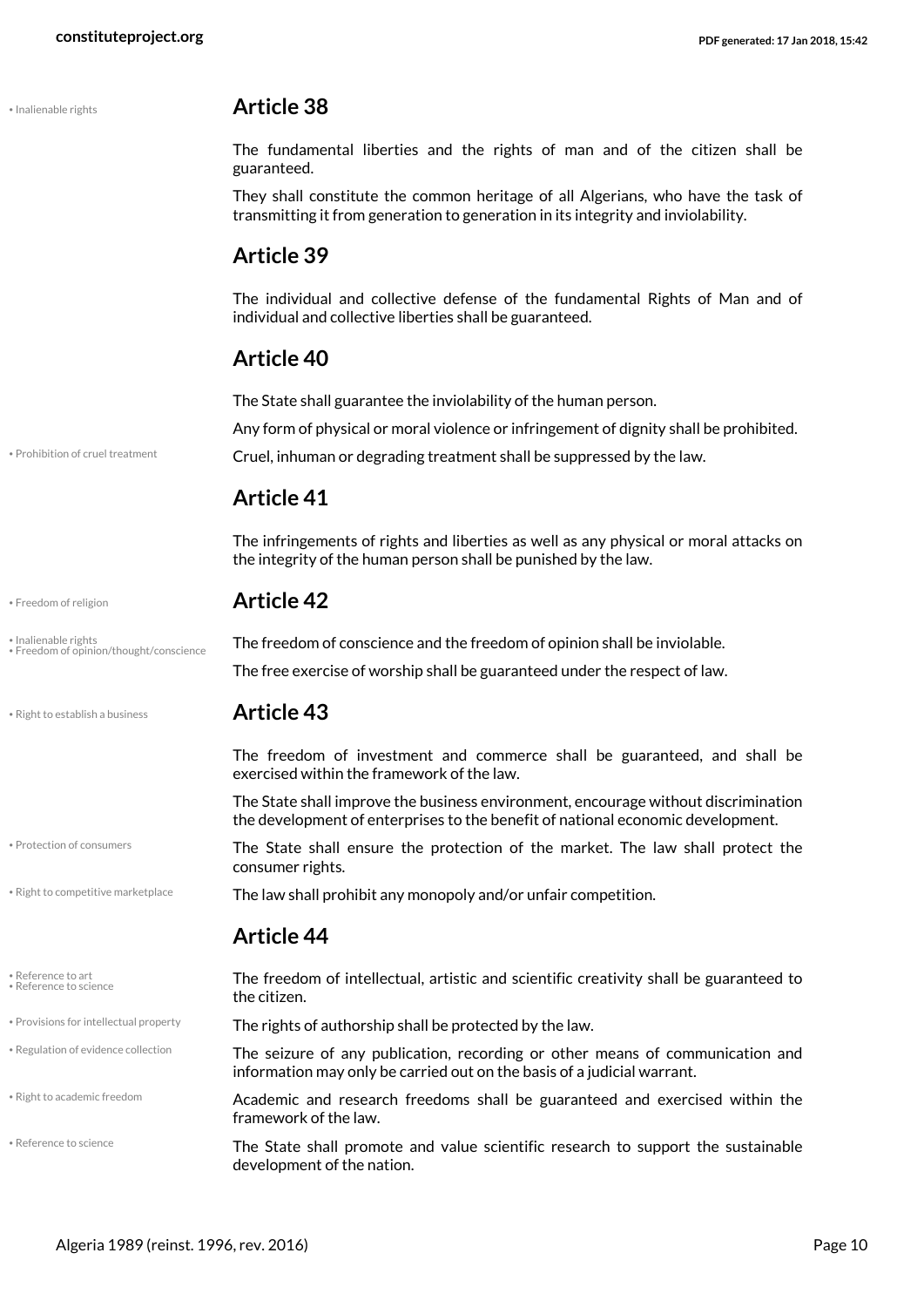## Article 38

The fundamental liberties and the rights of man and of the citizen shall be guaranteed.

They shall constitute the common heritage of all Algerians, who have the task of transmitting it from generation to generation in its integrity and inviolability.

## Article 39

The individual and collective defense of the fundamental Rights of Man and of individual and collective liberties shall be guaranteed.

## Article 40

The State shall guarantee the inviolability of the human person.

Any form of physical or moral violence or infringement of dignity shall be prohibited.

Cruel, inhuman or degrading treatment shall be suppressed by the law.

## Article 41

The infringements of rights and liberties as well as any physical or moral attacks on the integrity of the human person shall be punished by the law.

## Article 42

The freedom of conscience and the freedom of opinion shall be inviolable.

The free exercise of worship shall be guaranteed under the respect of law.

## Article 43

The freedom of investment and commerce shall be guaranteed, and shall be exercised within the framework of the law.

The State shall improve the business environment, encourage without discrimination the development of enterprises to the benefit of national economic development.

The State shall ensure the protection of the market. The law shall protect the consumer rights.

The law shall prohibit any monopoly and/or unfair competition.

## Article 44

The freedom of intellectual, artistic and scientific creativity shall be guaranteed to the citizen.

The rights of authorship shall be protected by the law.

The seizure of any publication, recording or other means of communication and information may only be carried out on the basis of a judicial warrant.

Academic and research freedoms shall be guaranteed and exercised within the framework of the law.

The State shall promote and value scientific research to support the sustainable development of the nation.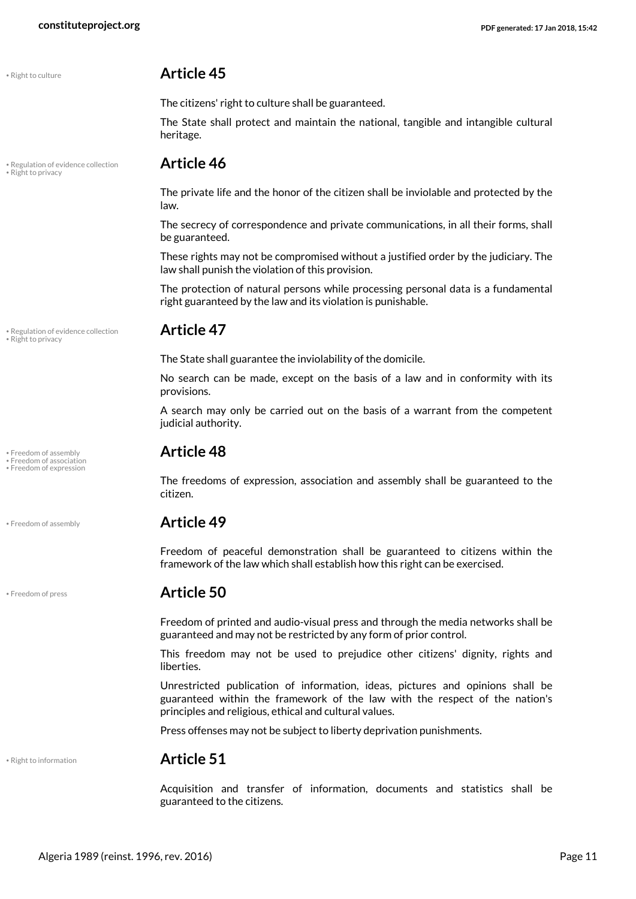• Right to culture

## Article 45

The citizens' right to culture shall be guaranteed.

The State shall protect and maintain the national, tangible and intangible cultural heritage.

• Regulation of evidence collection
• Right to privacy

## Article 46

The private life and the honor of the citizen shall be inviolable and protected by the law.

The secrecy of correspondence and private communications, in all their forms, shall be guaranteed.

These rights may not be compromised without a justified order by the judiciary. The law shall punish the violation of this provision.

The protection of natural persons while processing personal data is a fundamental right guaranteed by the law and its violation is punishable.

• Regulation of evidence collection
• Right to privacy

## Article 47

The State shall guarantee the inviolability of the domicile.

No search can be made, except on the basis of a law and in conformity with its provisions.

A search may only be carried out on the basis of a warrant from the competent judicial authority.

• Freedom of assembly
• Freedom of association
• Freedom of expression

## Article 48

The freedoms of expression, association and assembly shall be guaranteed to the citizen.

• Freedom of assembly

## Article 49

Freedom of peaceful demonstration shall be guaranteed to citizens within the framework of the law which shall establish how this right can be exercised.

• Freedom of press

## Article 50

Freedom of printed and audio-visual press and through the media networks shall be guaranteed and may not be restricted by any form of prior control.

This freedom may not be used to prejudice other citizens' dignity, rights and liberties.

Unrestricted publication of information, ideas, pictures and opinions shall be guaranteed within the framework of the law with the respect of the nation's principles and religious, ethical and cultural values.

Press offenses may not be subject to liberty deprivation punishments.

• Right to information

## Article 51

Acquisition and transfer of information, documents and statistics shall be guaranteed to the citizens.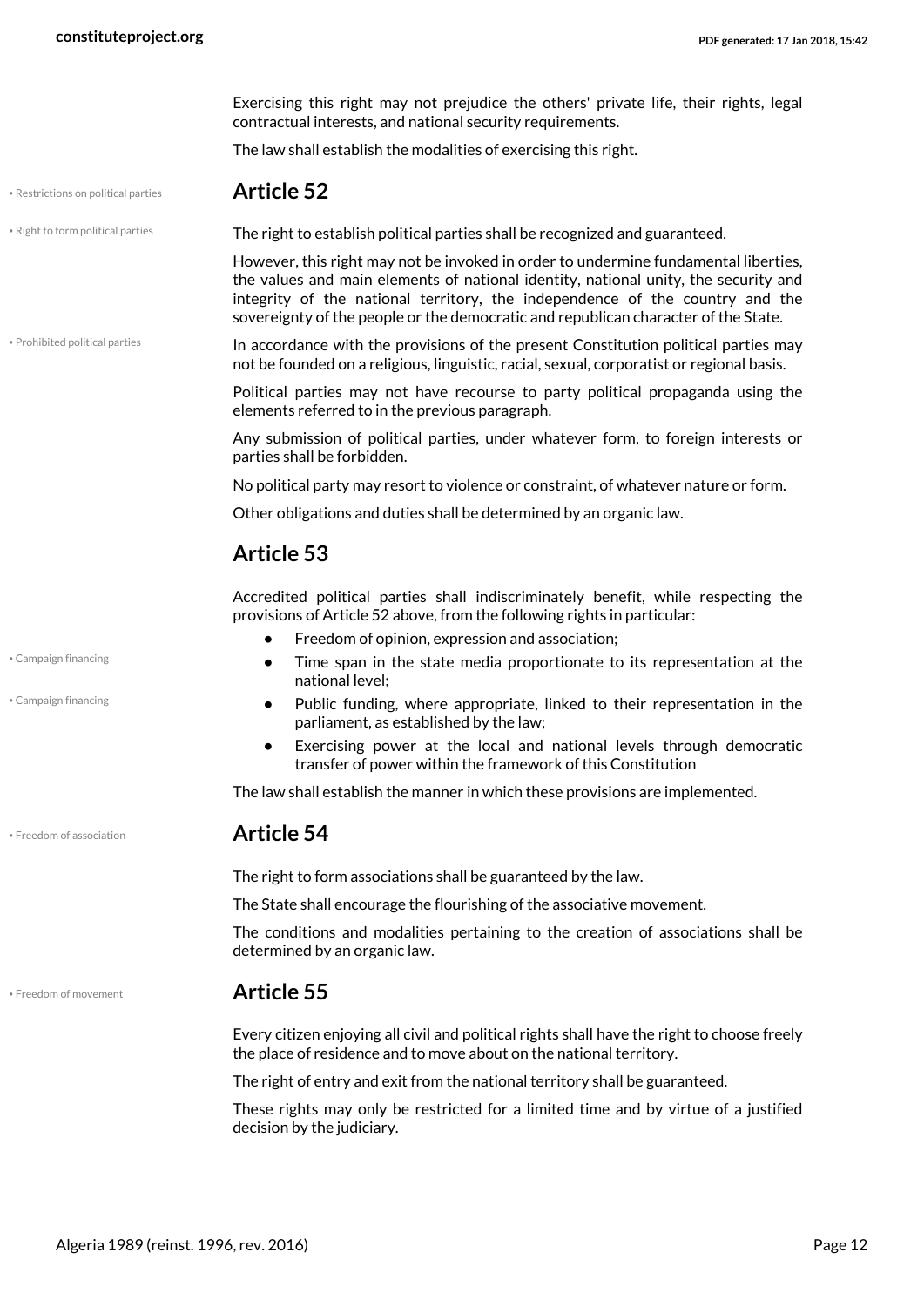Exercising this right may not prejudice the others' private life, their rights, legal contractual interests, and national security requirements.

The law shall establish the modalities of exercising this right.

## Article 52

The right to establish political parties shall be recognized and guaranteed.

However, this right may not be invoked in order to undermine fundamental liberties, the values and main elements of national identity, national unity, the security and integrity of the national territory, the independence of the country and the sovereignty of the people or the democratic and republican character of the State.

In accordance with the provisions of the present Constitution political parties may not be founded on a religious, linguistic, racial, sexual, corporatist or regional basis.

Political parties may not have recourse to party political propaganda using the elements referred to in the previous paragraph.

Any submission of political parties, under whatever form, to foreign interests or parties shall be forbidden.

No political party may resort to violence or constraint, of whatever nature or form.

Other obligations and duties shall be determined by an organic law.

## Article 53

Accredited political parties shall indiscriminately benefit, while respecting the provisions of Article 52 above, from the following rights in particular:

- Freedom of opinion, expression and association;
- Time span in the state media proportionate to its representation at the national level;
- Public funding, where appropriate, linked to their representation in the parliament, as established by the law;
- Exercising power at the local and national levels through democratic transfer of power within the framework of this Constitution

The law shall establish the manner in which these provisions are implemented.

## Article 54

The right to form associations shall be guaranteed by the law.

The State shall encourage the flourishing of the associative movement.

The conditions and modalities pertaining to the creation of associations shall be determined by an organic law.

## Article 55

Every citizen enjoying all civil and political rights shall have the right to choose freely the place of residence and to move about on the national territory.

The right of entry and exit from the national territory shall be guaranteed.

These rights may only be restricted for a limited time and by virtue of a justified decision by the judiciary.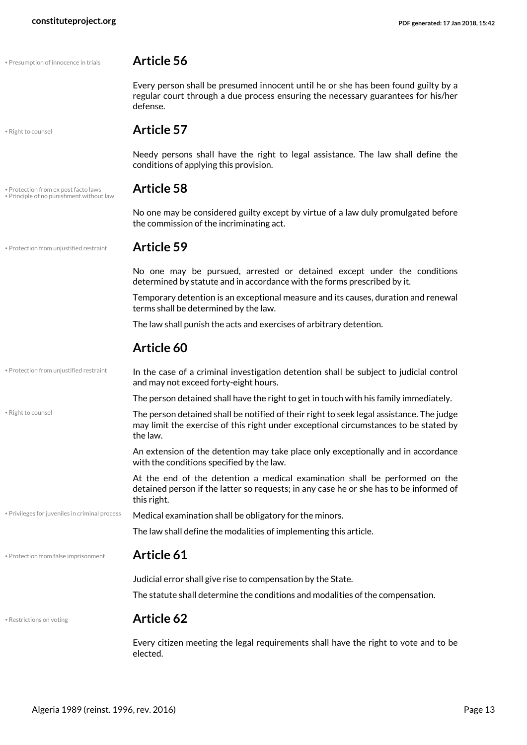• Presumption of innocence in trials

## Article 56

Every person shall be presumed innocent until he or she has been found guilty by a regular court through a due process ensuring the necessary guarantees for his/her defense.

• Right to counsel

## Article 57

Needy persons shall have the right to legal assistance. The law shall define the conditions of applying this provision.

• Protection from ex post facto laws
• Principle of no punishment without law

## Article 58

No one may be considered guilty except by virtue of a law duly promulgated before the commission of the incriminating act.

• Protection from unjustified restraint

## Article 59

No one may be pursued, arrested or detained except under the conditions determined by statute and in accordance with the forms prescribed by it.

Temporary detention is an exceptional measure and its causes, duration and renewal terms shall be determined by the law.

The law shall punish the acts and exercises of arbitrary detention.

## Article 60

• Protection from unjustified restraint

In the case of a criminal investigation detention shall be subject to judicial control and may not exceed forty-eight hours.

The person detained shall have the right to get in touch with his family immediately.

• Right to counsel

The person detained shall be notified of their right to seek legal assistance. The judge may limit the exercise of this right under exceptional circumstances to be stated by the law.

An extension of the detention may take place only exceptionally and in accordance with the conditions specified by the law.

At the end of the detention a medical examination shall be performed on the detained person if the latter so requests; in any case he or she has to be informed of this right.

• Privileges for juveniles in criminal process

Medical examination shall be obligatory for the minors.

The law shall define the modalities of implementing this article.

• Protection from false imprisonment

## Article 61

Judicial error shall give rise to compensation by the State.

The statute shall determine the conditions and modalities of the compensation.

• Restrictions on voting

## Article 62

Every citizen meeting the legal requirements shall have the right to vote and to be elected.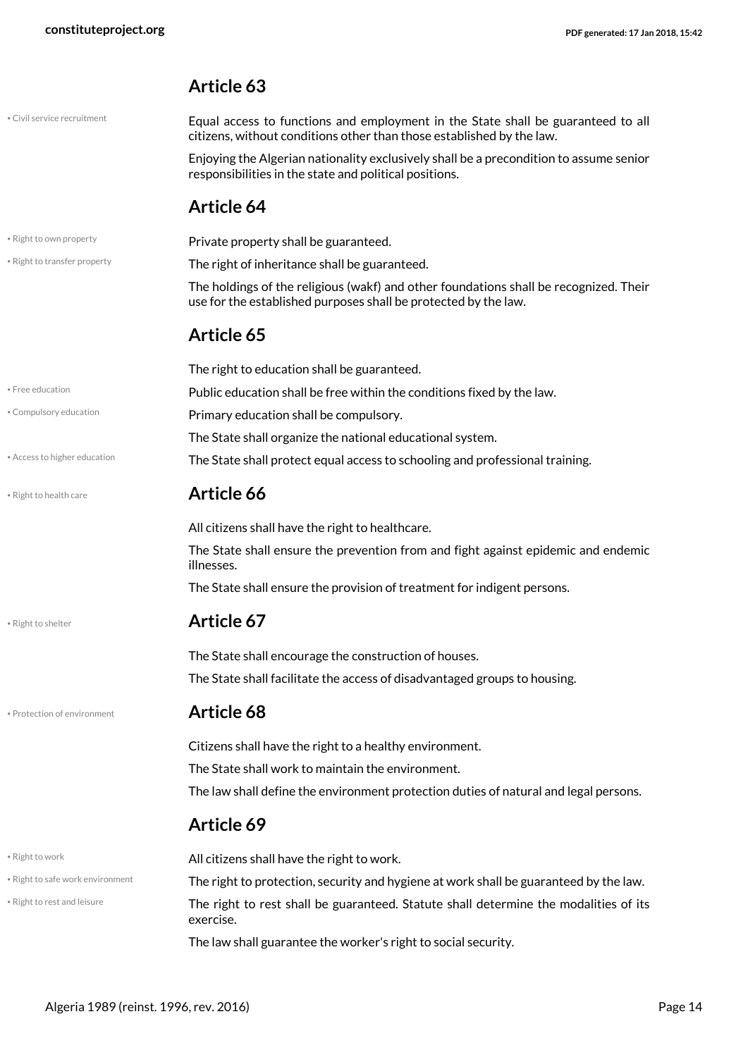## Article 63

• Civil service recruitment

Equal access to functions and employment in the State shall be guaranteed to all citizens, without conditions other than those established by the law.

Enjoying the Algerian nationality exclusively shall be a precondition to assume senior responsibilities in the state and political positions.

## Article 64

• Right to own property

Private property shall be guaranteed.

• Right to transfer property

The right of inheritance shall be guaranteed.

The holdings of the religious (wakf) and other foundations shall be recognized. Their use for the established purposes shall be protected by the law.

## Article 65

The right to education shall be guaranteed.

• Free education

Public education shall be free within the conditions fixed by the law.

• Compulsory education

Primary education shall be compulsory.

The State shall organize the national educational system.

• Access to higher education

The State shall protect equal access to schooling and professional training.

• Right to health care

## Article 66

All citizens shall have the right to healthcare.

The State shall ensure the prevention from and fight against epidemic and endemic illnesses.

The State shall ensure the provision of treatment for indigent persons.

• Right to shelter

## Article 67

The State shall encourage the construction of houses.

The State shall facilitate the access of disadvantaged groups to housing.

• Protection of environment

## Article 68

Citizens shall have the right to a healthy environment.

The State shall work to maintain the environment.

The law shall define the environment protection duties of natural and legal persons.

## Article 69

• Right to work

All citizens shall have the right to work.

• Right to safe work environment

The right to protection, security and hygiene at work shall be guaranteed by the law.

• Right to rest and leisure

The right to rest shall be guaranteed. Statute shall determine the modalities of its exercise.

The law shall guarantee the worker's right to social security.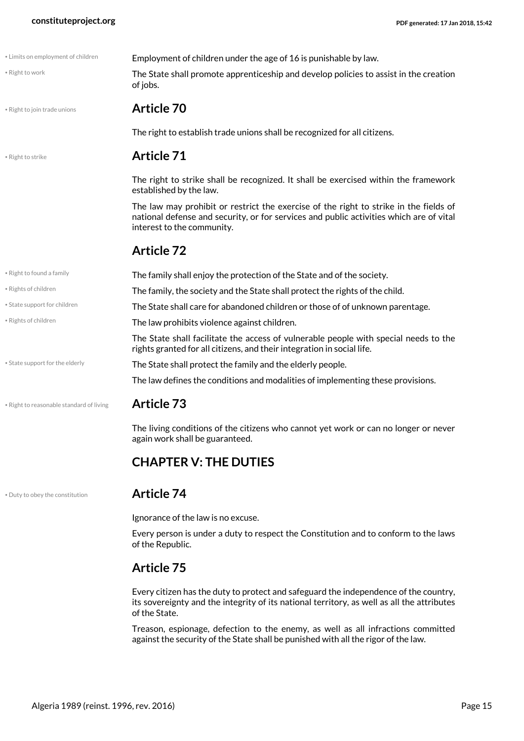Employment of children under the age of 16 is punishable by law.

The State shall promote apprenticeship and develop policies to assist in the creation of jobs.

## Article 70

The right to establish trade unions shall be recognized for all citizens.

## Article 71

The right to strike shall be recognized. It shall be exercised within the framework established by the law.

The law may prohibit or restrict the exercise of the right to strike in the fields of national defense and security, or for services and public activities which are of vital interest to the community.

## Article 72

The family shall enjoy the protection of the State and of the society.

The family, the society and the State shall protect the rights of the child.

The State shall care for abandoned children or those of of unknown parentage.

The law prohibits violence against children.

The State shall facilitate the access of vulnerable people with special needs to the rights granted for all citizens, and their integration in social life.

The State shall protect the family and the elderly people.

The law defines the conditions and modalities of implementing these provisions.

## Article 73

The living conditions of the citizens who cannot yet work or can no longer or never again work shall be guaranteed.

# CHAPTER V: THE DUTIES

## Article 74

Ignorance of the law is no excuse.

Every person is under a duty to respect the Constitution and to conform to the laws of the Republic.

## Article 75

Every citizen has the duty to protect and safeguard the independence of the country, its sovereignty and the integrity of its national territory, as well as all the attributes of the State.

Treason, espionage, defection to the enemy, as well as all infractions committed against the security of the State shall be punished with all the rigor of the law.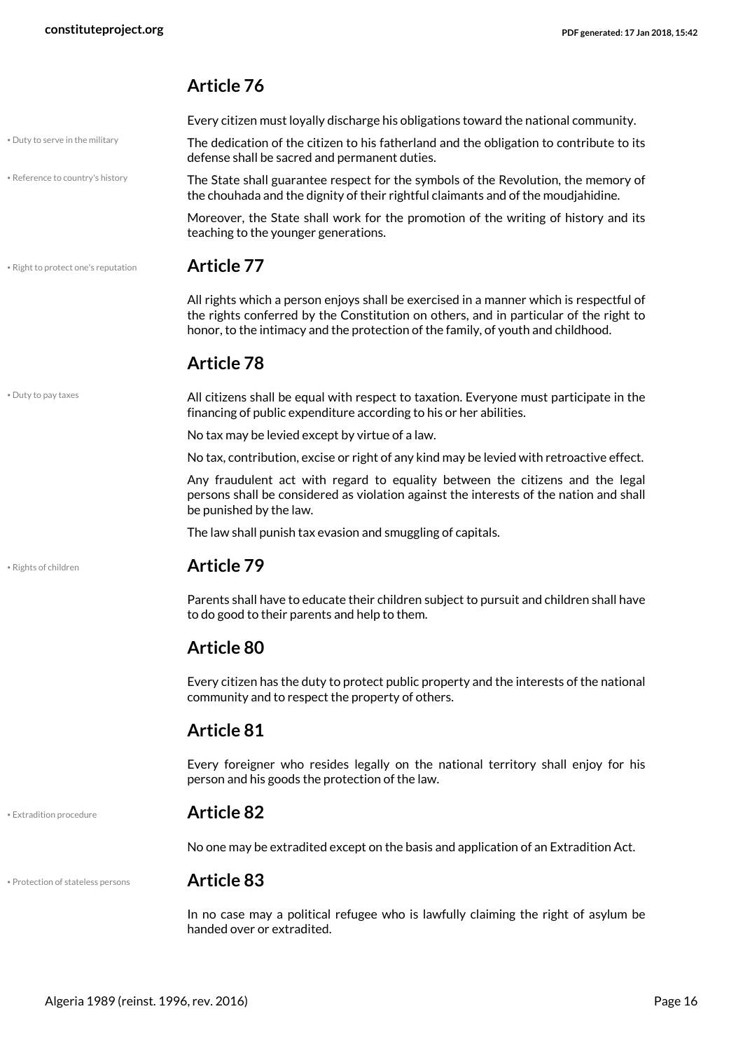## Article 76

Every citizen must loyally discharge his obligations toward the national community.

• Duty to serve in the military

The dedication of the citizen to his fatherland and the obligation to contribute to its defense shall be sacred and permanent duties.

• Reference to country's history

The State shall guarantee respect for the symbols of the Revolution, the memory of the chouhada and the dignity of their rightful claimants and of the moudjahidine.

Moreover, the State shall work for the promotion of the writing of history and its teaching to the younger generations.

• Right to protect one's reputation

## Article 77

All rights which a person enjoys shall be exercised in a manner which is respectful of the rights conferred by the Constitution on others, and in particular of the right to honor, to the intimacy and the protection of the family, of youth and childhood.

## Article 78

• Duty to pay taxes

All citizens shall be equal with respect to taxation. Everyone must participate in the financing of public expenditure according to his or her abilities.

No tax may be levied except by virtue of a law.

No tax, contribution, excise or right of any kind may be levied with retroactive effect.

Any fraudulent act with regard to equality between the citizens and the legal persons shall be considered as violation against the interests of the nation and shall be punished by the law.

The law shall punish tax evasion and smuggling of capitals.

• Rights of children

## Article 79

Parents shall have to educate their children subject to pursuit and children shall have to do good to their parents and help to them.

## Article 80

Every citizen has the duty to protect public property and the interests of the national community and to respect the property of others.

## Article 81

Every foreigner who resides legally on the national territory shall enjoy for his person and his goods the protection of the law.

• Extradition procedure

## Article 82

No one may be extradited except on the basis and application of an Extradition Act.

• Protection of stateless persons

## Article 83

In no case may a political refugee who is lawfully claiming the right of asylum be handed over or extradited.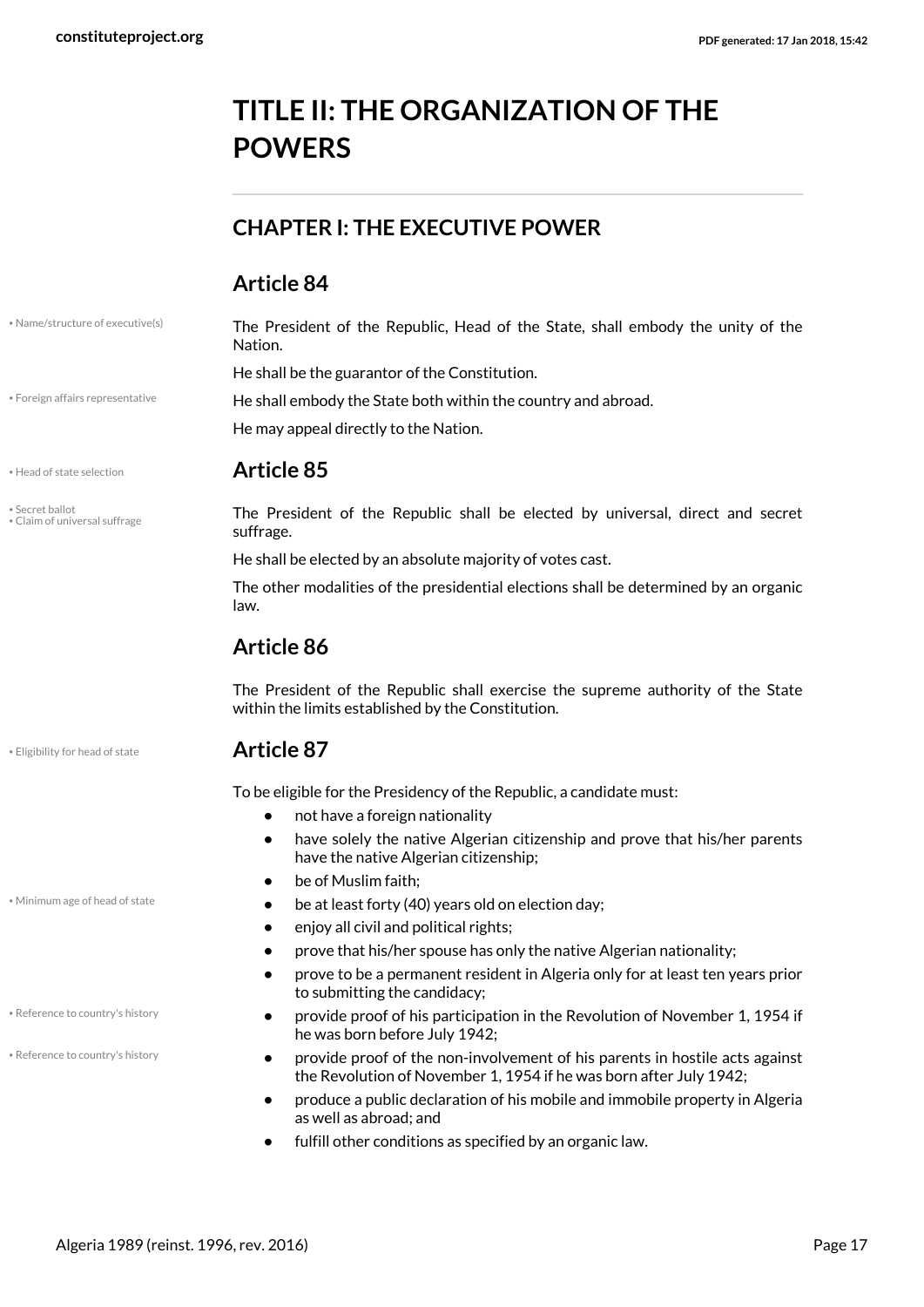# TITLE II: THE ORGANIZATION OF THE POWERS

## CHAPTER I: THE EXECUTIVE POWER

### Article 84

The President of the Republic, Head of the State, shall embody the unity of the Nation.

He shall be the guarantor of the Constitution.

He shall embody the State both within the country and abroad.

He may appeal directly to the Nation.

### Article 85

The President of the Republic shall be elected by universal, direct and secret suffrage.

He shall be elected by an absolute majority of votes cast.

The other modalities of the presidential elections shall be determined by an organic law.

### Article 86

The President of the Republic shall exercise the supreme authority of the State within the limits established by the Constitution.

### Article 87

To be eligible for the Presidency of the Republic, a candidate must:

- not have a foreign nationality
- have solely the native Algerian citizenship and prove that his/her parents have the native Algerian citizenship;
- be of Muslim faith;
- be at least forty (40) years old on election day;
- enjoy all civil and political rights;
- prove that his/her spouse has only the native Algerian nationality;
- prove to be a permanent resident in Algeria only for at least ten years prior to submitting the candidacy;
- provide proof of his participation in the Revolution of November 1, 1954 if he was born before July 1942;
- provide proof of the non-involvement of his parents in hostile acts against the Revolution of November 1, 1954 if he was born after July 1942;
- produce a public declaration of his mobile and immobile property in Algeria as well as abroad; and
- fulfill other conditions as specified by an organic law.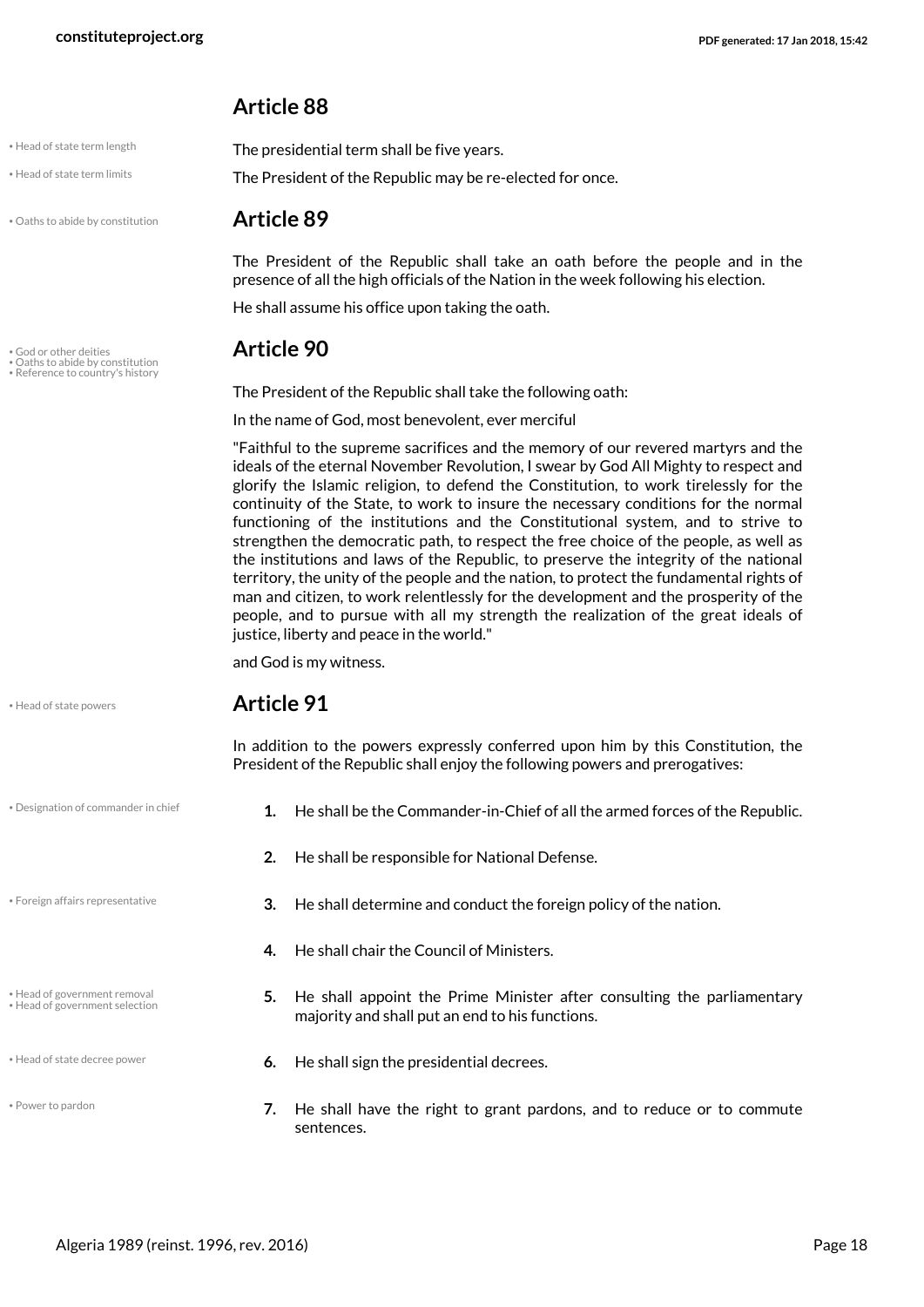## Article 88

• Head of state term length

The presidential term shall be five years.

• Head of state term limits

The President of the Republic may be re-elected for once.

## Article 89

• Oaths to abide by constitution

The President of the Republic shall take an oath before the people and in the presence of all the high officials of the Nation in the week following his election.

He shall assume his office upon taking the oath.

## Article 90

• God or other deities
• Oaths to abide by constitution
• Reference to country's history

The President of the Republic shall take the following oath:

In the name of God, most benevolent, ever merciful

"Faithful to the supreme sacrifices and the memory of our revered martyrs and the ideals of the eternal November Revolution, I swear by God All Mighty to respect and glorify the Islamic religion, to defend the Constitution, to work tirelessly for the continuity of the State, to work to insure the necessary conditions for the normal functioning of the institutions and the Constitutional system, and to strive to strengthen the democratic path, to respect the free choice of the people, as well as the institutions and laws of the Republic, to preserve the integrity of the national territory, the unity of the people and the nation, to protect the fundamental rights of man and citizen, to work relentlessly for the development and the prosperity of the people, and to pursue with all my strength the realization of the great ideals of justice, liberty and peace in the world."

and God is my witness.

## Article 91

• Head of state powers

In addition to the powers expressly conferred upon him by this Constitution, the President of the Republic shall enjoy the following powers and prerogatives:

• Designation of commander in chief

1. He shall be the Commander-in-Chief of all the armed forces of the Republic.
2. He shall be responsible for National Defense.

• Foreign affairs representative

3. He shall determine and conduct the foreign policy of the nation.
4. He shall chair the Council of Ministers.

• Head of government removal
• Head of government selection

5. He shall appoint the Prime Minister after consulting the parliamentary majority and shall put an end to his functions.

• Head of state decree power

6. He shall sign the presidential decrees.

• Power to pardon

7. He shall have the right to grant pardons, and to reduce or to commute sentences.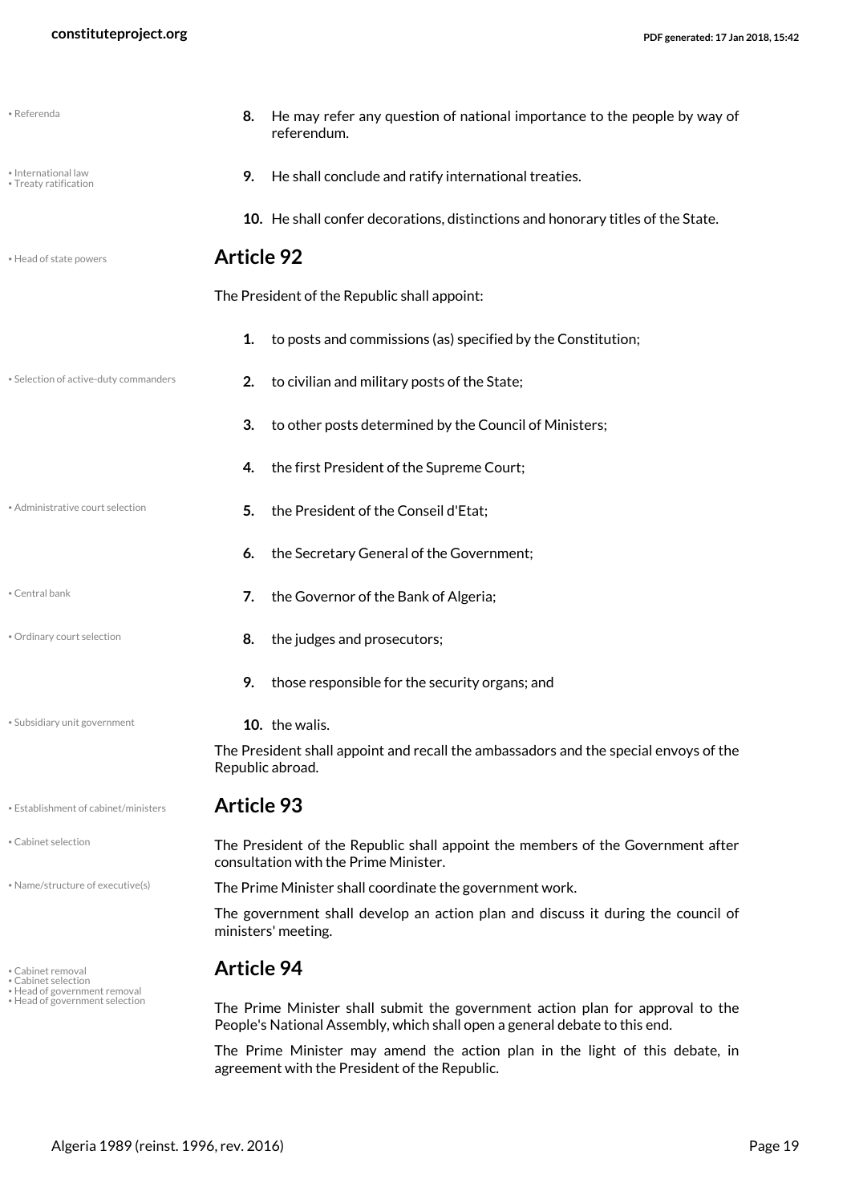8. He may refer any question of national importance to the people by way of referendum.
9. He shall conclude and ratify international treaties.
10. He shall confer decorations, distinctions and honorary titles of the State.

## Article 92

The President of the Republic shall appoint:

1. to posts and commissions (as) specified by the Constitution;
2. to civilian and military posts of the State;
3. to other posts determined by the Council of Ministers;
4. the first President of the Supreme Court;
5. the President of the Conseil d'Etat;
6. the Secretary General of the Government;
7. the Governor of the Bank of Algeria;
8. the judges and prosecutors;
9. those responsible for the security organs; and
10. the walis.

The President shall appoint and recall the ambassadors and the special envoys of the Republic abroad.

## Article 93

The President of the Republic shall appoint the members of the Government after consultation with the Prime Minister.

The Prime Minister shall coordinate the government work.

The government shall develop an action plan and discuss it during the council of ministers' meeting.

## Article 94

The Prime Minister shall submit the government action plan for approval to the People's National Assembly, which shall open a general debate to this end.

The Prime Minister may amend the action plan in the light of this debate, in agreement with the President of the Republic.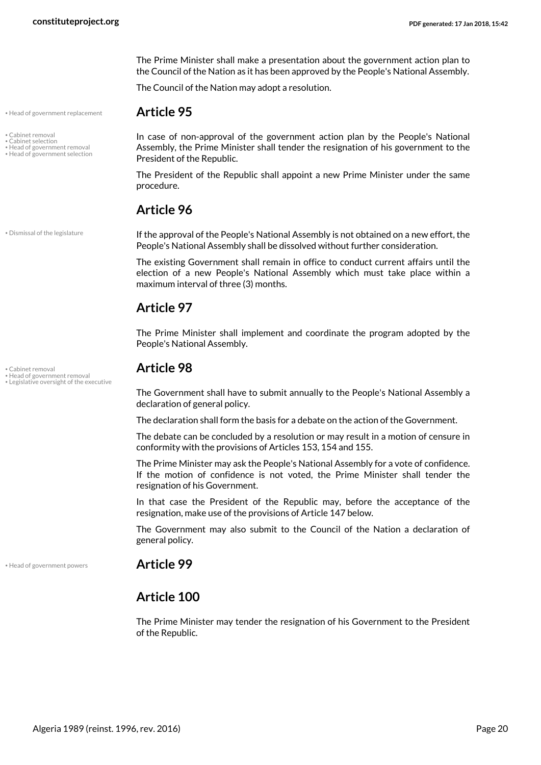The Prime Minister shall make a presentation about the government action plan to the Council of the Nation as it has been approved by the People's National Assembly.

The Council of the Nation may adopt a resolution.

• Head of government replacement

## Article 95

• Cabinet removal
• Cabinet selection
• Head of government removal
• Head of government selection

In case of non-approval of the government action plan by the People's National Assembly, the Prime Minister shall tender the resignation of his government to the President of the Republic.

The President of the Republic shall appoint a new Prime Minister under the same procedure.

## Article 96

• Dismissal of the legislature

If the approval of the People's National Assembly is not obtained on a new effort, the People's National Assembly shall be dissolved without further consideration.

The existing Government shall remain in office to conduct current affairs until the election of a new People's National Assembly which must take place within a maximum interval of three (3) months.

## Article 97

The Prime Minister shall implement and coordinate the program adopted by the People's National Assembly.

• Cabinet removal
• Head of government removal
• Legislative oversight of the executive

## Article 98

The Government shall have to submit annually to the People's National Assembly a declaration of general policy.

The declaration shall form the basis for a debate on the action of the Government.

The debate can be concluded by a resolution or may result in a motion of censure in conformity with the provisions of Articles 153, 154 and 155.

The Prime Minister may ask the People's National Assembly for a vote of confidence. If the motion of confidence is not voted, the Prime Minister shall tender the resignation of his Government.

In that case the President of the Republic may, before the acceptance of the resignation, make use of the provisions of Article 147 below.

The Government may also submit to the Council of the Nation a declaration of general policy.

• Head of government powers

## Article 99

## Article 100

The Prime Minister may tender the resignation of his Government to the President of the Republic.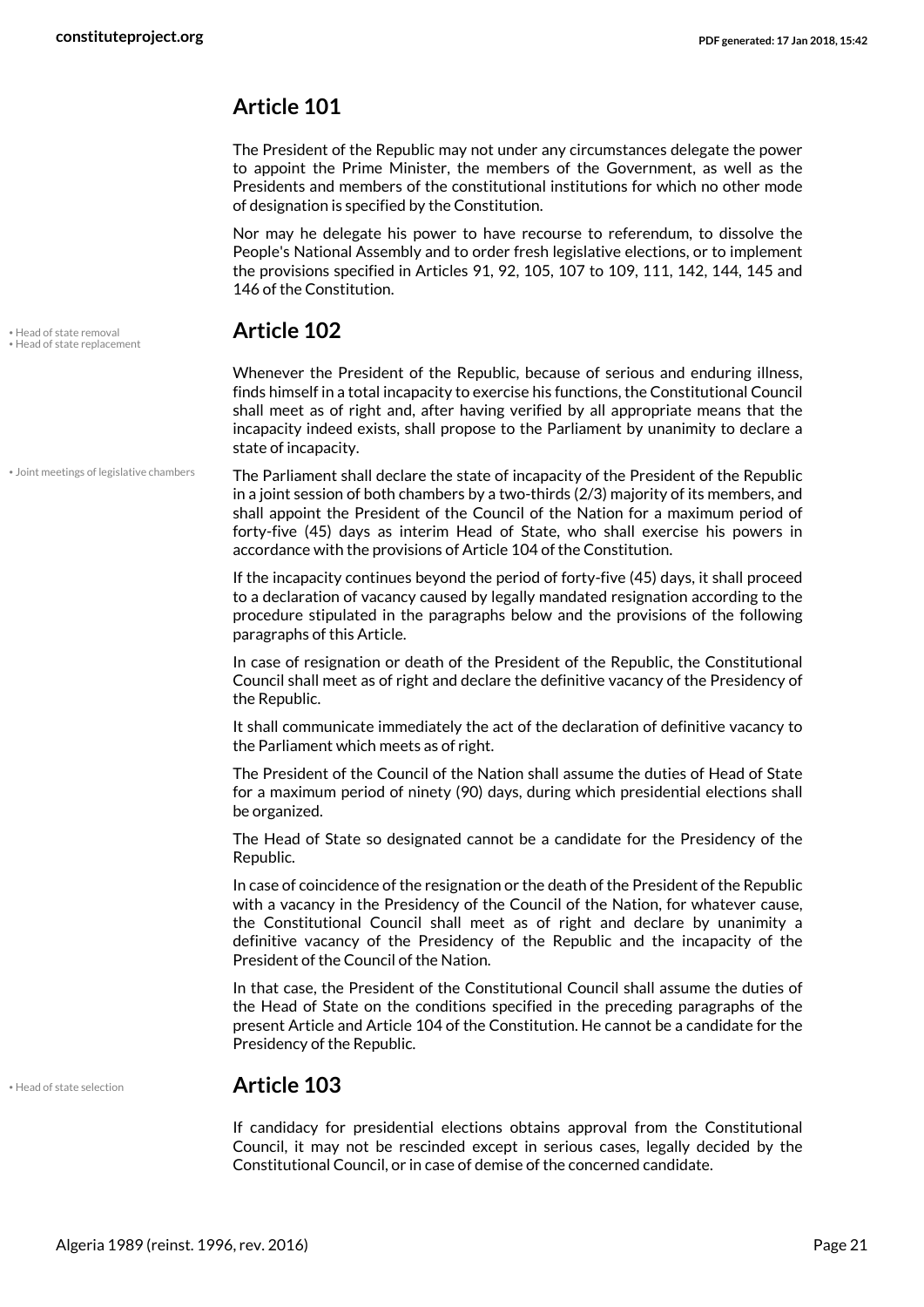## Article 101

The President of the Republic may not under any circumstances delegate the power to appoint the Prime Minister, the members of the Government, as well as the Presidents and members of the constitutional institutions for which no other mode of designation is specified by the Constitution.

Nor may he delegate his power to have recourse to referendum, to dissolve the People's National Assembly and to order fresh legislative elections, or to implement the provisions specified in Articles 91, 92, 105, 107 to 109, 111, 142, 144, 145 and 146 of the Constitution.

• Head of state removal
• Head of state replacement

## Article 102

Whenever the President of the Republic, because of serious and enduring illness, finds himself in a total incapacity to exercise his functions, the Constitutional Council shall meet as of right and, after having verified by all appropriate means that the incapacity indeed exists, shall propose to the Parliament by unanimity to declare a state of incapacity.

• Joint meetings of legislative chambers

The Parliament shall declare the state of incapacity of the President of the Republic in a joint session of both chambers by a two-thirds (2/3) majority of its members, and shall appoint the President of the Council of the Nation for a maximum period of forty-five (45) days as interim Head of State, who shall exercise his powers in accordance with the provisions of Article 104 of the Constitution.

If the incapacity continues beyond the period of forty-five (45) days, it shall proceed to a declaration of vacancy caused by legally mandated resignation according to the procedure stipulated in the paragraphs below and the provisions of the following paragraphs of this Article.

In case of resignation or death of the President of the Republic, the Constitutional Council shall meet as of right and declare the definitive vacancy of the Presidency of the Republic.

It shall communicate immediately the act of the declaration of definitive vacancy to the Parliament which meets as of right.

The President of the Council of the Nation shall assume the duties of Head of State for a maximum period of ninety (90) days, during which presidential elections shall be organized.

The Head of State so designated cannot be a candidate for the Presidency of the Republic.

In case of coincidence of the resignation or the death of the President of the Republic with a vacancy in the Presidency of the Council of the Nation, for whatever cause, the Constitutional Council shall meet as of right and declare by unanimity a definitive vacancy of the Presidency of the Republic and the incapacity of the President of the Council of the Nation.

In that case, the President of the Constitutional Council shall assume the duties of the Head of State on the conditions specified in the preceding paragraphs of the present Article and Article 104 of the Constitution. He cannot be a candidate for the Presidency of the Republic.

• Head of state selection

## Article 103

If candidacy for presidential elections obtains approval from the Constitutional Council, it may not be rescinded except in serious cases, legally decided by the Constitutional Council, or in case of demise of the concerned candidate.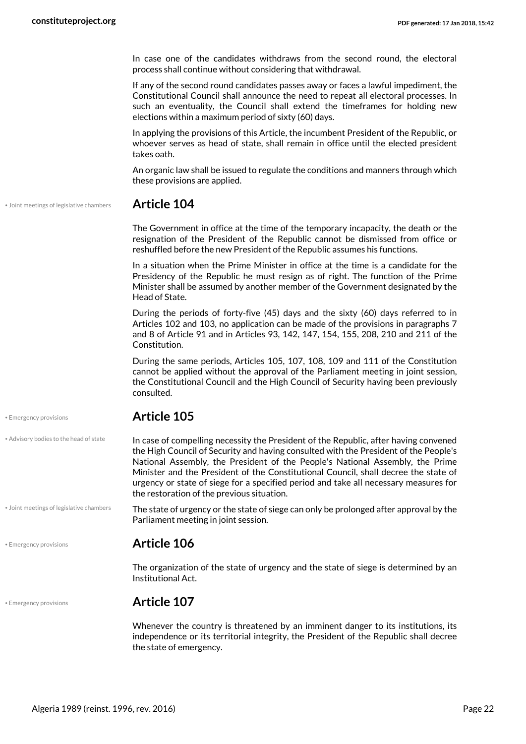In case one of the candidates withdraws from the second round, the electoral process shall continue without considering that withdrawal.

If any of the second round candidates passes away or faces a lawful impediment, the Constitutional Council shall announce the need to repeat all electoral processes. In such an eventuality, the Council shall extend the timeframes for holding new elections within a maximum period of sixty (60) days.

In applying the provisions of this Article, the incumbent President of the Republic, or whoever serves as head of state, shall remain in office until the elected president takes oath.

An organic law shall be issued to regulate the conditions and manners through which these provisions are applied.

## Article 104

The Government in office at the time of the temporary incapacity, the death or the resignation of the President of the Republic cannot be dismissed from office or reshuffled before the new President of the Republic assumes his functions.

In a situation when the Prime Minister in office at the time is a candidate for the Presidency of the Republic he must resign as of right. The function of the Prime Minister shall be assumed by another member of the Government designated by the Head of State.

During the periods of forty-five (45) days and the sixty (60) days referred to in Articles 102 and 103, no application can be made of the provisions in paragraphs 7 and 8 of Article 91 and in Articles 93, 142, 147, 154, 155, 208, 210 and 211 of the Constitution.

During the same periods, Articles 105, 107, 108, 109 and 111 of the Constitution cannot be applied without the approval of the Parliament meeting in joint session, the Constitutional Council and the High Council of Security having been previously consulted.

## Article 105

In case of compelling necessity the President of the Republic, after having convened the High Council of Security and having consulted with the President of the People's National Assembly, the President of the People's National Assembly, the Prime Minister and the President of the Constitutional Council, shall decree the state of urgency or state of siege for a specified period and take all necessary measures for the restoration of the previous situation.

The state of urgency or the state of siege can only be prolonged after approval by the Parliament meeting in joint session.

## Article 106

The organization of the state of urgency and the state of siege is determined by an Institutional Act.

## Article 107

Whenever the country is threatened by an imminent danger to its institutions, its independence or its territorial integrity, the President of the Republic shall decree the state of emergency.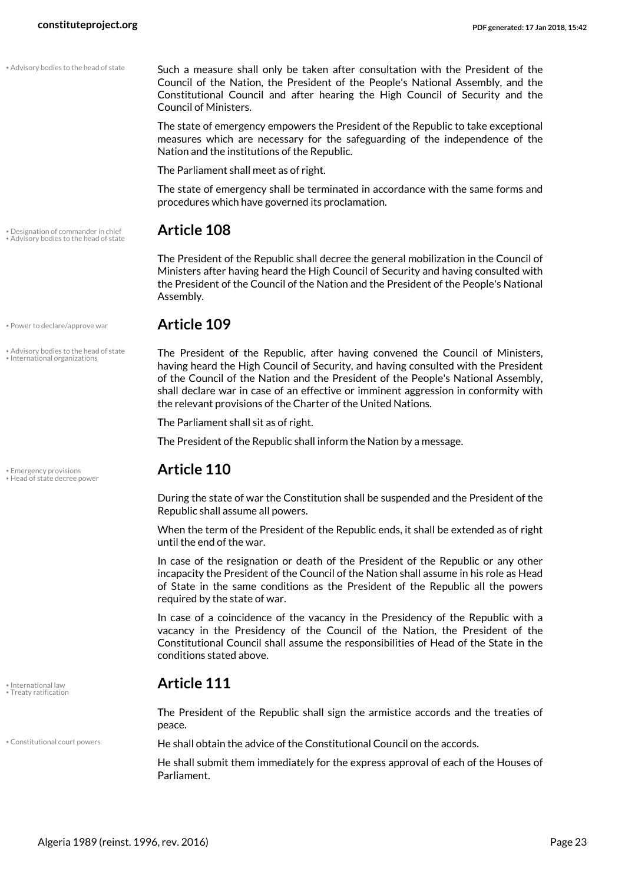Such a measure shall only be taken after consultation with the President of the Council of the Nation, the President of the People's National Assembly, and the Constitutional Council and after hearing the High Council of Security and the Council of Ministers.

The state of emergency empowers the President of the Republic to take exceptional measures which are necessary for the safeguarding of the independence of the Nation and the institutions of the Republic.

The Parliament shall meet as of right.

The state of emergency shall be terminated in accordance with the same forms and procedures which have governed its proclamation.

## Article 108

The President of the Republic shall decree the general mobilization in the Council of Ministers after having heard the High Council of Security and having consulted with the President of the Council of the Nation and the President of the People's National Assembly.

## Article 109

The President of the Republic, after having convened the Council of Ministers, having heard the High Council of Security, and having consulted with the President of the Council of the Nation and the President of the People's National Assembly, shall declare war in case of an effective or imminent aggression in conformity with the relevant provisions of the Charter of the United Nations.

The Parliament shall sit as of right.

The President of the Republic shall inform the Nation by a message.

## Article 110

During the state of war the Constitution shall be suspended and the President of the Republic shall assume all powers.

When the term of the President of the Republic ends, it shall be extended as of right until the end of the war.

In case of the resignation or death of the President of the Republic or any other incapacity the President of the Council of the Nation shall assume in his role as Head of State in the same conditions as the President of the Republic all the powers required by the state of war.

In case of a coincidence of the vacancy in the Presidency of the Republic with a vacancy in the Presidency of the Council of the Nation, the President of the Constitutional Council shall assume the responsibilities of Head of the State in the conditions stated above.

## Article 111

The President of the Republic shall sign the armistice accords and the treaties of peace.

He shall obtain the advice of the Constitutional Council on the accords.

He shall submit them immediately for the express approval of each of the Houses of Parliament.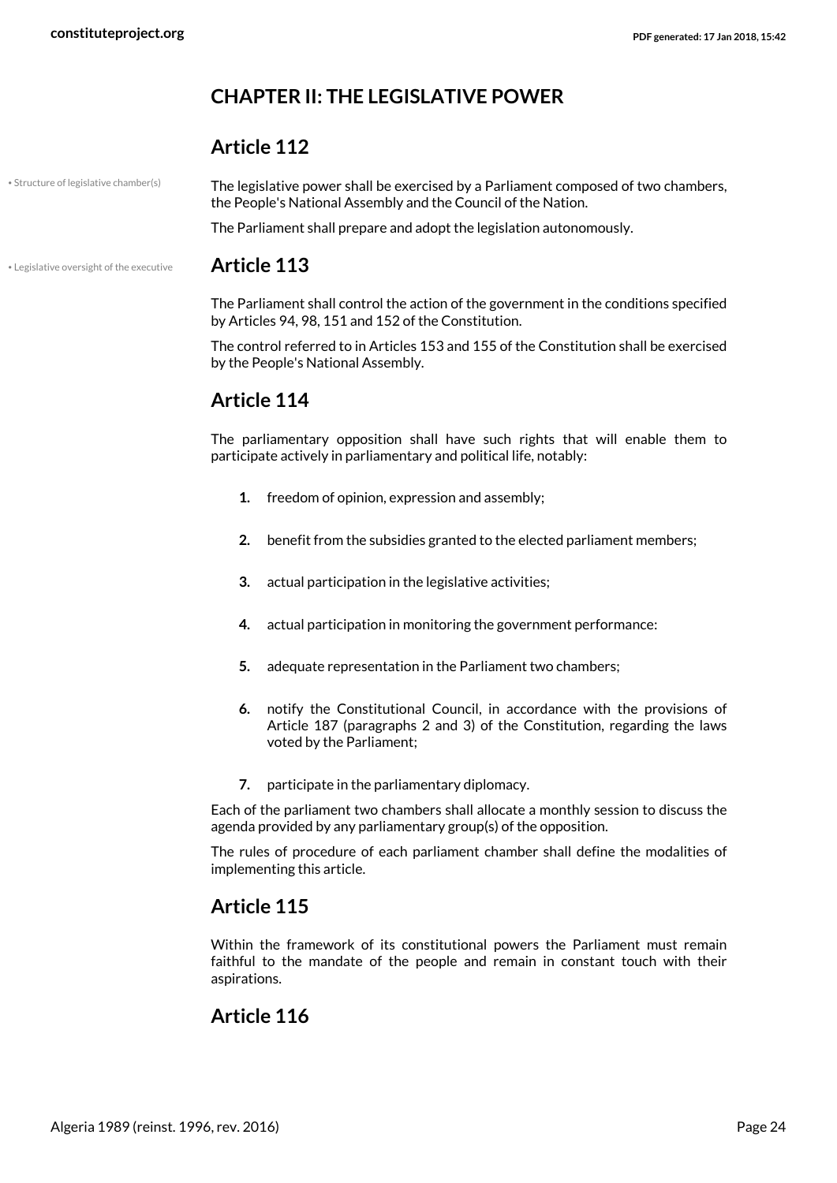## CHAPTER II: THE LEGISLATIVE POWER

### Article 112

• Structure of legislative chamber(s)

The legislative power shall be exercised by a Parliament composed of two chambers, the People's National Assembly and the Council of the Nation.

The Parliament shall prepare and adopt the legislation autonomously.

• Legislative oversight of the executive

### Article 113

The Parliament shall control the action of the government in the conditions specified by Articles 94, 98, 151 and 152 of the Constitution.

The control referred to in Articles 153 and 155 of the Constitution shall be exercised by the People's National Assembly.

### Article 114

The parliamentary opposition shall have such rights that will enable them to participate actively in parliamentary and political life, notably:

1. freedom of opinion, expression and assembly;
2. benefit from the subsidies granted to the elected parliament members;
3. actual participation in the legislative activities;
4. actual participation in monitoring the government performance:
5. adequate representation in the Parliament two chambers;
6. notify the Constitutional Council, in accordance with the provisions of Article 187 (paragraphs 2 and 3) of the Constitution, regarding the laws voted by the Parliament;
7. participate in the parliamentary diplomacy.

Each of the parliament two chambers shall allocate a monthly session to discuss the agenda provided by any parliamentary group(s) of the opposition.

The rules of procedure of each parliament chamber shall define the modalities of implementing this article.

### Article 115

Within the framework of its constitutional powers the Parliament must remain faithful to the mandate of the people and remain in constant touch with their aspirations.

### Article 116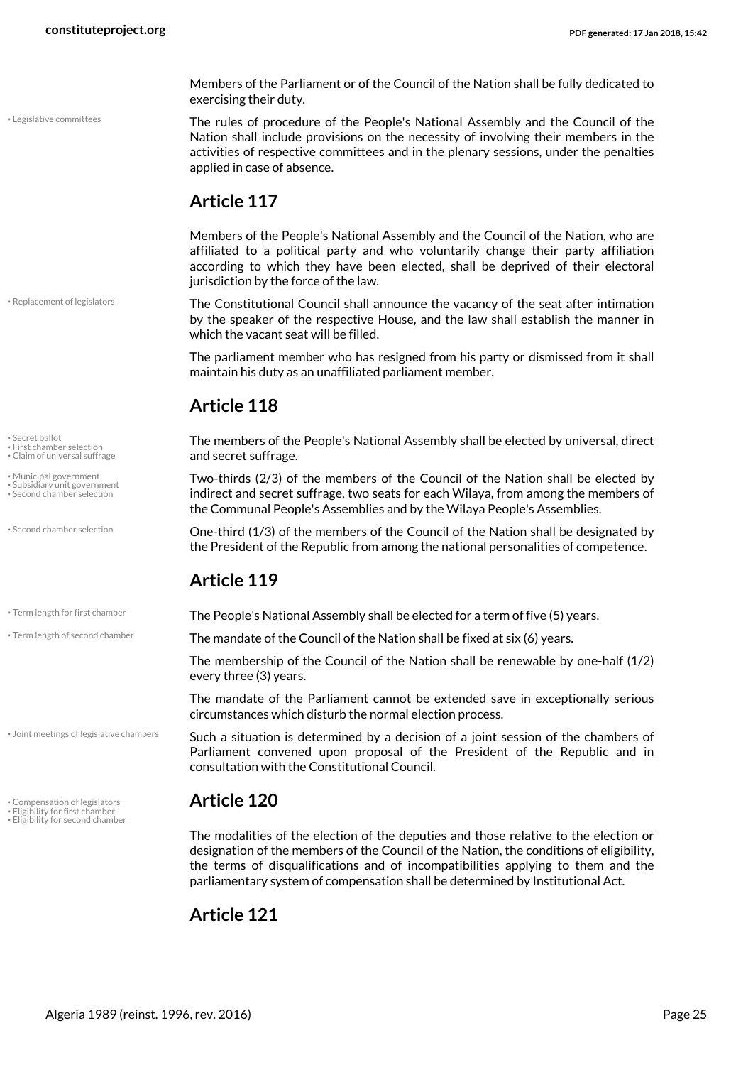Members of the Parliament or of the Council of the Nation shall be fully dedicated to exercising their duty.

The rules of procedure of the People's National Assembly and the Council of the Nation shall include provisions on the necessity of involving their members in the activities of respective committees and in the plenary sessions, under the penalties applied in case of absence.

## Article 117

Members of the People's National Assembly and the Council of the Nation, who are affiliated to a political party and who voluntarily change their party affiliation according to which they have been elected, shall be deprived of their electoral jurisdiction by the force of the law.

The Constitutional Council shall announce the vacancy of the seat after intimation by the speaker of the respective House, and the law shall establish the manner in which the vacant seat will be filled.

The parliament member who has resigned from his party or dismissed from it shall maintain his duty as an unaffiliated parliament member.

## Article 118

The members of the People's National Assembly shall be elected by universal, direct and secret suffrage.

Two-thirds (2/3) of the members of the Council of the Nation shall be elected by indirect and secret suffrage, two seats for each Wilaya, from among the members of the Communal People's Assemblies and by the Wilaya People's Assemblies.

One-third (1/3) of the members of the Council of the Nation shall be designated by the President of the Republic from among the national personalities of competence.

## Article 119

The People's National Assembly shall be elected for a term of five (5) years.

The mandate of the Council of the Nation shall be fixed at six (6) years.

The membership of the Council of the Nation shall be renewable by one-half (1/2) every three (3) years.

The mandate of the Parliament cannot be extended save in exceptionally serious circumstances which disturb the normal election process.

Such a situation is determined by a decision of a joint session of the chambers of Parliament convened upon proposal of the President of the Republic and in consultation with the Constitutional Council.

## Article 120

The modalities of the election of the deputies and those relative to the election or designation of the members of the Council of the Nation, the conditions of eligibility, the terms of disqualifications and of incompatibilities applying to them and the parliamentary system of compensation shall be determined by Institutional Act.

## Article 121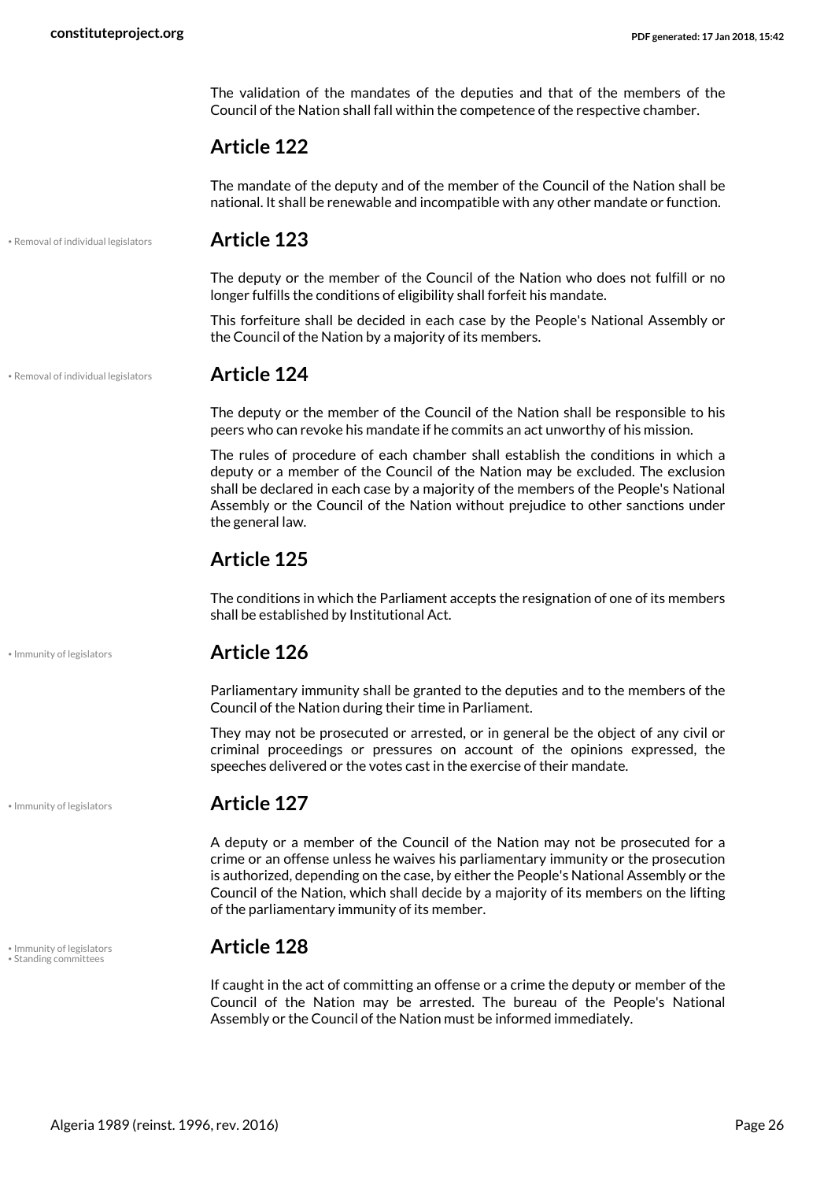The validation of the mandates of the deputies and that of the members of the Council of the Nation shall fall within the competence of the respective chamber.

## Article 122

The mandate of the deputy and of the member of the Council of the Nation shall be national. It shall be renewable and incompatible with any other mandate or function.

• Removal of individual legislators

## Article 123

The deputy or the member of the Council of the Nation who does not fulfill or no longer fulfills the conditions of eligibility shall forfeit his mandate.

This forfeiture shall be decided in each case by the People's National Assembly or the Council of the Nation by a majority of its members.

• Removal of individual legislators

## Article 124

The deputy or the member of the Council of the Nation shall be responsible to his peers who can revoke his mandate if he commits an act unworthy of his mission.

The rules of procedure of each chamber shall establish the conditions in which a deputy or a member of the Council of the Nation may be excluded. The exclusion shall be declared in each case by a majority of the members of the People's National Assembly or the Council of the Nation without prejudice to other sanctions under the general law.

## Article 125

The conditions in which the Parliament accepts the resignation of one of its members shall be established by Institutional Act.

• Immunity of legislators

## Article 126

Parliamentary immunity shall be granted to the deputies and to the members of the Council of the Nation during their time in Parliament.

They may not be prosecuted or arrested, or in general be the object of any civil or criminal proceedings or pressures on account of the opinions expressed, the speeches delivered or the votes cast in the exercise of their mandate.

• Immunity of legislators

## Article 127

A deputy or a member of the Council of the Nation may not be prosecuted for a crime or an offense unless he waives his parliamentary immunity or the prosecution is authorized, depending on the case, by either the People's National Assembly or the Council of the Nation, which shall decide by a majority of its members on the lifting of the parliamentary immunity of its member.

• Immunity of legislators
• Standing committees

## Article 128

If caught in the act of committing an offense or a crime the deputy or member of the Council of the Nation may be arrested. The bureau of the People's National Assembly or the Council of the Nation must be informed immediately.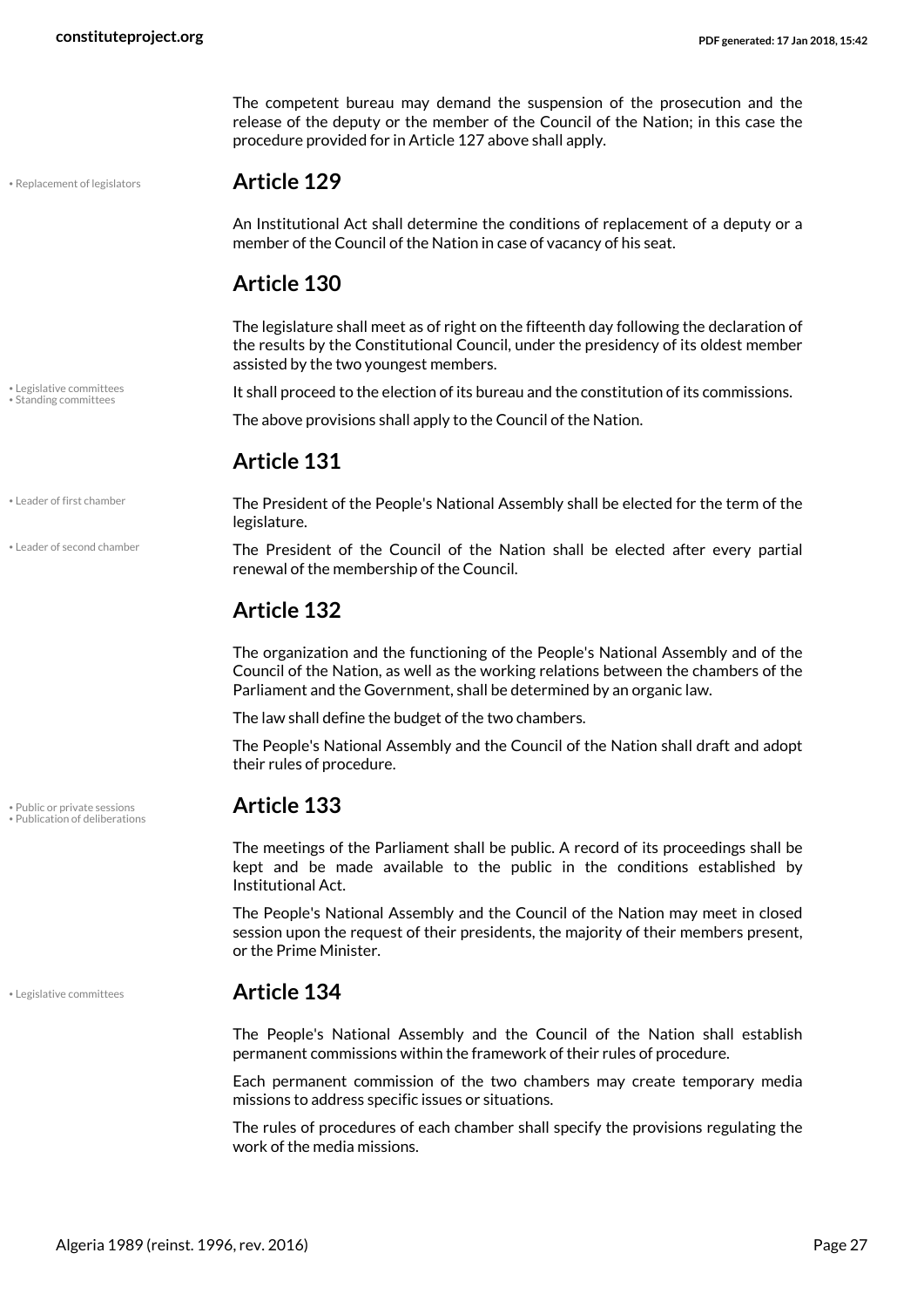The competent bureau may demand the suspension of the prosecution and the release of the deputy or the member of the Council of the Nation; in this case the procedure provided for in Article 127 above shall apply.

• Replacement of legislators

## Article 129

An Institutional Act shall determine the conditions of replacement of a deputy or a member of the Council of the Nation in case of vacancy of his seat.

## Article 130

The legislature shall meet as of right on the fifteenth day following the declaration of the results by the Constitutional Council, under the presidency of its oldest member assisted by the two youngest members.

• Legislative committees
• Standing committees

It shall proceed to the election of its bureau and the constitution of its commissions.

The above provisions shall apply to the Council of the Nation.

## Article 131

• Leader of first chamber

The President of the People's National Assembly shall be elected for the term of the legislature.

• Leader of second chamber

The President of the Council of the Nation shall be elected after every partial renewal of the membership of the Council.

## Article 132

The organization and the functioning of the People's National Assembly and of the Council of the Nation, as well as the working relations between the chambers of the Parliament and the Government, shall be determined by an organic law.

The law shall define the budget of the two chambers.

The People's National Assembly and the Council of the Nation shall draft and adopt their rules of procedure.

• Public or private sessions
• Publication of deliberations

## Article 133

The meetings of the Parliament shall be public. A record of its proceedings shall be kept and be made available to the public in the conditions established by Institutional Act.

The People's National Assembly and the Council of the Nation may meet in closed session upon the request of their presidents, the majority of their members present, or the Prime Minister.

• Legislative committees

## Article 134

The People's National Assembly and the Council of the Nation shall establish permanent commissions within the framework of their rules of procedure.

Each permanent commission of the two chambers may create temporary media missions to address specific issues or situations.

The rules of procedures of each chamber shall specify the provisions regulating the work of the media missions.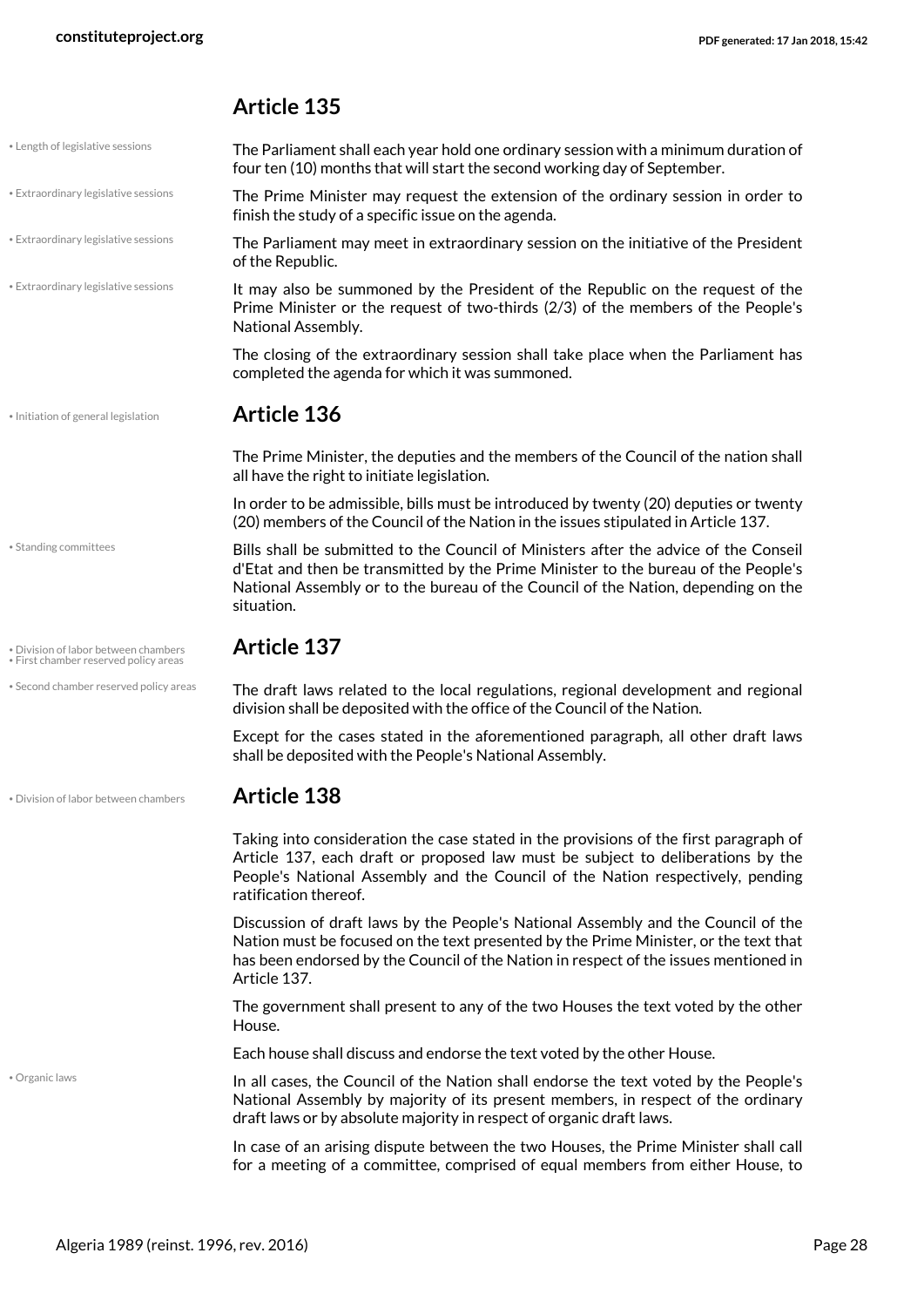## Article 135

The Parliament shall each year hold one ordinary session with a minimum duration of four ten (10) months that will start the second working day of September.

The Prime Minister may request the extension of the ordinary session in order to finish the study of a specific issue on the agenda.

The Parliament may meet in extraordinary session on the initiative of the President of the Republic.

It may also be summoned by the President of the Republic on the request of the Prime Minister or the request of two-thirds (2/3) of the members of the People's National Assembly.

The closing of the extraordinary session shall take place when the Parliament has completed the agenda for which it was summoned.

## Article 136

The Prime Minister, the deputies and the members of the Council of the nation shall all have the right to initiate legislation.

In order to be admissible, bills must be introduced by twenty (20) deputies or twenty (20) members of the Council of the Nation in the issues stipulated in Article 137.

Bills shall be submitted to the Council of Ministers after the advice of the Conseil d'Etat and then be transmitted by the Prime Minister to the bureau of the People's National Assembly or to the bureau of the Council of the Nation, depending on the situation.

## Article 137

The draft laws related to the local regulations, regional development and regional division shall be deposited with the office of the Council of the Nation.

Except for the cases stated in the aforementioned paragraph, all other draft laws shall be deposited with the People's National Assembly.

## Article 138

Taking into consideration the case stated in the provisions of the first paragraph of Article 137, each draft or proposed law must be subject to deliberations by the People's National Assembly and the Council of the Nation respectively, pending ratification thereof.

Discussion of draft laws by the People's National Assembly and the Council of the Nation must be focused on the text presented by the Prime Minister, or the text that has been endorsed by the Council of the Nation in respect of the issues mentioned in Article 137.

The government shall present to any of the two Houses the text voted by the other House.

Each house shall discuss and endorse the text voted by the other House.

In all cases, the Council of the Nation shall endorse the text voted by the People's National Assembly by majority of its present members, in respect of the ordinary draft laws or by absolute majority in respect of organic draft laws.

In case of an arising dispute between the two Houses, the Prime Minister shall call for a meeting of a committee, comprised of equal members from either House, to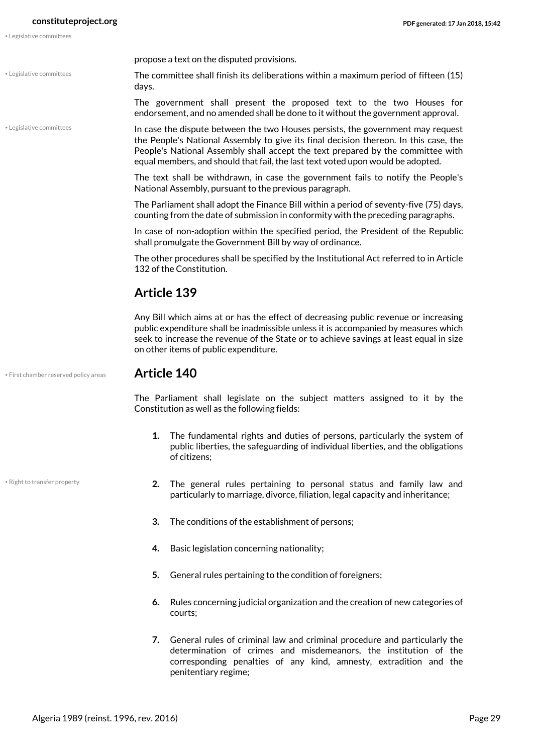propose a text on the disputed provisions.

The committee shall finish its deliberations within a maximum period of fifteen (15) days.

The government shall present the proposed text to the two Houses for endorsement, and no amended shall be done to it without the government approval.

In case the dispute between the two Houses persists, the government may request the People's National Assembly to give its final decision thereon. In this case, the People's National Assembly shall accept the text prepared by the committee with equal members, and should that fail, the last text voted upon would be adopted.

The text shall be withdrawn, in case the government fails to notify the People's National Assembly, pursuant to the previous paragraph.

The Parliament shall adopt the Finance Bill within a period of seventy-five (75) days, counting from the date of submission in conformity with the preceding paragraphs.

In case of non-adoption within the specified period, the President of the Republic shall promulgate the Government Bill by way of ordinance.

The other procedures shall be specified by the Institutional Act referred to in Article 132 of the Constitution.

## Article 139

Any Bill which aims at or has the effect of decreasing public revenue or increasing public expenditure shall be inadmissible unless it is accompanied by measures which seek to increase the revenue of the State or to achieve savings at least equal in size on other items of public expenditure.

## Article 140

The Parliament shall legislate on the subject matters assigned to it by the Constitution as well as the following fields:

1. The fundamental rights and duties of persons, particularly the system of public liberties, the safeguarding of individual liberties, and the obligations of citizens;
2. The general rules pertaining to personal status and family law and particularly to marriage, divorce, filiation, legal capacity and inheritance;
3. The conditions of the establishment of persons;
4. Basic legislation concerning nationality;
5. General rules pertaining to the condition of foreigners;
6. Rules concerning judicial organization and the creation of new categories of courts;
7. General rules of criminal law and criminal procedure and particularly the determination of crimes and misdemeanors, the institution of the corresponding penalties of any kind, amnesty, extradition and the penitentiary regime;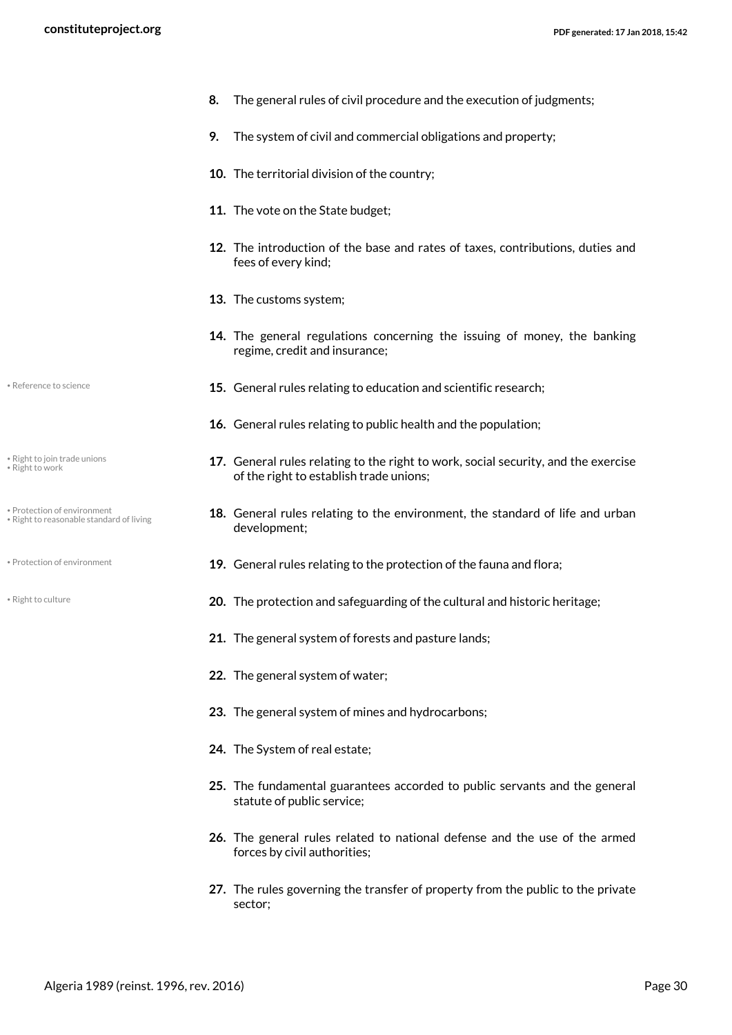8. The general rules of civil procedure and the execution of judgments;
9. The system of civil and commercial obligations and property;
10. The territorial division of the country;
11. The vote on the State budget;
12. The introduction of the base and rates of taxes, contributions, duties and fees of every kind;
13. The customs system;
14. The general regulations concerning the issuing of money, the banking regime, credit and insurance;
15. General rules relating to education and scientific research;
16. General rules relating to public health and the population;
17. General rules relating to the right to work, social security, and the exercise of the right to establish trade unions;
18. General rules relating to the environment, the standard of life and urban development;
19. General rules relating to the protection of the fauna and flora;
20. The protection and safeguarding of the cultural and historic heritage;
21. The general system of forests and pasture lands;
22. The general system of water;
23. The general system of mines and hydrocarbons;
24. The System of real estate;
25. The fundamental guarantees accorded to public servants and the general statute of public service;
26. The general rules related to national defense and the use of the armed forces by civil authorities;
27. The rules governing the transfer of property from the public to the private sector;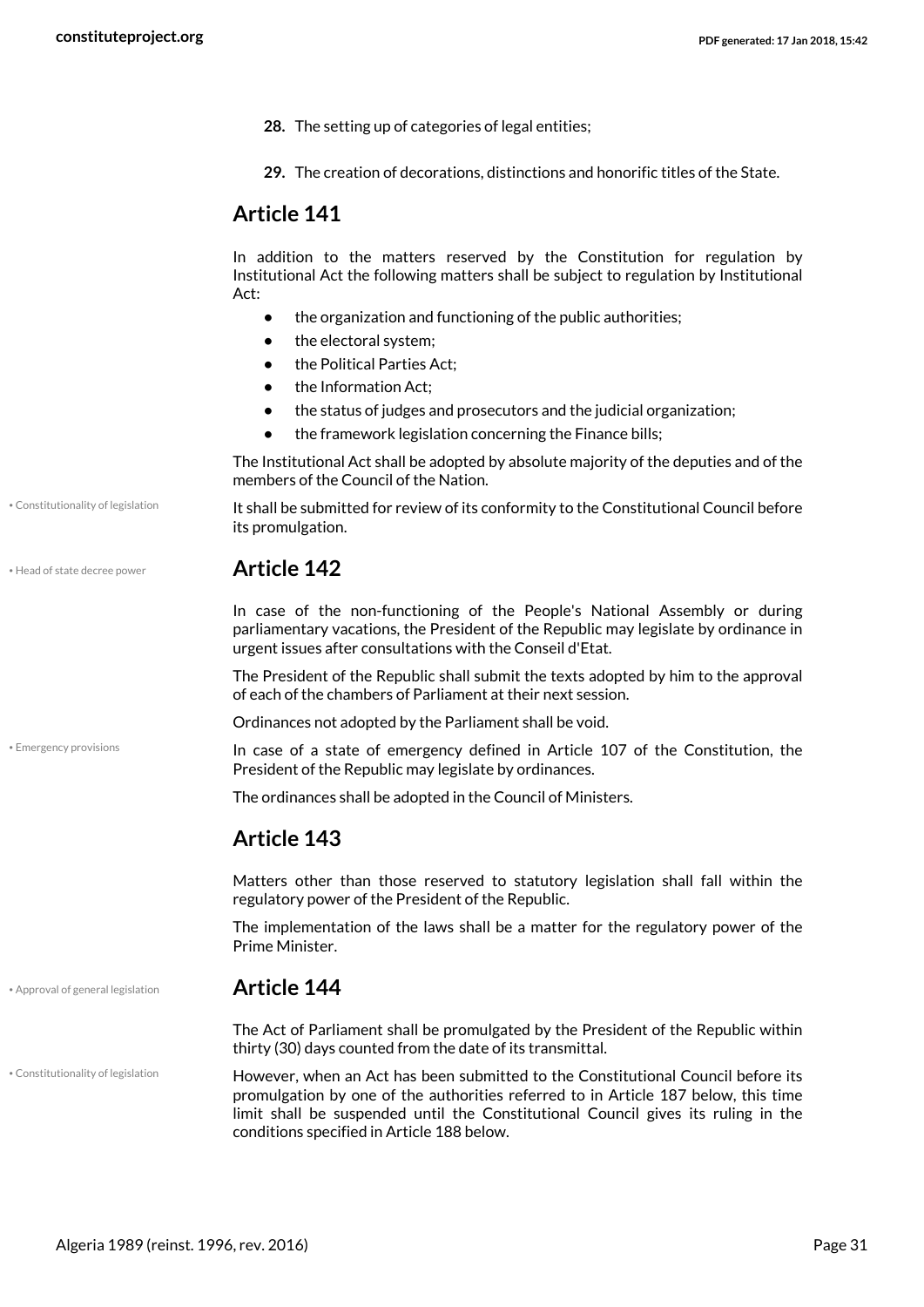28. The setting up of categories of legal entities;
29. The creation of decorations, distinctions and honorific titles of the State.

## Article 141

In addition to the matters reserved by the Constitution for regulation by Institutional Act the following matters shall be subject to regulation by Institutional Act:

- the organization and functioning of the public authorities;
- the electoral system;
- the Political Parties Act;
- the Information Act;
- the status of judges and prosecutors and the judicial organization;
- the framework legislation concerning the Finance bills;

The Institutional Act shall be adopted by absolute majority of the deputies and of the members of the Council of the Nation.

It shall be submitted for review of its conformity to the Constitutional Council before its promulgation.

## Article 142

In case of the non-functioning of the People's National Assembly or during parliamentary vacations, the President of the Republic may legislate by ordinance in urgent issues after consultations with the Conseil d'Etat.

The President of the Republic shall submit the texts adopted by him to the approval of each of the chambers of Parliament at their next session.

Ordinances not adopted by the Parliament shall be void.

In case of a state of emergency defined in Article 107 of the Constitution, the President of the Republic may legislate by ordinances.

The ordinances shall be adopted in the Council of Ministers.

## Article 143

Matters other than those reserved to statutory legislation shall fall within the regulatory power of the President of the Republic.

The implementation of the laws shall be a matter for the regulatory power of the Prime Minister.

## Article 144

The Act of Parliament shall be promulgated by the President of the Republic within thirty (30) days counted from the date of its transmittal.

However, when an Act has been submitted to the Constitutional Council before its promulgation by one of the authorities referred to in Article 187 below, this time limit shall be suspended until the Constitutional Council gives its ruling in the conditions specified in Article 188 below.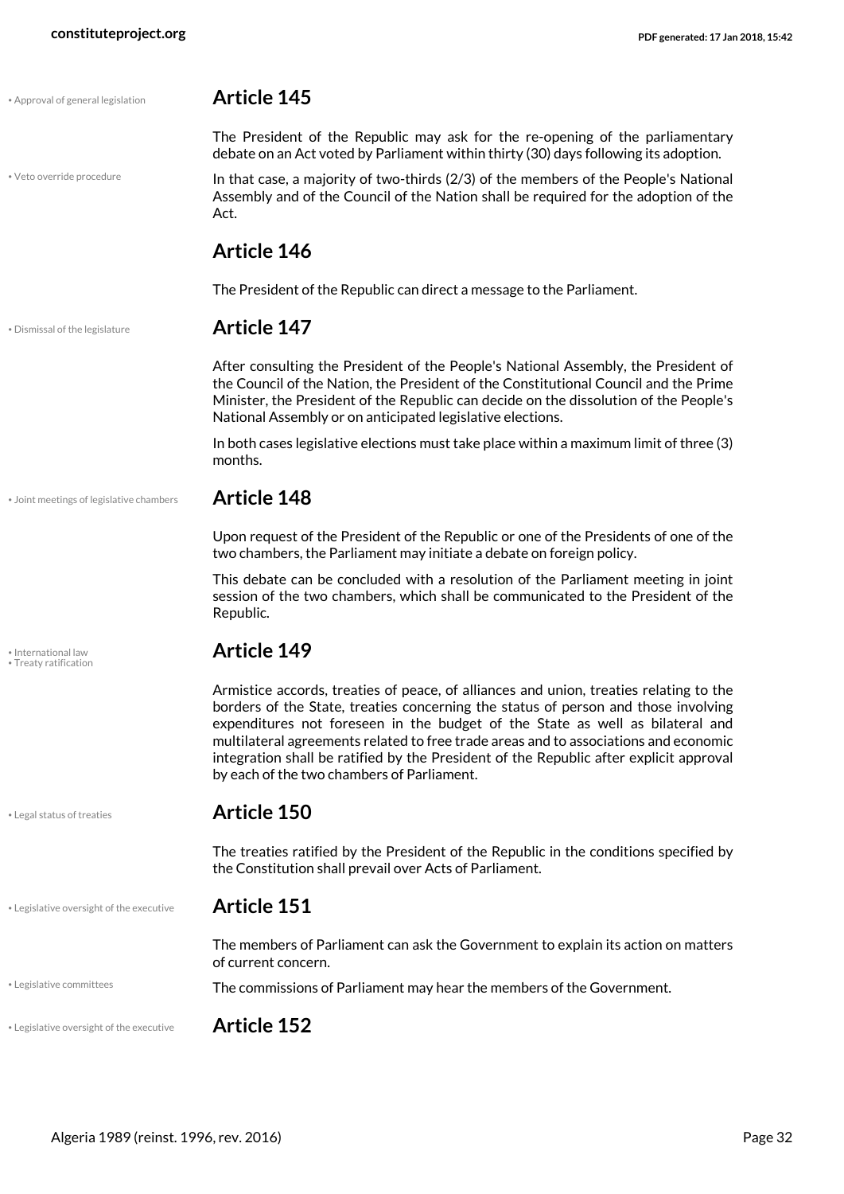• Approval of general legislation

## Article 145

The President of the Republic may ask for the re-opening of the parliamentary debate on an Act voted by Parliament within thirty (30) days following its adoption.

• Veto override procedure

In that case, a majority of two-thirds (2/3) of the members of the People's National Assembly and of the Council of the Nation shall be required for the adoption of the Act.

## Article 146

The President of the Republic can direct a message to the Parliament.

• Dismissal of the legislature

## Article 147

After consulting the President of the People's National Assembly, the President of the Council of the Nation, the President of the Constitutional Council and the Prime Minister, the President of the Republic can decide on the dissolution of the People's National Assembly or on anticipated legislative elections.

In both cases legislative elections must take place within a maximum limit of three (3) months.

• Joint meetings of legislative chambers

## Article 148

Upon request of the President of the Republic or one of the Presidents of one of the two chambers, the Parliament may initiate a debate on foreign policy.

This debate can be concluded with a resolution of the Parliament meeting in joint session of the two chambers, which shall be communicated to the President of the Republic.

• International law
• Treaty ratification

## Article 149

Armistice accords, treaties of peace, of alliances and union, treaties relating to the borders of the State, treaties concerning the status of person and those involving expenditures not foreseen in the budget of the State as well as bilateral and multilateral agreements related to free trade areas and to associations and economic integration shall be ratified by the President of the Republic after explicit approval by each of the two chambers of Parliament.

• Legal status of treaties

## Article 150

The treaties ratified by the President of the Republic in the conditions specified by the Constitution shall prevail over Acts of Parliament.

• Legislative oversight of the executive

## Article 151

The members of Parliament can ask the Government to explain its action on matters of current concern.

• Legislative committees

The commissions of Parliament may hear the members of the Government.

• Legislative oversight of the executive

## Article 152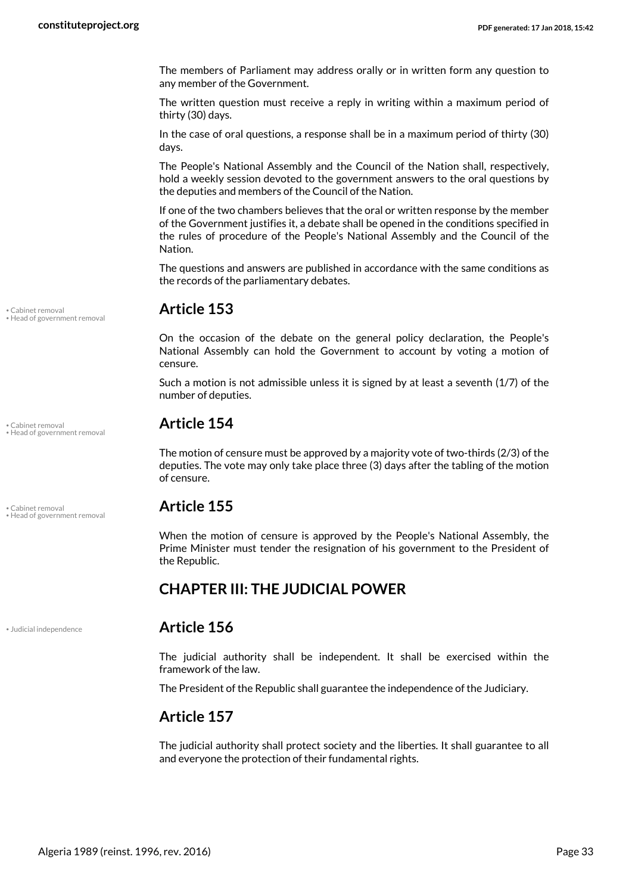The members of Parliament may address orally or in written form any question to any member of the Government.

The written question must receive a reply in writing within a maximum period of thirty (30) days.

In the case of oral questions, a response shall be in a maximum period of thirty (30) days.

The People's National Assembly and the Council of the Nation shall, respectively, hold a weekly session devoted to the government answers to the oral questions by the deputies and members of the Council of the Nation.

If one of the two chambers believes that the oral or written response by the member of the Government justifies it, a debate shall be opened in the conditions specified in the rules of procedure of the People's National Assembly and the Council of the Nation.

The questions and answers are published in accordance with the same conditions as the records of the parliamentary debates.

## Article 153

On the occasion of the debate on the general policy declaration, the People's National Assembly can hold the Government to account by voting a motion of censure.

Such a motion is not admissible unless it is signed by at least a seventh (1/7) of the number of deputies.

## Article 154

The motion of censure must be approved by a majority vote of two-thirds (2/3) of the deputies. The vote may only take place three (3) days after the tabling of the motion of censure.

## Article 155

When the motion of censure is approved by the People's National Assembly, the Prime Minister must tender the resignation of his government to the President of the Republic.

## CHAPTER III: THE JUDICIAL POWER

## Article 156

The judicial authority shall be independent. It shall be exercised within the framework of the law.

The President of the Republic shall guarantee the independence of the Judiciary.

## Article 157

The judicial authority shall protect society and the liberties. It shall guarantee to all and everyone the protection of their fundamental rights.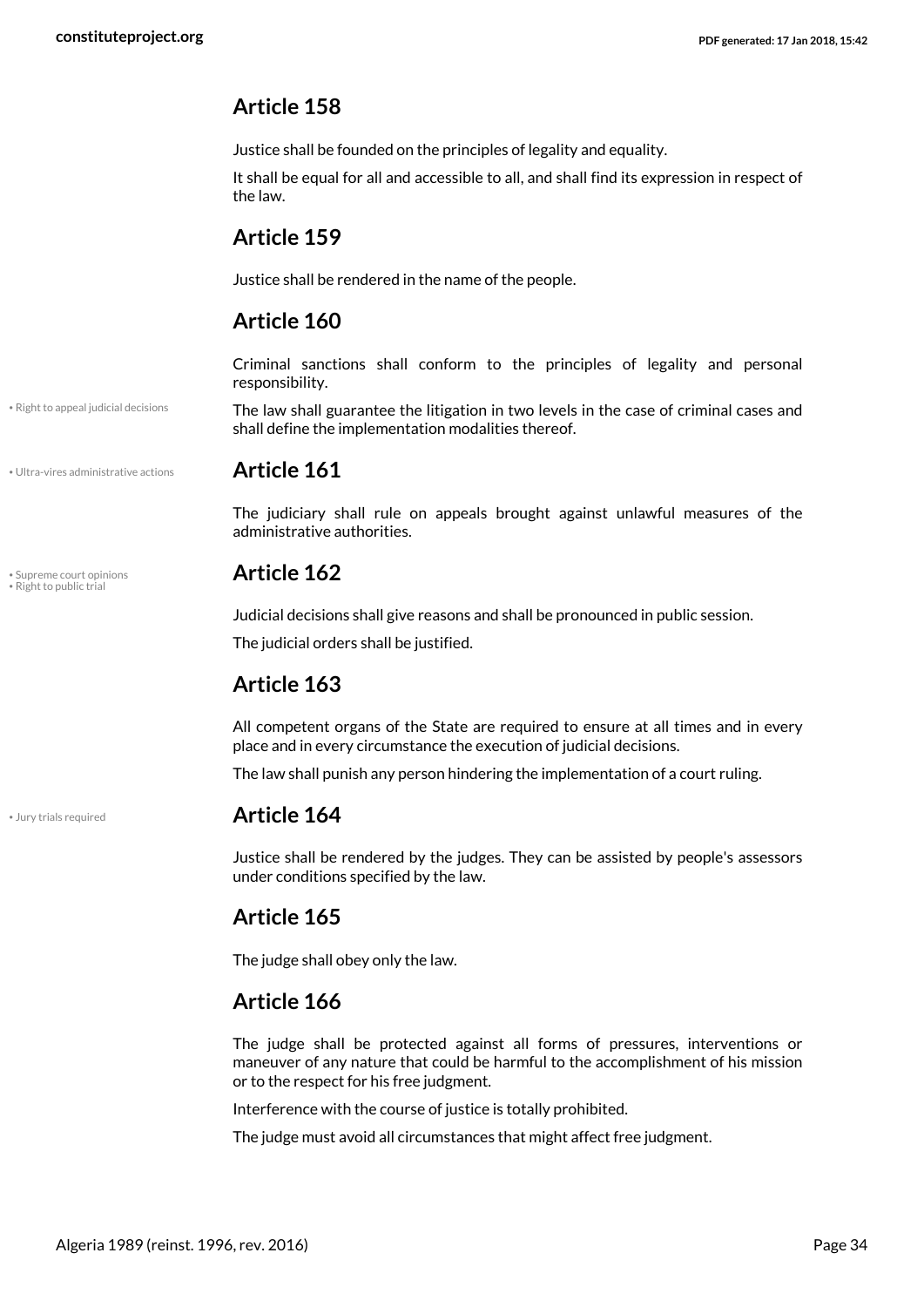## Article 158

Justice shall be founded on the principles of legality and equality.

It shall be equal for all and accessible to all, and shall find its expression in respect of the law.

## Article 159

Justice shall be rendered in the name of the people.

## Article 160

Criminal sanctions shall conform to the principles of legality and personal responsibility.

• Right to appeal judicial decisions

The law shall guarantee the litigation in two levels in the case of criminal cases and shall define the implementation modalities thereof.

• Ultra-vires administrative actions

## Article 161

The judiciary shall rule on appeals brought against unlawful measures of the administrative authorities.

• Supreme court opinions
• Right to public trial

## Article 162

Judicial decisions shall give reasons and shall be pronounced in public session.

The judicial orders shall be justified.

## Article 163

All competent organs of the State are required to ensure at all times and in every place and in every circumstance the execution of judicial decisions.

The law shall punish any person hindering the implementation of a court ruling.

• Jury trials required

## Article 164

Justice shall be rendered by the judges. They can be assisted by people's assessors under conditions specified by the law.

## Article 165

The judge shall obey only the law.

## Article 166

The judge shall be protected against all forms of pressures, interventions or maneuver of any nature that could be harmful to the accomplishment of his mission or to the respect for his free judgment.

Interference with the course of justice is totally prohibited.

The judge must avoid all circumstances that might affect free judgment.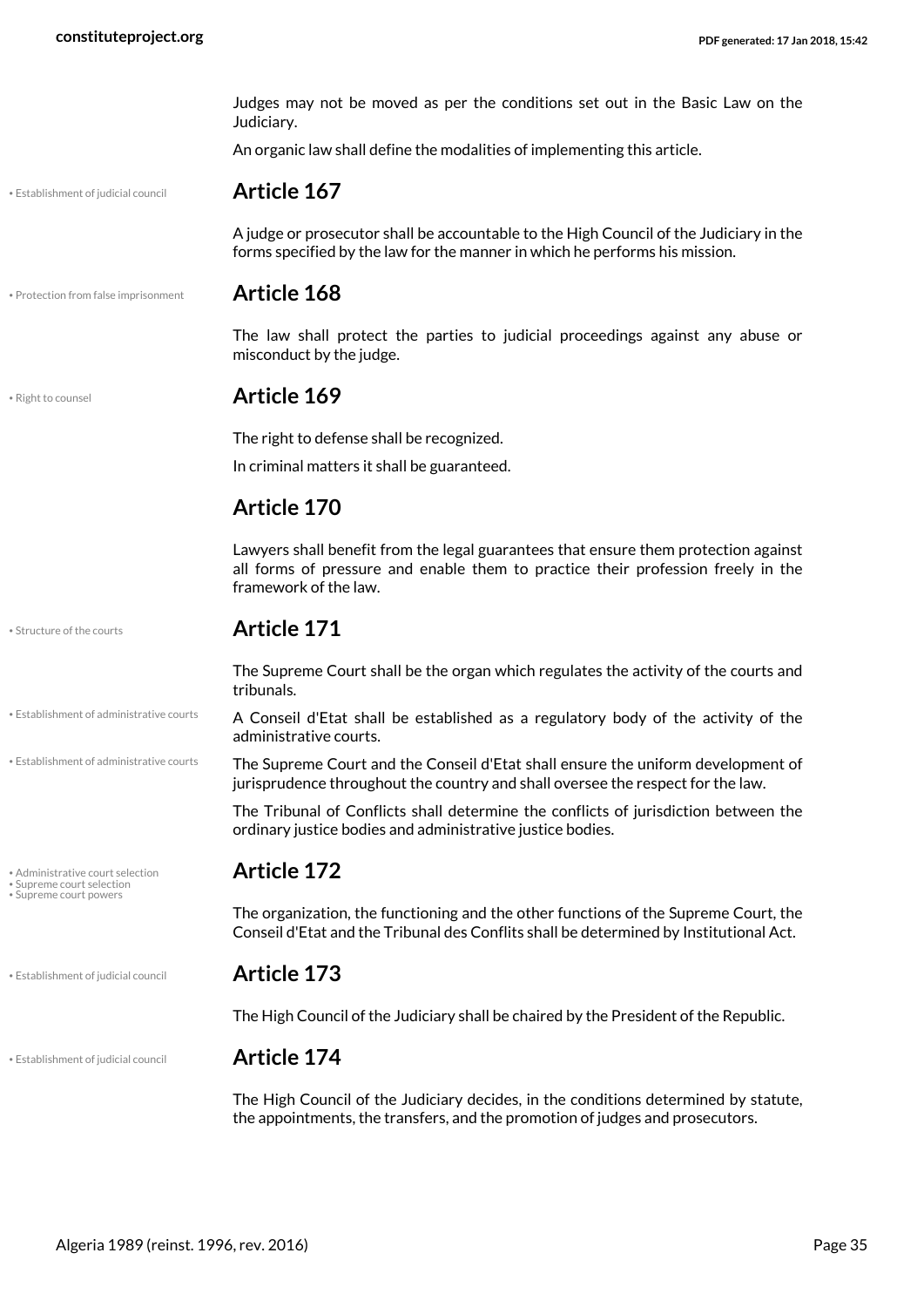Judges may not be moved as per the conditions set out in the Basic Law on the Judiciary.

An organic law shall define the modalities of implementing this article.

## Article 167

A judge or prosecutor shall be accountable to the High Council of the Judiciary in the forms specified by the law for the manner in which he performs his mission.

## Article 168

The law shall protect the parties to judicial proceedings against any abuse or misconduct by the judge.

## Article 169

The right to defense shall be recognized.

In criminal matters it shall be guaranteed.

## Article 170

Lawyers shall benefit from the legal guarantees that ensure them protection against all forms of pressure and enable them to practice their profession freely in the framework of the law.

## Article 171

The Supreme Court shall be the organ which regulates the activity of the courts and tribunals.

A Conseil d'Etat shall be established as a regulatory body of the activity of the administrative courts.

The Supreme Court and the Conseil d'Etat shall ensure the uniform development of jurisprudence throughout the country and shall oversee the respect for the law.

The Tribunal of Conflicts shall determine the conflicts of jurisdiction between the ordinary justice bodies and administrative justice bodies.

## Article 172

The organization, the functioning and the other functions of the Supreme Court, the Conseil d'Etat and the Tribunal des Conflits shall be determined by Institutional Act.

## Article 173

The High Council of the Judiciary shall be chaired by the President of the Republic.

## Article 174

The High Council of the Judiciary decides, in the conditions determined by statute, the appointments, the transfers, and the promotion of judges and prosecutors.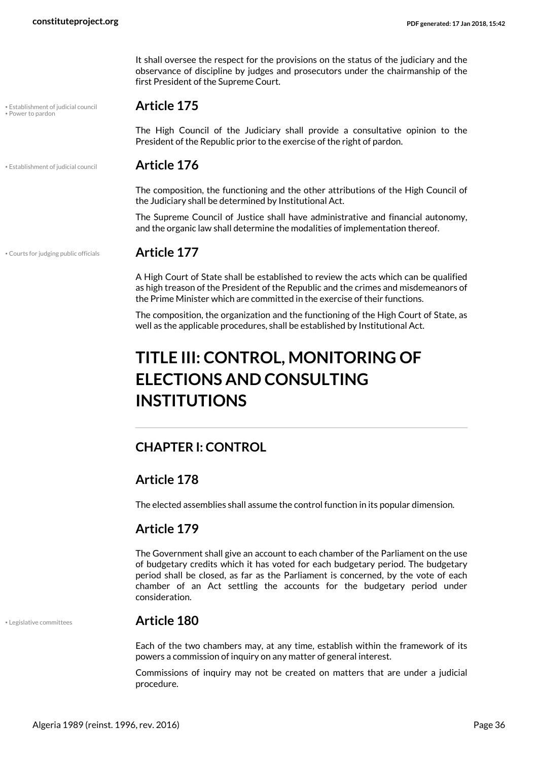It shall oversee the respect for the provisions on the status of the judiciary and the observance of discipline by judges and prosecutors under the chairmanship of the first President of the Supreme Court.

### Article 175

The High Council of the Judiciary shall provide a consultative opinion to the President of the Republic prior to the exercise of the right of pardon.

### Article 176

The composition, the functioning and the other attributions of the High Council of the Judiciary shall be determined by Institutional Act.

The Supreme Council of Justice shall have administrative and financial autonomy, and the organic law shall determine the modalities of implementation thereof.

### Article 177

A High Court of State shall be established to review the acts which can be qualified as high treason of the President of the Republic and the crimes and misdemeanors of the Prime Minister which are committed in the exercise of their functions.

The composition, the organization and the functioning of the High Court of State, as well as the applicable procedures, shall be established by Institutional Act.

# TITLE III: CONTROL, MONITORING OF ELECTIONS AND CONSULTING INSTITUTIONS

## CHAPTER I: CONTROL

### Article 178

The elected assemblies shall assume the control function in its popular dimension.

### Article 179

The Government shall give an account to each chamber of the Parliament on the use of budgetary credits which it has voted for each budgetary period. The budgetary period shall be closed, as far as the Parliament is concerned, by the vote of each chamber of an Act settling the accounts for the budgetary period under consideration.

### Article 180

Each of the two chambers may, at any time, establish within the framework of its powers a commission of inquiry on any matter of general interest.

Commissions of inquiry may not be created on matters that are under a judicial procedure.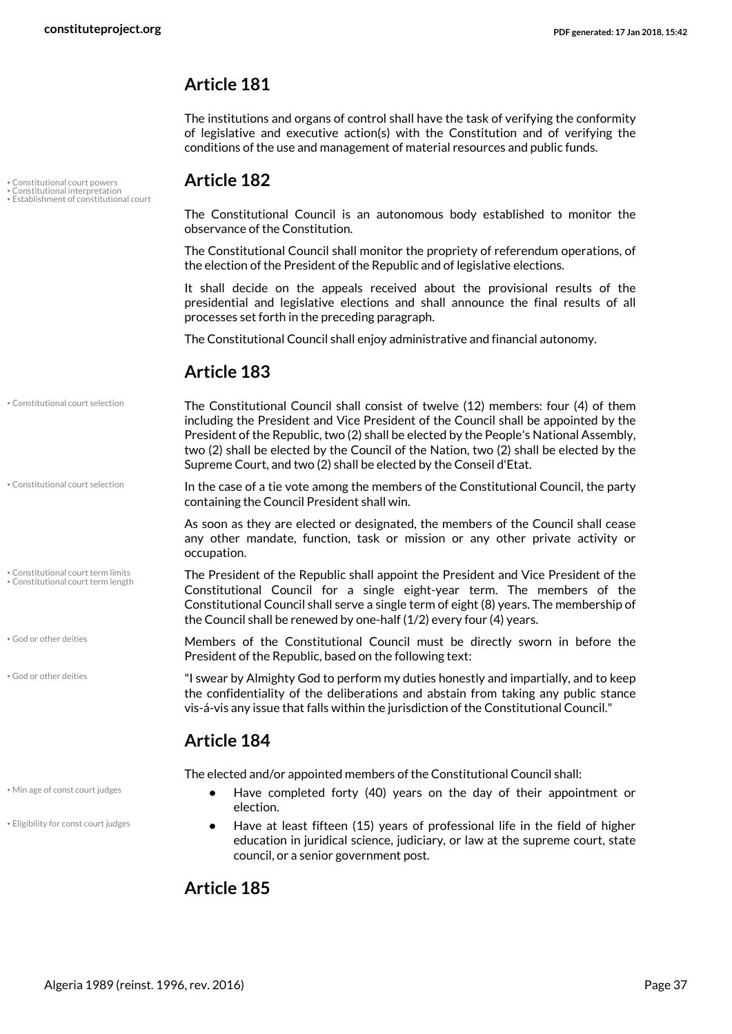## Article 181

The institutions and organs of control shall have the task of verifying the conformity of legislative and executive action(s) with the Constitution and of verifying the conditions of the use and management of material resources and public funds.

## Article 182

- Constitutional court powers
- Constitutional interpretation
- Establishment of constitutional court

The Constitutional Council is an autonomous body established to monitor the observance of the Constitution.

The Constitutional Council shall monitor the propriety of referendum operations, of the election of the President of the Republic and of legislative elections.

It shall decide on the appeals received about the provisional results of the presidential and legislative elections and shall announce the final results of all processes set forth in the preceding paragraph.

The Constitutional Council shall enjoy administrative and financial autonomy.

## Article 183

- Constitutional court selection

The Constitutional Council shall consist of twelve (12) members: four (4) of them including the President and Vice President of the Council shall be appointed by the President of the Republic, two (2) shall be elected by the People's National Assembly, two (2) shall be elected by the Council of the Nation, two (2) shall be elected by the Supreme Court, and two (2) shall be elected by the Conseil d'Etat.

- Constitutional court selection

In the case of a tie vote among the members of the Constitutional Council, the party containing the Council President shall win.

As soon as they are elected or designated, the members of the Council shall cease any other mandate, function, task or mission or any other private activity or occupation.

- Constitutional court term limits
- Constitutional court term length

The President of the Republic shall appoint the President and Vice President of the Constitutional Council for a single eight-year term. The members of the Constitutional Council shall serve a single term of eight (8) years. The membership of the Council shall be renewed by one-half (1/2) every four (4) years.

- God or other deities

Members of the Constitutional Council must be directly sworn in before the President of the Republic, based on the following text:

- God or other deities

"I swear by Almighty God to perform my duties honestly and impartially, and to keep the confidentiality of the deliberations and abstain from taking any public stance vis-á-vis any issue that falls within the jurisdiction of the Constitutional Council."

## Article 184

The elected and/or appointed members of the Constitutional Council shall:

- Min age of const court judges
- Eligibility for const court judges

- Have completed forty (40) years on the day of their appointment or election.
- Have at least fifteen (15) years of professional life in the field of higher education in juridical science, judiciary, or law at the supreme court, state council, or a senior government post.

## Article 185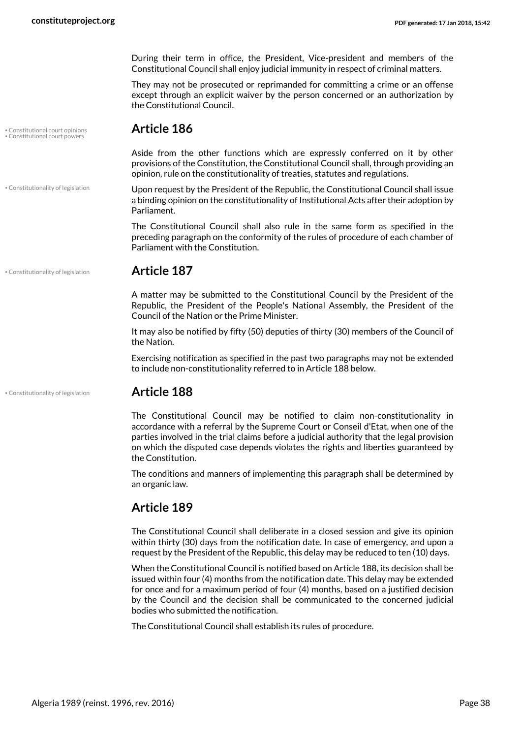During their term in office, the President, Vice-president and members of the Constitutional Council shall enjoy judicial immunity in respect of criminal matters.

They may not be prosecuted or reprimanded for committing a crime or an offense except through an explicit waiver by the person concerned or an authorization by the Constitutional Council.

## Article 186

Aside from the other functions which are expressly conferred on it by other provisions of the Constitution, the Constitutional Council shall, through providing an opinion, rule on the constitutionality of treaties, statutes and regulations.

Upon request by the President of the Republic, the Constitutional Council shall issue a binding opinion on the constitutionality of Institutional Acts after their adoption by Parliament.

The Constitutional Council shall also rule in the same form as specified in the preceding paragraph on the conformity of the rules of procedure of each chamber of Parliament with the Constitution.

## Article 187

A matter may be submitted to the Constitutional Council by the President of the Republic, the President of the People's National Assembly, the President of the Council of the Nation or the Prime Minister.

It may also be notified by fifty (50) deputies of thirty (30) members of the Council of the Nation.

Exercising notification as specified in the past two paragraphs may not be extended to include non-constitutionality referred to in Article 188 below.

## Article 188

The Constitutional Council may be notified to claim non-constitutionality in accordance with a referral by the Supreme Court or Conseil d'Etat, when one of the parties involved in the trial claims before a judicial authority that the legal provision on which the disputed case depends violates the rights and liberties guaranteed by the Constitution.

The conditions and manners of implementing this paragraph shall be determined by an organic law.

## Article 189

The Constitutional Council shall deliberate in a closed session and give its opinion within thirty (30) days from the notification date. In case of emergency, and upon a request by the President of the Republic, this delay may be reduced to ten (10) days.

When the Constitutional Council is notified based on Article 188, its decision shall be issued within four (4) months from the notification date. This delay may be extended for once and for a maximum period of four (4) months, based on a justified decision by the Council and the decision shall be communicated to the concerned judicial bodies who submitted the notification.

The Constitutional Council shall establish its rules of procedure.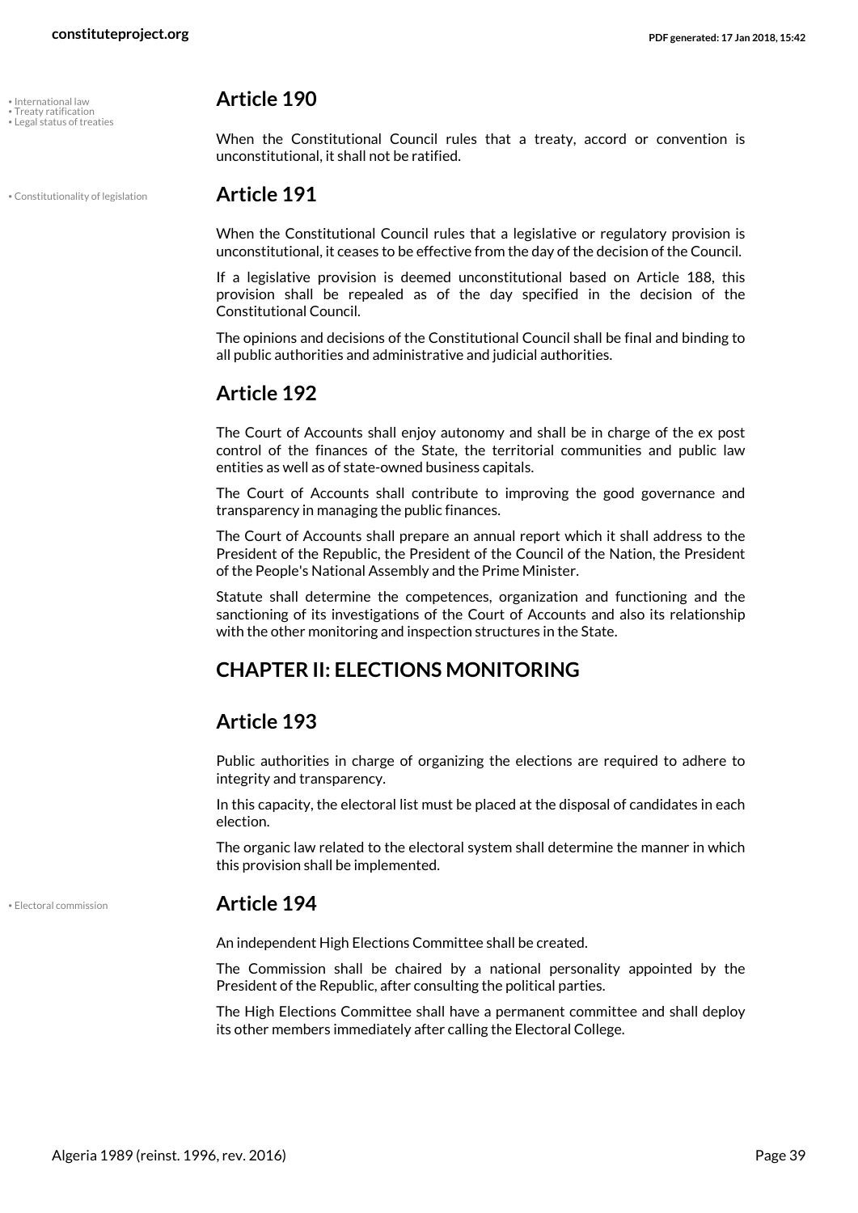## Article 190

When the Constitutional Council rules that a treaty, accord or convention is unconstitutional, it shall not be ratified.

## Article 191

When the Constitutional Council rules that a legislative or regulatory provision is unconstitutional, it ceases to be effective from the day of the decision of the Council.

If a legislative provision is deemed unconstitutional based on Article 188, this provision shall be repealed as of the day specified in the decision of the Constitutional Council.

The opinions and decisions of the Constitutional Council shall be final and binding to all public authorities and administrative and judicial authorities.

## Article 192

The Court of Accounts shall enjoy autonomy and shall be in charge of the ex post control of the finances of the State, the territorial communities and public law entities as well as of state-owned business capitals.

The Court of Accounts shall contribute to improving the good governance and transparency in managing the public finances.

The Court of Accounts shall prepare an annual report which it shall address to the President of the Republic, the President of the Council of the Nation, the President of the People's National Assembly and the Prime Minister.

Statute shall determine the competences, organization and functioning and the sanctioning of its investigations of the Court of Accounts and also its relationship with the other monitoring and inspection structures in the State.

## CHAPTER II: ELECTIONS MONITORING

## Article 193

Public authorities in charge of organizing the elections are required to adhere to integrity and transparency.

In this capacity, the electoral list must be placed at the disposal of candidates in each election.

The organic law related to the electoral system shall determine the manner in which this provision shall be implemented.

## Article 194

An independent High Elections Committee shall be created.

The Commission shall be chaired by a national personality appointed by the President of the Republic, after consulting the political parties.

The High Elections Committee shall have a permanent committee and shall deploy its other members immediately after calling the Electoral College.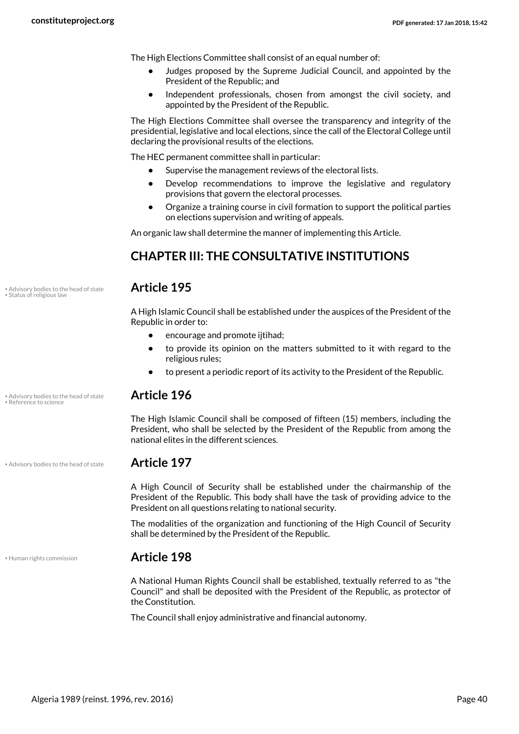The High Elections Committee shall consist of an equal number of:

- Judges proposed by the Supreme Judicial Council, and appointed by the President of the Republic; and
- Independent professionals, chosen from amongst the civil society, and appointed by the President of the Republic.

The High Elections Committee shall oversee the transparency and integrity of the presidential, legislative and local elections, since the call of the Electoral College until declaring the provisional results of the elections.

The HEC permanent committee shall in particular:

- Supervise the management reviews of the electoral lists.
- Develop recommendations to improve the legislative and regulatory provisions that govern the electoral processes.
- Organize a training course in civil formation to support the political parties on elections supervision and writing of appeals.

An organic law shall determine the manner of implementing this Article.

## CHAPTER III: THE CONSULTATIVE INSTITUTIONS

• Advisory bodies to the head of state
• Status of religious law

### Article 195

A High Islamic Council shall be established under the auspices of the President of the Republic in order to:

- encourage and promote ijtihad;
- to provide its opinion on the matters submitted to it with regard to the religious rules;
- to present a periodic report of its activity to the President of the Republic.

• Advisory bodies to the head of state
• Reference to science

### Article 196

The High Islamic Council shall be composed of fifteen (15) members, including the President, who shall be selected by the President of the Republic from among the national elites in the different sciences.

• Advisory bodies to the head of state

### Article 197

A High Council of Security shall be established under the chairmanship of the President of the Republic. This body shall have the task of providing advice to the President on all questions relating to national security.

The modalities of the organization and functioning of the High Council of Security shall be determined by the President of the Republic.

• Human rights commission

### Article 198

A National Human Rights Council shall be established, textually referred to as "the Council" and shall be deposited with the President of the Republic, as protector of the Constitution.

The Council shall enjoy administrative and financial autonomy.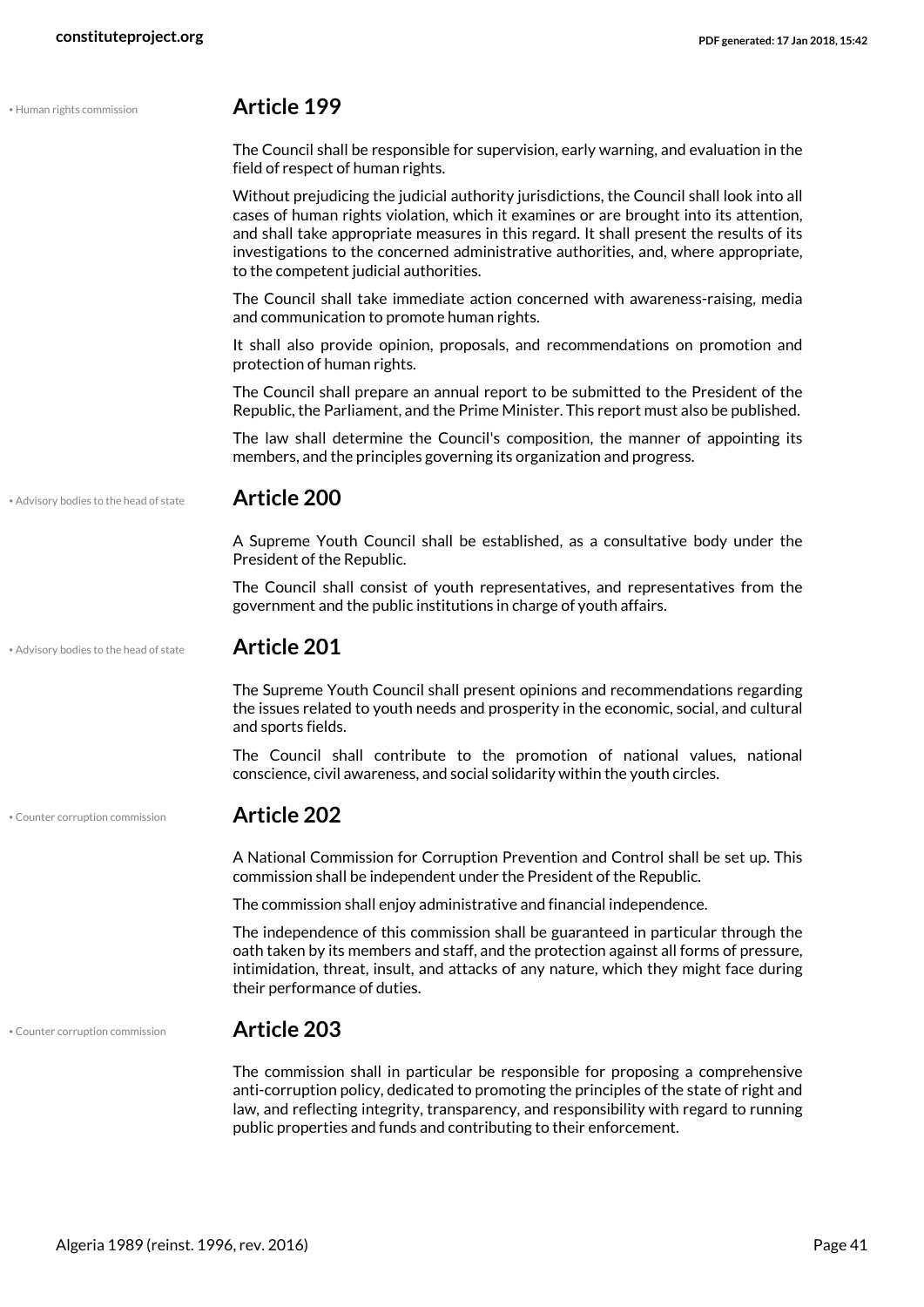• Human rights commission

## Article 199

The Council shall be responsible for supervision, early warning, and evaluation in the field of respect of human rights.

Without prejudicing the judicial authority jurisdictions, the Council shall look into all cases of human rights violation, which it examines or are brought into its attention, and shall take appropriate measures in this regard. It shall present the results of its investigations to the concerned administrative authorities, and, where appropriate, to the competent judicial authorities.

The Council shall take immediate action concerned with awareness-raising, media and communication to promote human rights.

It shall also provide opinion, proposals, and recommendations on promotion and protection of human rights.

The Council shall prepare an annual report to be submitted to the President of the Republic, the Parliament, and the Prime Minister. This report must also be published.

The law shall determine the Council's composition, the manner of appointing its members, and the principles governing its organization and progress.

• Advisory bodies to the head of state

## Article 200

A Supreme Youth Council shall be established, as a consultative body under the President of the Republic.

The Council shall consist of youth representatives, and representatives from the government and the public institutions in charge of youth affairs.

• Advisory bodies to the head of state

## Article 201

The Supreme Youth Council shall present opinions and recommendations regarding the issues related to youth needs and prosperity in the economic, social, and cultural and sports fields.

The Council shall contribute to the promotion of national values, national conscience, civil awareness, and social solidarity within the youth circles.

• Counter corruption commission

## Article 202

A National Commission for Corruption Prevention and Control shall be set up. This commission shall be independent under the President of the Republic.

The commission shall enjoy administrative and financial independence.

The independence of this commission shall be guaranteed in particular through the oath taken by its members and staff, and the protection against all forms of pressure, intimidation, threat, insult, and attacks of any nature, which they might face during their performance of duties.

• Counter corruption commission

## Article 203

The commission shall in particular be responsible for proposing a comprehensive anti-corruption policy, dedicated to promoting the principles of the state of right and law, and reflecting integrity, transparency, and responsibility with regard to running public properties and funds and contributing to their enforcement.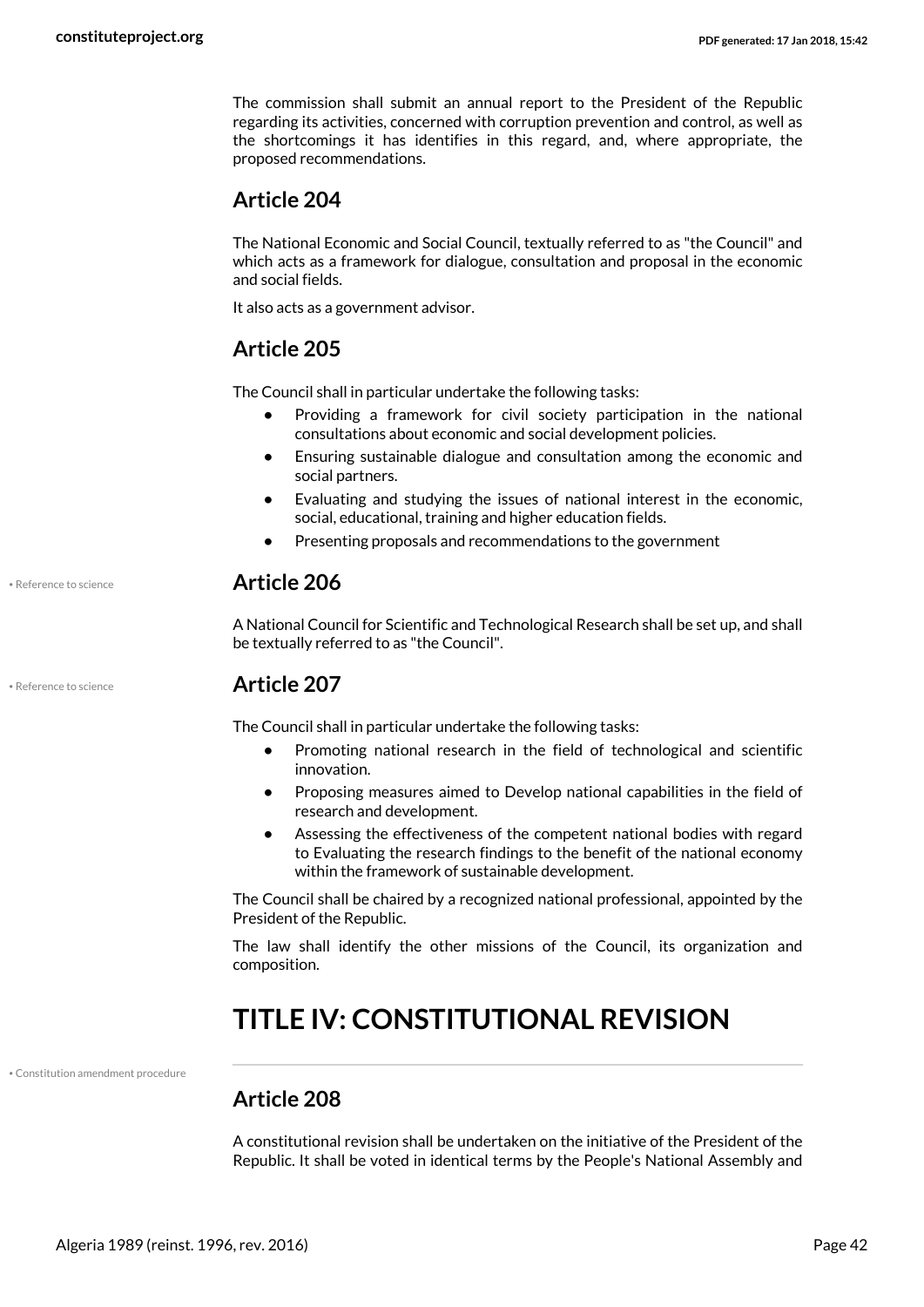The commission shall submit an annual report to the President of the Republic regarding its activities, concerned with corruption prevention and control, as well as the shortcomings it has identifies in this regard, and, where appropriate, the proposed recommendations.

## Article 204

The National Economic and Social Council, textually referred to as "the Council" and which acts as a framework for dialogue, consultation and proposal in the economic and social fields.

It also acts as a government advisor.

## Article 205

The Council shall in particular undertake the following tasks:

- Providing a framework for civil society participation in the national consultations about economic and social development policies.
- Ensuring sustainable dialogue and consultation among the economic and social partners.
- Evaluating and studying the issues of national interest in the economic, social, educational, training and higher education fields.
- Presenting proposals and recommendations to the government

• Reference to science

## Article 206

A National Council for Scientific and Technological Research shall be set up, and shall be textually referred to as "the Council".

• Reference to science

## Article 207

The Council shall in particular undertake the following tasks:

- Promoting national research in the field of technological and scientific innovation.
- Proposing measures aimed to Develop national capabilities in the field of research and development.
- Assessing the effectiveness of the competent national bodies with regard to Evaluating the research findings to the benefit of the national economy within the framework of sustainable development.

The Council shall be chaired by a recognized national professional, appointed by the President of the Republic.

The law shall identify the other missions of the Council, its organization and composition.

# TITLE IV: CONSTITUTIONAL REVISION

• Constitution amendment procedure

## Article 208

A constitutional revision shall be undertaken on the initiative of the President of the Republic. It shall be voted in identical terms by the People's National Assembly and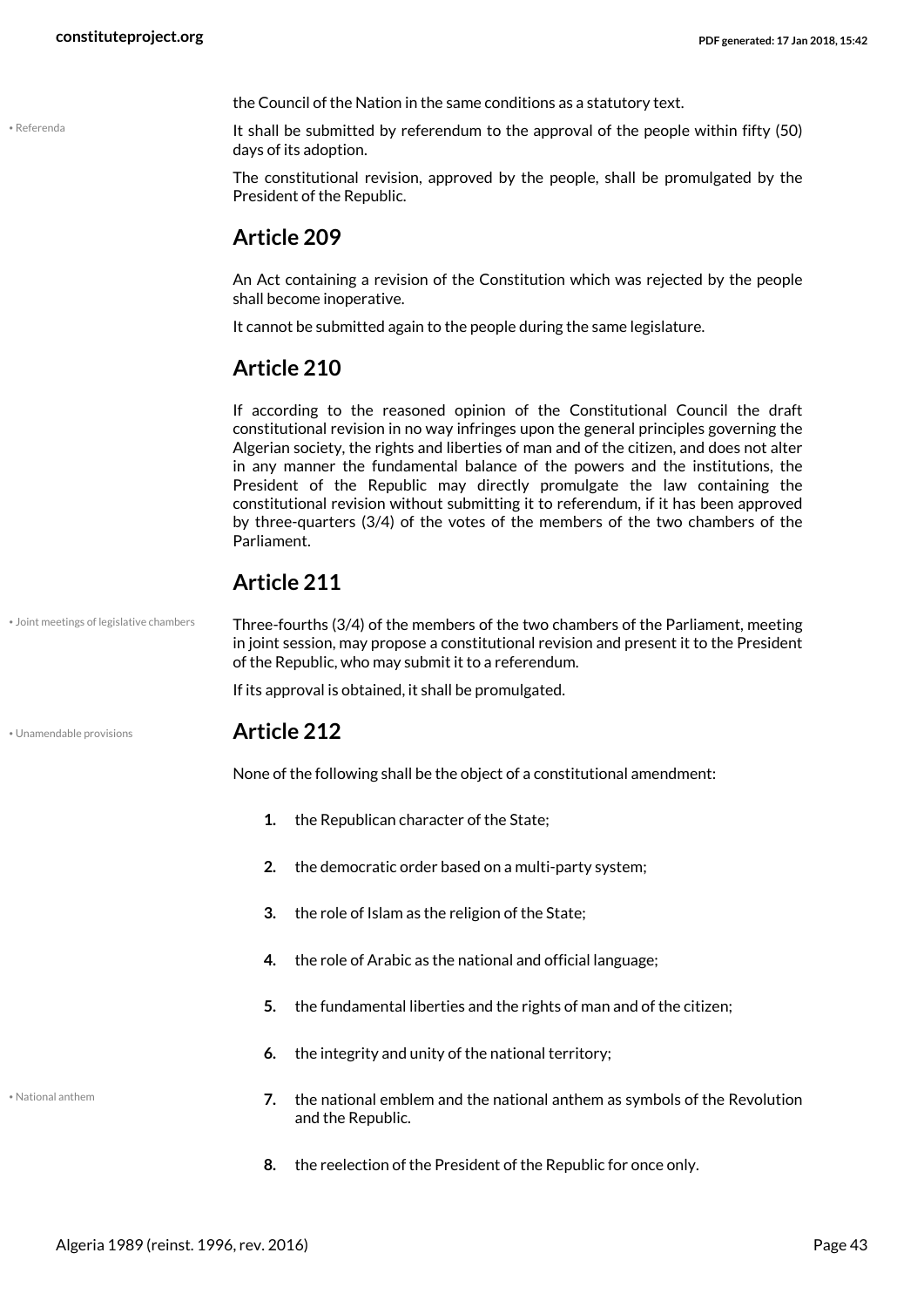the Council of the Nation in the same conditions as a statutory text.

It shall be submitted by referendum to the approval of the people within fifty (50) days of its adoption.

The constitutional revision, approved by the people, shall be promulgated by the President of the Republic.

## Article 209

An Act containing a revision of the Constitution which was rejected by the people shall become inoperative.

It cannot be submitted again to the people during the same legislature.

## Article 210

If according to the reasoned opinion of the Constitutional Council the draft constitutional revision in no way infringes upon the general principles governing the Algerian society, the rights and liberties of man and of the citizen, and does not alter in any manner the fundamental balance of the powers and the institutions, the President of the Republic may directly promulgate the law containing the constitutional revision without submitting it to referendum, if it has been approved by three-quarters (3/4) of the votes of the members of the two chambers of the Parliament.

## Article 211

Three-fourths (3/4) of the members of the two chambers of the Parliament, meeting in joint session, may propose a constitutional revision and present it to the President of the Republic, who may submit it to a referendum.

If its approval is obtained, it shall be promulgated.

## Article 212

None of the following shall be the object of a constitutional amendment:

1. the Republican character of the State;
2. the democratic order based on a multi-party system;
3. the role of Islam as the religion of the State;
4. the role of Arabic as the national and official language;
5. the fundamental liberties and the rights of man and of the citizen;
6. the integrity and unity of the national territory;
7. the national emblem and the national anthem as symbols of the Revolution and the Republic.
8. the reelection of the President of the Republic for once only.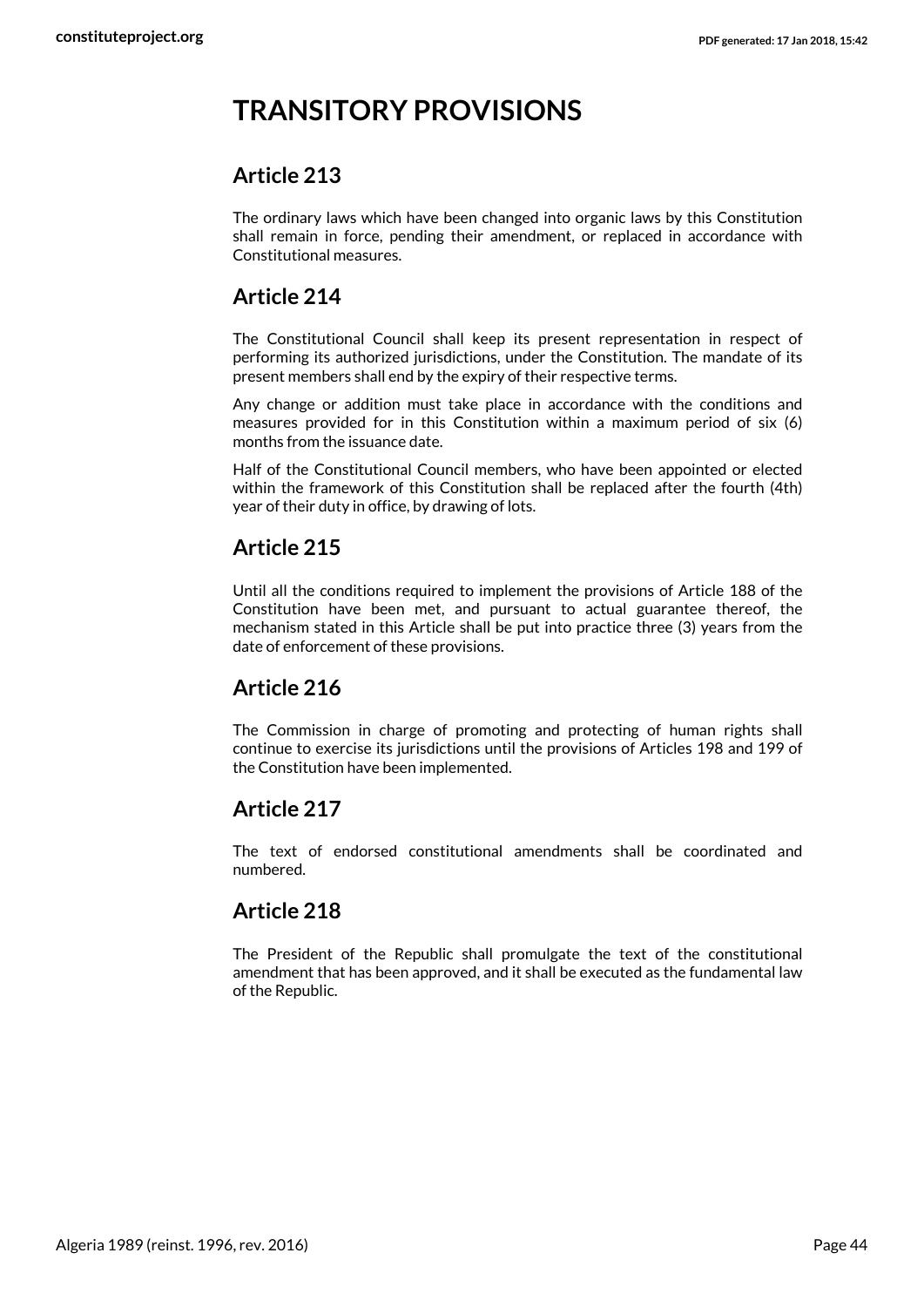# TRANSITORY PROVISIONS

## Article 213

The ordinary laws which have been changed into organic laws by this Constitution shall remain in force, pending their amendment, or replaced in accordance with Constitutional measures.

## Article 214

The Constitutional Council shall keep its present representation in respect of performing its authorized jurisdictions, under the Constitution. The mandate of its present members shall end by the expiry of their respective terms.

Any change or addition must take place in accordance with the conditions and measures provided for in this Constitution within a maximum period of six (6) months from the issuance date.

Half of the Constitutional Council members, who have been appointed or elected within the framework of this Constitution shall be replaced after the fourth (4th) year of their duty in office, by drawing of lots.

## Article 215

Until all the conditions required to implement the provisions of Article 188 of the Constitution have been met, and pursuant to actual guarantee thereof, the mechanism stated in this Article shall be put into practice three (3) years from the date of enforcement of these provisions.

## Article 216

The Commission in charge of promoting and protecting of human rights shall continue to exercise its jurisdictions until the provisions of Articles 198 and 199 of the Constitution have been implemented.

## Article 217

The text of endorsed constitutional amendments shall be coordinated and numbered.

## Article 218

The President of the Republic shall promulgate the text of the constitutional amendment that has been approved, and it shall be executed as the fundamental law of the Republic.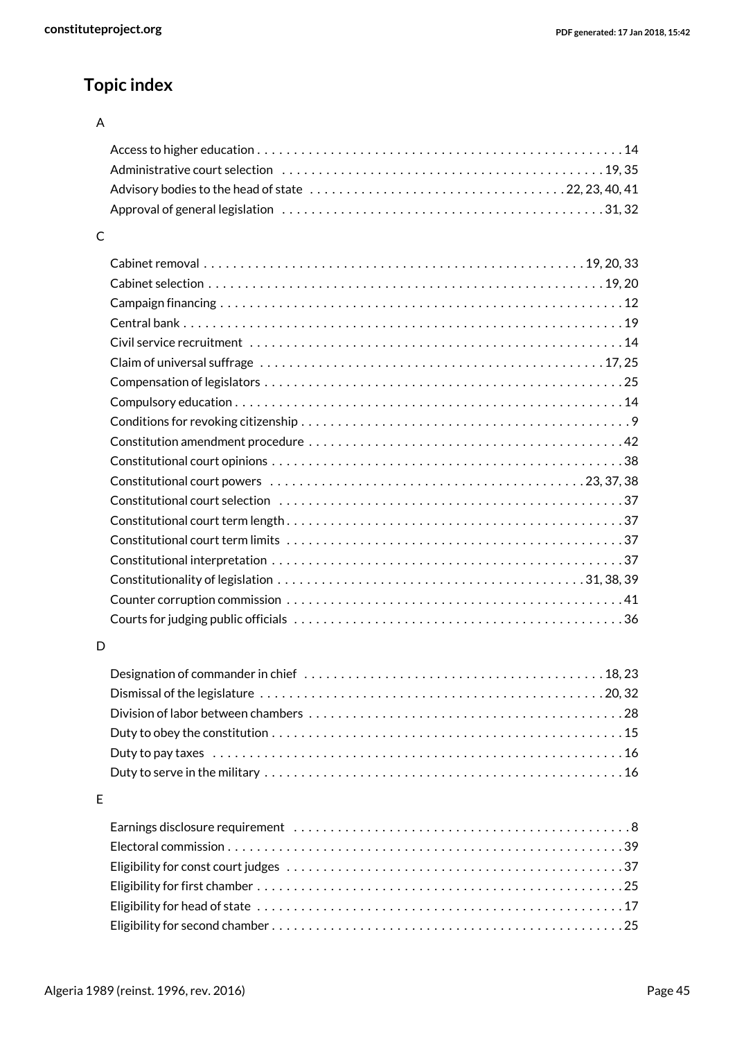## Topic index

### A

- Access to higher education . . . 14
- Administrative court selection . . . 19, 35
- Advisory bodies to the head of state . . . 22, 23, 40, 41
- Approval of general legislation . . . 31, 32

### C

- Cabinet removal . . . 19, 20, 33
- Cabinet selection . . . 19, 20
- Campaign financing . . . 12
- Central bank . . . 19
- Civil service recruitment . . . 14
- Claim of universal suffrage . . . 17, 25
- Compensation of legislators . . . 25
- Compulsory education . . . 14
- Conditions for revoking citizenship . . . 9
- Constitution amendment procedure . . . 42
- Constitutional court opinions . . . 38
- Constitutional court powers . . . 23, 37, 38
- Constitutional court selection . . . 37
- Constitutional court term length . . . 37
- Constitutional court term limits . . . 37
- Constitutional interpretation . . . 37
- Constitutionality of legislation . . . 31, 38, 39
- Counter corruption commission . . . 41
- Courts for judging public officials . . . 36

### D

- Designation of commander in chief . . . 18, 23
- Dismissal of the legislature . . . 20, 32
- Division of labor between chambers . . . 28
- Duty to obey the constitution . . . 15
- Duty to pay taxes . . . 16
- Duty to serve in the military . . . 16

### E

- Earnings disclosure requirement . . . 8
- Electoral commission . . . 39
- Eligibility for const court judges . . . 37
- Eligibility for first chamber . . . 25
- Eligibility for head of state . . . 17
- Eligibility for second chamber . . . 25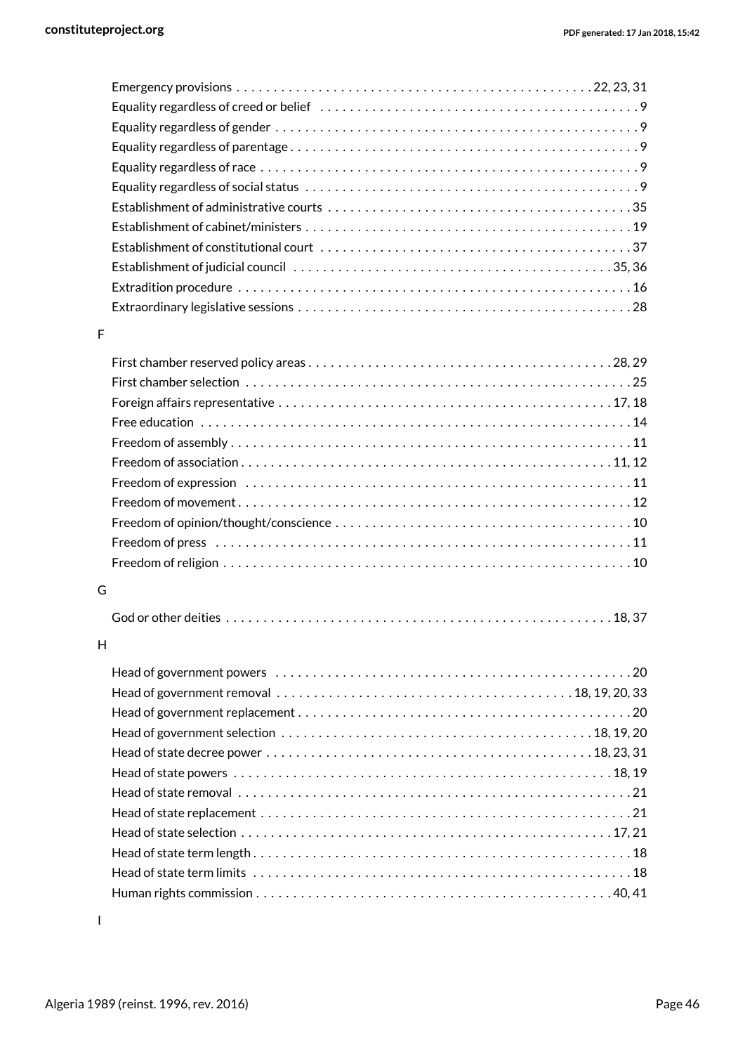Emergency provisions . . . . . . . . . . . . . . . . . . . . . . . . . . . . . . . . . . . . . . . . . . . . . . . 22, 23, 31
Equality regardless of creed or belief . . . . . . . . . . . . . . . . . . . . . . . . . . . . . . . . . . . . . . . . . . . 9
Equality regardless of gender . . . . . . . . . . . . . . . . . . . . . . . . . . . . . . . . . . . . . . . . . . . . . . . . 9
Equality regardless of parentage . . . . . . . . . . . . . . . . . . . . . . . . . . . . . . . . . . . . . . . . . . . . . . 9
Equality regardless of race . . . . . . . . . . . . . . . . . . . . . . . . . . . . . . . . . . . . . . . . . . . . . . . . . . 9
Equality regardless of social status . . . . . . . . . . . . . . . . . . . . . . . . . . . . . . . . . . . . . . . . . . . . 9
Establishment of administrative courts . . . . . . . . . . . . . . . . . . . . . . . . . . . . . . . . . . . . . . . . 35
Establishment of cabinet/ministers . . . . . . . . . . . . . . . . . . . . . . . . . . . . . . . . . . . . . . . . . . . 19
Establishment of constitutional court . . . . . . . . . . . . . . . . . . . . . . . . . . . . . . . . . . . . . . . . . 37
Establishment of judicial council . . . . . . . . . . . . . . . . . . . . . . . . . . . . . . . . . . . . . . . . . . 35, 36
Extradition procedure . . . . . . . . . . . . . . . . . . . . . . . . . . . . . . . . . . . . . . . . . . . . . . . . . . . . 16
Extraordinary legislative sessions . . . . . . . . . . . . . . . . . . . . . . . . . . . . . . . . . . . . . . . . . . . 28

F

First chamber reserved policy areas . . . . . . . . . . . . . . . . . . . . . . . . . . . . . . . . . . . . . . . . 28, 29
First chamber selection . . . . . . . . . . . . . . . . . . . . . . . . . . . . . . . . . . . . . . . . . . . . . . . . . . . 25
Foreign affairs representative . . . . . . . . . . . . . . . . . . . . . . . . . . . . . . . . . . . . . . . . . . . . 17, 18
Free education . . . . . . . . . . . . . . . . . . . . . . . . . . . . . . . . . . . . . . . . . . . . . . . . . . . . . . . . . 14
Freedom of assembly . . . . . . . . . . . . . . . . . . . . . . . . . . . . . . . . . . . . . . . . . . . . . . . . . . . . 11
Freedom of association . . . . . . . . . . . . . . . . . . . . . . . . . . . . . . . . . . . . . . . . . . . . . . . . 11, 12
Freedom of expression . . . . . . . . . . . . . . . . . . . . . . . . . . . . . . . . . . . . . . . . . . . . . . . . . . . 11
Freedom of movement . . . . . . . . . . . . . . . . . . . . . . . . . . . . . . . . . . . . . . . . . . . . . . . . . . . 12
Freedom of opinion/thought/conscience . . . . . . . . . . . . . . . . . . . . . . . . . . . . . . . . . . . . . . . 10
Freedom of press . . . . . . . . . . . . . . . . . . . . . . . . . . . . . . . . . . . . . . . . . . . . . . . . . . . . . . . 11
Freedom of religion . . . . . . . . . . . . . . . . . . . . . . . . . . . . . . . . . . . . . . . . . . . . . . . . . . . . . 10

G

God or other deities . . . . . . . . . . . . . . . . . . . . . . . . . . . . . . . . . . . . . . . . . . . . . . . . . . 18, 37

H

Head of government powers . . . . . . . . . . . . . . . . . . . . . . . . . . . . . . . . . . . . . . . . . . . . . . . 20
Head of government removal . . . . . . . . . . . . . . . . . . . . . . . . . . . . . . . . . . . . . . . 18, 19, 20, 33
Head of government replacement . . . . . . . . . . . . . . . . . . . . . . . . . . . . . . . . . . . . . . . . . . . . 20
Head of government selection . . . . . . . . . . . . . . . . . . . . . . . . . . . . . . . . . . . . . . . . . . 18, 19, 20
Head of state decree power . . . . . . . . . . . . . . . . . . . . . . . . . . . . . . . . . . . . . . . . . . . . 18, 23, 31
Head of state powers . . . . . . . . . . . . . . . . . . . . . . . . . . . . . . . . . . . . . . . . . . . . . . . . . . . 18, 19
Head of state removal . . . . . . . . . . . . . . . . . . . . . . . . . . . . . . . . . . . . . . . . . . . . . . . . . . . . 21
Head of state replacement . . . . . . . . . . . . . . . . . . . . . . . . . . . . . . . . . . . . . . . . . . . . . . . . . 21
Head of state selection . . . . . . . . . . . . . . . . . . . . . . . . . . . . . . . . . . . . . . . . . . . . . . . . . . 17, 21
Head of state term length . . . . . . . . . . . . . . . . . . . . . . . . . . . . . . . . . . . . . . . . . . . . . . . . . . 18
Head of state term limits . . . . . . . . . . . . . . . . . . . . . . . . . . . . . . . . . . . . . . . . . . . . . . . . . . . 18
Human rights commission . . . . . . . . . . . . . . . . . . . . . . . . . . . . . . . . . . . . . . . . . . . . . . . 40, 41

I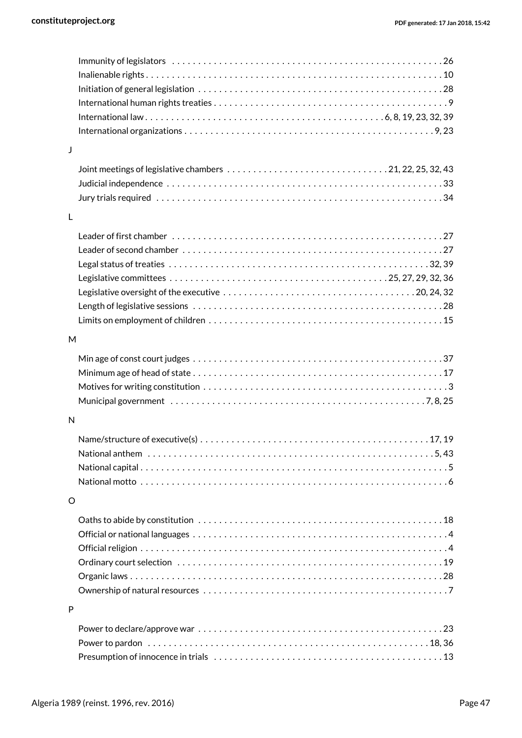Immunity of legislators . . . . . . . . . . . . . . . . . . . . . . . . . . . . . . . . . . . . . . . . . . . . . . . . . . . . 26
Inalienable rights . . . . . . . . . . . . . . . . . . . . . . . . . . . . . . . . . . . . . . . . . . . . . . . . . . . . . . . . . 10
Initiation of general legislation . . . . . . . . . . . . . . . . . . . . . . . . . . . . . . . . . . . . . . . . . . . . . . . 28
International human rights treaties . . . . . . . . . . . . . . . . . . . . . . . . . . . . . . . . . . . . . . . . . . . . . 9
International law . . . . . . . . . . . . . . . . . . . . . . . . . . . . . . . . . . . . . . . . . . . . . 6, 8, 19, 23, 32, 39
International organizations . . . . . . . . . . . . . . . . . . . . . . . . . . . . . . . . . . . . . . . . . . . . . . . . 9, 23

J

Joint meetings of legislative chambers . . . . . . . . . . . . . . . . . . . . . . . . . . . . . . 21, 22, 25, 32, 43
Judicial independence . . . . . . . . . . . . . . . . . . . . . . . . . . . . . . . . . . . . . . . . . . . . . . . . . . . . . 33
Jury trials required . . . . . . . . . . . . . . . . . . . . . . . . . . . . . . . . . . . . . . . . . . . . . . . . . . . . . . . 34

L

Leader of first chamber . . . . . . . . . . . . . . . . . . . . . . . . . . . . . . . . . . . . . . . . . . . . . . . . . . . . 27
Leader of second chamber . . . . . . . . . . . . . . . . . . . . . . . . . . . . . . . . . . . . . . . . . . . . . . . . . . 27
Legal status of treaties . . . . . . . . . . . . . . . . . . . . . . . . . . . . . . . . . . . . . . . . . . . . . . . . . . 32, 39
Legislative committees . . . . . . . . . . . . . . . . . . . . . . . . . . . . . . . . . . . . . . . . . 25, 27, 29, 32, 36
Legislative oversight of the executive . . . . . . . . . . . . . . . . . . . . . . . . . . . . . . . . . . . . 20, 24, 32
Length of legislative sessions . . . . . . . . . . . . . . . . . . . . . . . . . . . . . . . . . . . . . . . . . . . . . . . . 28
Limits on employment of children . . . . . . . . . . . . . . . . . . . . . . . . . . . . . . . . . . . . . . . . . . . . . 15

M

Min age of const court judges . . . . . . . . . . . . . . . . . . . . . . . . . . . . . . . . . . . . . . . . . . . . . . . . 37
Minimum age of head of state . . . . . . . . . . . . . . . . . . . . . . . . . . . . . . . . . . . . . . . . . . . . . . . . 17
Motives for writing constitution . . . . . . . . . . . . . . . . . . . . . . . . . . . . . . . . . . . . . . . . . . . . . . . . 3
Municipal government . . . . . . . . . . . . . . . . . . . . . . . . . . . . . . . . . . . . . . . . . . . . . . . . . 7, 8, 25

N

Name/structure of executive(s) . . . . . . . . . . . . . . . . . . . . . . . . . . . . . . . . . . . . . . . . . . . . 17, 19
National anthem . . . . . . . . . . . . . . . . . . . . . . . . . . . . . . . . . . . . . . . . . . . . . . . . . . . . . . . 5, 43
National capital . . . . . . . . . . . . . . . . . . . . . . . . . . . . . . . . . . . . . . . . . . . . . . . . . . . . . . . . . . . 5
National motto . . . . . . . . . . . . . . . . . . . . . . . . . . . . . . . . . . . . . . . . . . . . . . . . . . . . . . . . . . . 6

O

Oaths to abide by constitution . . . . . . . . . . . . . . . . . . . . . . . . . . . . . . . . . . . . . . . . . . . . . . . 18
Official or national languages . . . . . . . . . . . . . . . . . . . . . . . . . . . . . . . . . . . . . . . . . . . . . . . . . 4
Official religion . . . . . . . . . . . . . . . . . . . . . . . . . . . . . . . . . . . . . . . . . . . . . . . . . . . . . . . . . . . 4
Ordinary court selection . . . . . . . . . . . . . . . . . . . . . . . . . . . . . . . . . . . . . . . . . . . . . . . . . . . . 19
Organic laws . . . . . . . . . . . . . . . . . . . . . . . . . . . . . . . . . . . . . . . . . . . . . . . . . . . . . . . . . . . . 28
Ownership of natural resources . . . . . . . . . . . . . . . . . . . . . . . . . . . . . . . . . . . . . . . . . . . . . . . . 7

P

Power to declare/approve war . . . . . . . . . . . . . . . . . . . . . . . . . . . . . . . . . . . . . . . . . . . . . . . . 23
Power to pardon . . . . . . . . . . . . . . . . . . . . . . . . . . . . . . . . . . . . . . . . . . . . . . . . . . . . . . . 18, 36
Presumption of innocence in trials . . . . . . . . . . . . . . . . . . . . . . . . . . . . . . . . . . . . . . . . . . . . . 13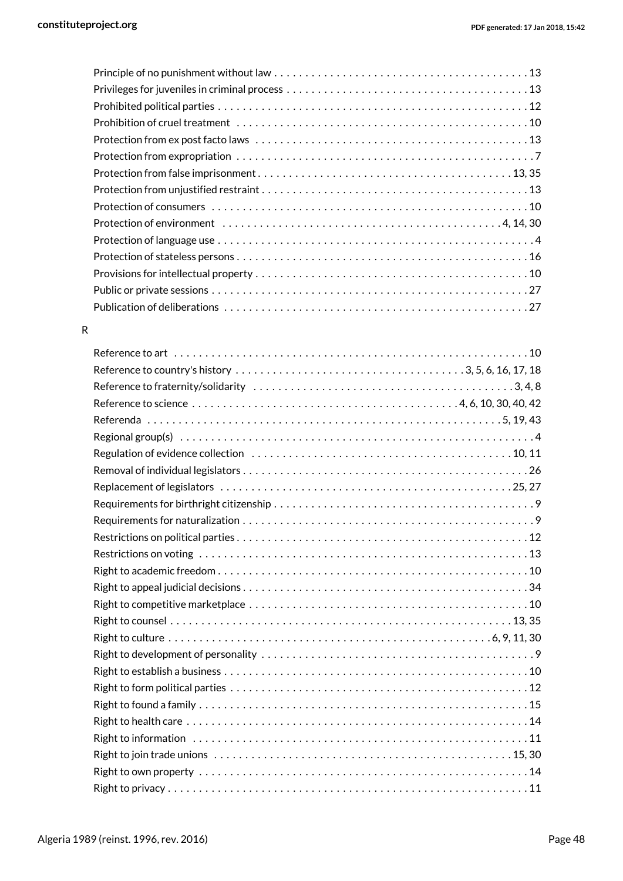Principle of no punishment without law . . . . . . . . . . . . . . . . . . . . . . . . . . . . . . . . . . . . . . . . 13
Privileges for juveniles in criminal process . . . . . . . . . . . . . . . . . . . . . . . . . . . . . . . . . . . . . 13
Prohibited political parties . . . . . . . . . . . . . . . . . . . . . . . . . . . . . . . . . . . . . . . . . . . . . . . . . 12
Prohibition of cruel treatment . . . . . . . . . . . . . . . . . . . . . . . . . . . . . . . . . . . . . . . . . . . . . . 10
Protection from ex post facto laws . . . . . . . . . . . . . . . . . . . . . . . . . . . . . . . . . . . . . . . . . . . 13
Protection from expropriation . . . . . . . . . . . . . . . . . . . . . . . . . . . . . . . . . . . . . . . . . . . . . . . 7
Protection from false imprisonment . . . . . . . . . . . . . . . . . . . . . . . . . . . . . . . . . . . . . . . . 13, 35
Protection from unjustified restraint . . . . . . . . . . . . . . . . . . . . . . . . . . . . . . . . . . . . . . . . . . 13
Protection of consumers . . . . . . . . . . . . . . . . . . . . . . . . . . . . . . . . . . . . . . . . . . . . . . . . . . 10
Protection of environment . . . . . . . . . . . . . . . . . . . . . . . . . . . . . . . . . . . . . . . . . . . . 4, 14, 30
Protection of language use . . . . . . . . . . . . . . . . . . . . . . . . . . . . . . . . . . . . . . . . . . . . . . . . . . 4
Protection of stateless persons . . . . . . . . . . . . . . . . . . . . . . . . . . . . . . . . . . . . . . . . . . . . . . 16
Provisions for intellectual property . . . . . . . . . . . . . . . . . . . . . . . . . . . . . . . . . . . . . . . . . . . 10
Public or private sessions . . . . . . . . . . . . . . . . . . . . . . . . . . . . . . . . . . . . . . . . . . . . . . . . . . 27
Publication of deliberations . . . . . . . . . . . . . . . . . . . . . . . . . . . . . . . . . . . . . . . . . . . . . . . . 27

R

Reference to art . . . . . . . . . . . . . . . . . . . . . . . . . . . . . . . . . . . . . . . . . . . . . . . . . . . . . . . . . 10
Reference to country's history . . . . . . . . . . . . . . . . . . . . . . . . . . . . . . . . . . . . 3, 5, 6, 16, 17, 18
Reference to fraternity/solidarity . . . . . . . . . . . . . . . . . . . . . . . . . . . . . . . . . . . . . . . . . . 3, 4, 8
Reference to science . . . . . . . . . . . . . . . . . . . . . . . . . . . . . . . . . . . . . . . . . 4, 6, 10, 30, 40, 42
Referenda . . . . . . . . . . . . . . . . . . . . . . . . . . . . . . . . . . . . . . . . . . . . . . . . . . . . . . . . . 5, 19, 43
Regional group(s) . . . . . . . . . . . . . . . . . . . . . . . . . . . . . . . . . . . . . . . . . . . . . . . . . . . . . . . . . 4
Regulation of evidence collection . . . . . . . . . . . . . . . . . . . . . . . . . . . . . . . . . . . . . . . . . . 10, 11
Removal of individual legislators . . . . . . . . . . . . . . . . . . . . . . . . . . . . . . . . . . . . . . . . . . . . . 26
Replacement of legislators . . . . . . . . . . . . . . . . . . . . . . . . . . . . . . . . . . . . . . . . . . . . . . . 25, 27
Requirements for birthright citizenship . . . . . . . . . . . . . . . . . . . . . . . . . . . . . . . . . . . . . . . . . 9
Requirements for naturalization . . . . . . . . . . . . . . . . . . . . . . . . . . . . . . . . . . . . . . . . . . . . . . 9
Restrictions on political parties . . . . . . . . . . . . . . . . . . . . . . . . . . . . . . . . . . . . . . . . . . . . . . 12
Restrictions on voting . . . . . . . . . . . . . . . . . . . . . . . . . . . . . . . . . . . . . . . . . . . . . . . . . . . . . 13
Right to academic freedom . . . . . . . . . . . . . . . . . . . . . . . . . . . . . . . . . . . . . . . . . . . . . . . . . 10
Right to appeal judicial decisions . . . . . . . . . . . . . . . . . . . . . . . . . . . . . . . . . . . . . . . . . . . . . 34
Right to competitive marketplace . . . . . . . . . . . . . . . . . . . . . . . . . . . . . . . . . . . . . . . . . . . . . 10
Right to counsel . . . . . . . . . . . . . . . . . . . . . . . . . . . . . . . . . . . . . . . . . . . . . . . . . . . . . . . 13, 35
Right to culture . . . . . . . . . . . . . . . . . . . . . . . . . . . . . . . . . . . . . . . . . . . . . . . . . . . . 6, 9, 11, 30
Right to development of personality . . . . . . . . . . . . . . . . . . . . . . . . . . . . . . . . . . . . . . . . . . . 9
Right to establish a business . . . . . . . . . . . . . . . . . . . . . . . . . . . . . . . . . . . . . . . . . . . . . . . . 10
Right to form political parties . . . . . . . . . . . . . . . . . . . . . . . . . . . . . . . . . . . . . . . . . . . . . . . 12
Right to found a family . . . . . . . . . . . . . . . . . . . . . . . . . . . . . . . . . . . . . . . . . . . . . . . . . . . . 15
Right to health care . . . . . . . . . . . . . . . . . . . . . . . . . . . . . . . . . . . . . . . . . . . . . . . . . . . . . . 14
Right to information . . . . . . . . . . . . . . . . . . . . . . . . . . . . . . . . . . . . . . . . . . . . . . . . . . . . . . 11
Right to join trade unions . . . . . . . . . . . . . . . . . . . . . . . . . . . . . . . . . . . . . . . . . . . . . . . . 15, 30
Right to own property . . . . . . . . . . . . . . . . . . . . . . . . . . . . . . . . . . . . . . . . . . . . . . . . . . . . . 14
Right to privacy . . . . . . . . . . . . . . . . . . . . . . . . . . . . . . . . . . . . . . . . . . . . . . . . . . . . . . . . . . 11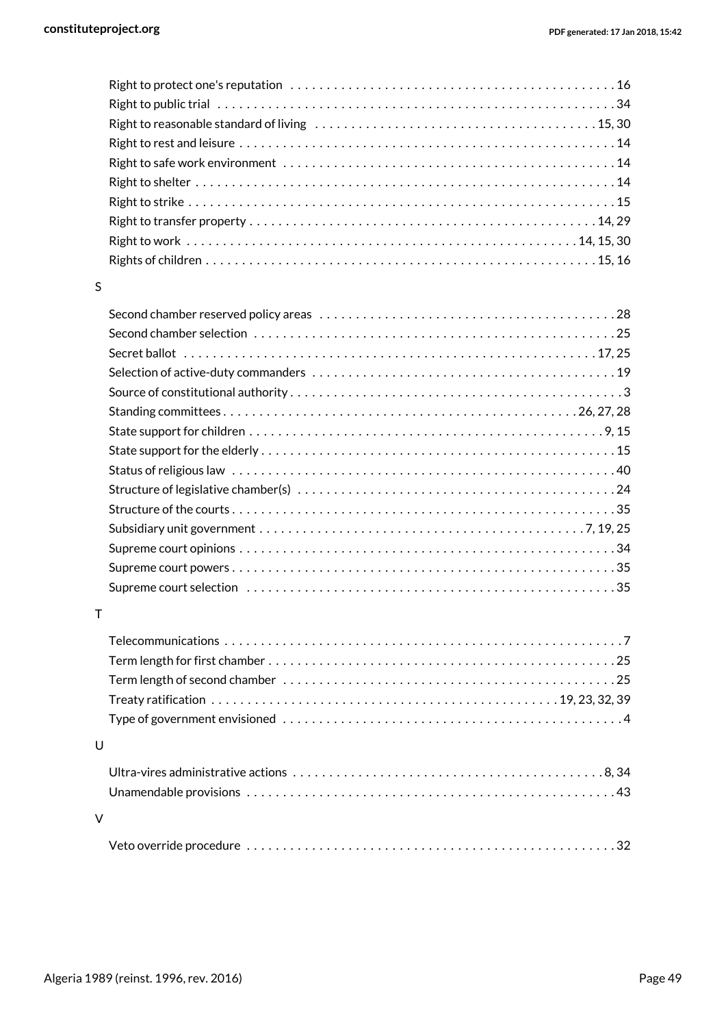- Right to protect one's reputation . . . . . 16
- Right to public trial . . . . . 34
- Right to reasonable standard of living . . . . . 15, 30
- Right to rest and leisure . . . . . 14
- Right to safe work environment . . . . . 14
- Right to shelter . . . . . 14
- Right to strike . . . . . 15
- Right to transfer property . . . . . 14, 29
- Right to work . . . . . 14, 15, 30
- Rights of children . . . . . 15, 16

S

- Second chamber reserved policy areas . . . . . 28
- Second chamber selection . . . . . 25
- Secret ballot . . . . . 17, 25
- Selection of active-duty commanders . . . . . 19
- Source of constitutional authority . . . . . 3
- Standing committees . . . . . 26, 27, 28
- State support for children . . . . . 9, 15
- State support for the elderly . . . . . 15
- Status of religious law . . . . . 40
- Structure of legislative chamber(s) . . . . . 24
- Structure of the courts . . . . . 35
- Subsidiary unit government . . . . . 7, 19, 25
- Supreme court opinions . . . . . 34
- Supreme court powers . . . . . 35
- Supreme court selection . . . . . 35

T

- Telecommunications . . . . . 7
- Term length for first chamber . . . . . 25
- Term length of second chamber . . . . . 25
- Treaty ratification . . . . . 19, 23, 32, 39
- Type of government envisioned . . . . . 4

U

- Ultra-vires administrative actions . . . . . 8, 34
- Unamendable provisions . . . . . 43

V

- Veto override procedure . . . . . 32